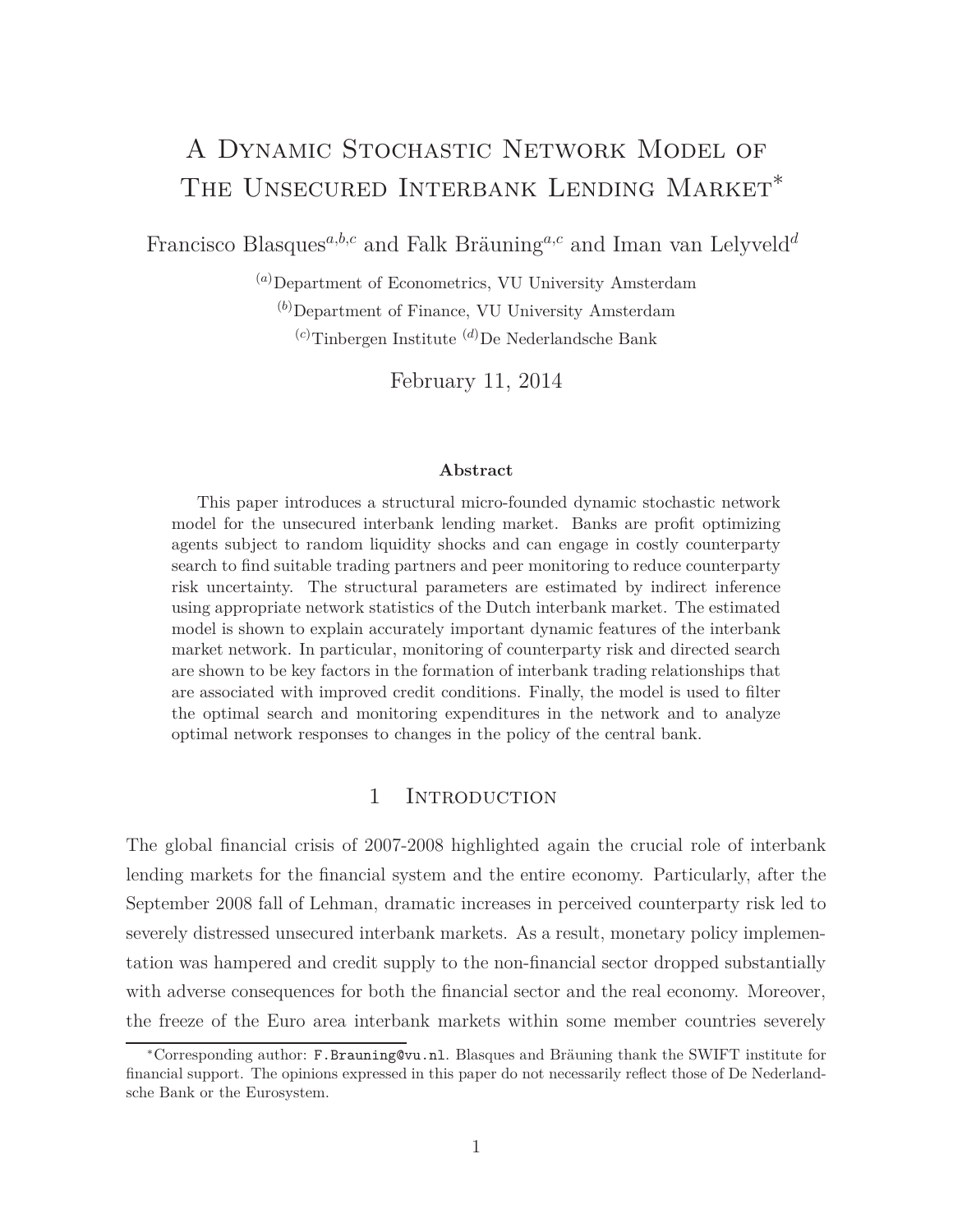# A Dynamic Stochastic Network Model of The Unsecured Interbank Lending Market*

Francisco Blasques[a,b,c] and Falk Bräuning[a,c] and Iman van Lelyveld[d]

[(a)]Department of Econometrics, VU University Amsterdam

[(b)]Department of Finance, VU University Amsterdam

[(c)]Tinbergen Institute [(d)]De Nederlandsche Bank

February 11, 2014

**Abstract**

This paper introduces a structural micro-founded dynamic stochastic network model for the unsecured interbank lending market. Banks are profit optimizing agents subject to random liquidity shocks and can engage in costly counterparty search to find suitable trading partners and peer monitoring to reduce counterparty risk uncertainty. The structural parameters are estimated by indirect inference using appropriate network statistics of the Dutch interbank market. The estimated model is shown to explain accurately important dynamic features of the interbank market network. In particular, monitoring of counterparty risk and directed search are shown to be key factors in the formation of interbank trading relationships that are associated with improved credit conditions. Finally, the model is used to filter the optimal search and monitoring expenditures in the network and to analyze optimal network responses to changes in the policy of the central bank.

## 1 Introduction

The global financial crisis of 2007-2008 highlighted again the crucial role of interbank lending markets for the financial system and the entire economy. Particularly, after the September 2008 fall of Lehman, dramatic increases in perceived counterparty risk led to severely distressed unsecured interbank markets. As a result, monetary policy implementation was hampered and credit supply to the non-financial sector dropped substantially with adverse consequences for both the financial sector and the real economy. Moreover, the freeze of the Euro area interbank markets within some member countries severely

*Corresponding author: F.Brauning@vu.nl. Blasques and Bräuning thank the SWIFT institute for financial support. The opinions expressed in this paper do not necessarily reflect those of De Nederlandsche Bank or the Eurosystem.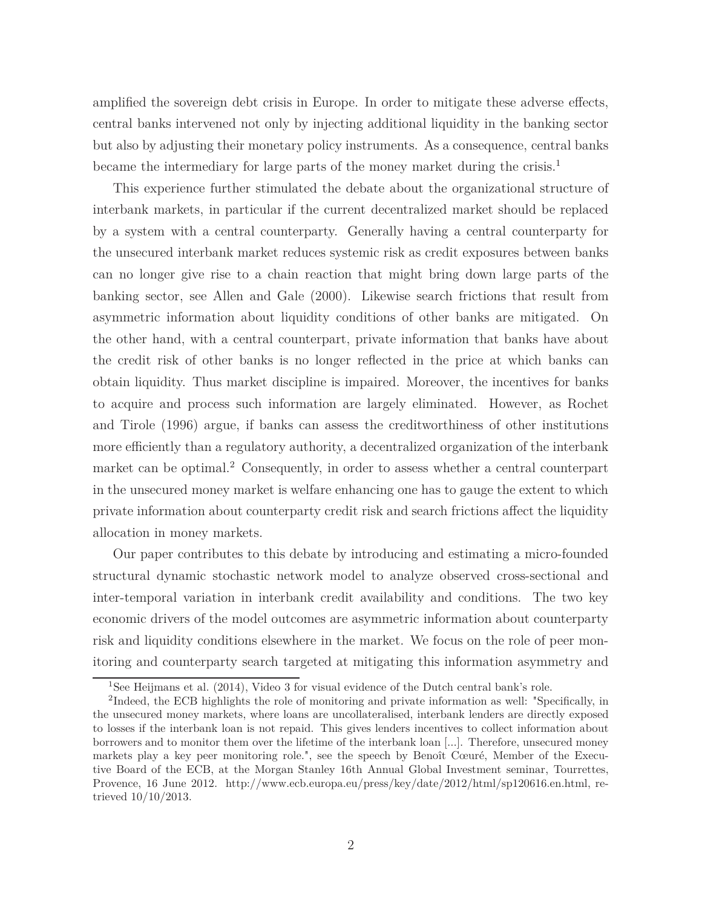amplified the sovereign debt crisis in Europe. In order to mitigate these adverse effects, central banks intervened not only by injecting additional liquidity in the banking sector but also by adjusting their monetary policy instruments. As a consequence, central banks became the intermediary for large parts of the money market during the crisis.[1]

This experience further stimulated the debate about the organizational structure of interbank markets, in particular if the current decentralized market should be replaced by a system with a central counterparty. Generally having a central counterparty for the unsecured interbank market reduces systemic risk as credit exposures between banks can no longer give rise to a chain reaction that might bring down large parts of the banking sector, see Allen and Gale (2000). Likewise search frictions that result from asymmetric information about liquidity conditions of other banks are mitigated. On the other hand, with a central counterpart, private information that banks have about the credit risk of other banks is no longer reflected in the price at which banks can obtain liquidity. Thus market discipline is impaired. Moreover, the incentives for banks to acquire and process such information are largely eliminated. However, as Rochet and Tirole (1996) argue, if banks can assess the creditworthiness of other institutions more efficiently than a regulatory authority, a decentralized organization of the interbank market can be optimal.[2] Consequently, in order to assess whether a central counterpart in the unsecured money market is welfare enhancing one has to gauge the extent to which private information about counterparty credit risk and search frictions affect the liquidity allocation in money markets.

Our paper contributes to this debate by introducing and estimating a micro-founded structural dynamic stochastic network model to analyze observed cross-sectional and inter-temporal variation in interbank credit availability and conditions. The two key economic drivers of the model outcomes are asymmetric information about counterparty risk and liquidity conditions elsewhere in the market. We focus on the role of peer monitoring and counterparty search targeted at mitigating this information asymmetry and

[1] See Heijmans et al. (2014), Video 3 for visual evidence of the Dutch central bank's role.

[2] Indeed, the ECB highlights the role of monitoring and private information as well: "Specifically, in the unsecured money markets, where loans are uncollateralised, interbank lenders are directly exposed to losses if the interbank loan is not repaid. This gives lenders incentives to collect information about borrowers and to monitor them over the lifetime of the interbank loan [...]. Therefore, unsecured money markets play a key peer monitoring role.", see the speech by Benoît Cœuré, Member of the Executive Board of the ECB, at the Morgan Stanley 16th Annual Global Investment seminar, Tourrettes, Provence, 16 June 2012. http://www.ecb.europa.eu/press/key/date/2012/html/sp120616.en.html, retrieved 10/10/2013.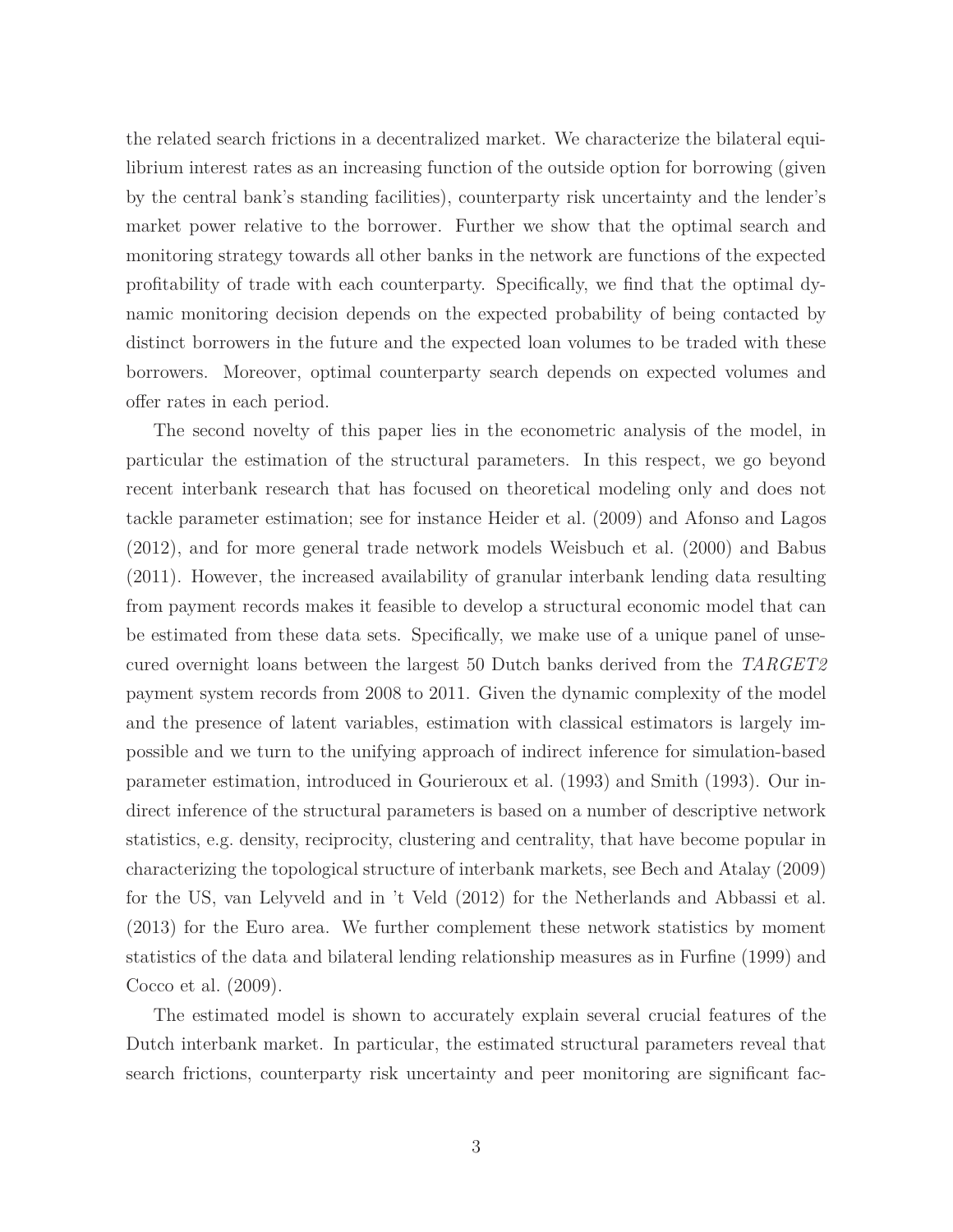the related search frictions in a decentralized market. We characterize the bilateral equilibrium interest rates as an increasing function of the outside option for borrowing (given by the central bank's standing facilities), counterparty risk uncertainty and the lender's market power relative to the borrower. Further we show that the optimal search and monitoring strategy towards all other banks in the network are functions of the expected profitability of trade with each counterparty. Specifically, we find that the optimal dynamic monitoring decision depends on the expected probability of being contacted by distinct borrowers in the future and the expected loan volumes to be traded with these borrowers. Moreover, optimal counterparty search depends on expected volumes and offer rates in each period.

The second novelty of this paper lies in the econometric analysis of the model, in particular the estimation of the structural parameters. In this respect, we go beyond recent interbank research that has focused on theoretical modeling only and does not tackle parameter estimation; see for instance Heider et al. (2009) and Afonso and Lagos (2012), and for more general trade network models Weisbuch et al. (2000) and Babus (2011). However, the increased availability of granular interbank lending data resulting from payment records makes it feasible to develop a structural economic model that can be estimated from these data sets. Specifically, we make use of a unique panel of unsecured overnight loans between the largest 50 Dutch banks derived from the *TARGET2* payment system records from 2008 to 2011. Given the dynamic complexity of the model and the presence of latent variables, estimation with classical estimators is largely impossible and we turn to the unifying approach of indirect inference for simulation-based parameter estimation, introduced in Gourieroux et al. (1993) and Smith (1993). Our indirect inference of the structural parameters is based on a number of descriptive network statistics, e.g. density, reciprocity, clustering and centrality, that have become popular in characterizing the topological structure of interbank markets, see Bech and Atalay (2009) for the US, van Lelyveld and in 't Veld (2012) for the Netherlands and Abbassi et al. (2013) for the Euro area. We further complement these network statistics by moment statistics of the data and bilateral lending relationship measures as in Furfine (1999) and Cocco et al. (2009).

The estimated model is shown to accurately explain several crucial features of the Dutch interbank market. In particular, the estimated structural parameters reveal that search frictions, counterparty risk uncertainty and peer monitoring are significant fac-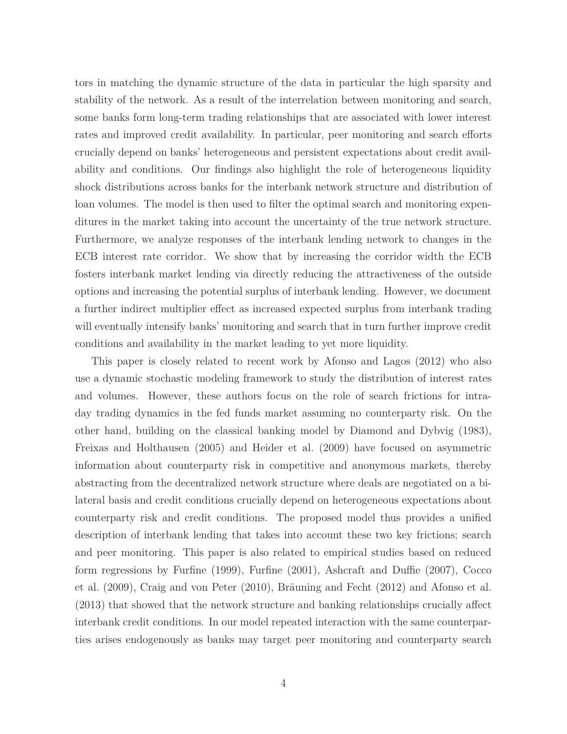tors in matching the dynamic structure of the data in particular the high sparsity and stability of the network. As a result of the interrelation between monitoring and search, some banks form long-term trading relationships that are associated with lower interest rates and improved credit availability. In particular, peer monitoring and search efforts crucially depend on banks' heterogeneous and persistent expectations about credit availability and conditions. Our findings also highlight the role of heterogeneous liquidity shock distributions across banks for the interbank network structure and distribution of loan volumes. The model is then used to filter the optimal search and monitoring expenditures in the market taking into account the uncertainty of the true network structure. Furthermore, we analyze responses of the interbank lending network to changes in the ECB interest rate corridor. We show that by increasing the corridor width the ECB fosters interbank market lending via directly reducing the attractiveness of the outside options and increasing the potential surplus of interbank lending. However, we document a further indirect multiplier effect as increased expected surplus from interbank trading will eventually intensify banks' monitoring and search that in turn further improve credit conditions and availability in the market leading to yet more liquidity.

This paper is closely related to recent work by Afonso and Lagos (2012) who also use a dynamic stochastic modeling framework to study the distribution of interest rates and volumes. However, these authors focus on the role of search frictions for intraday trading dynamics in the fed funds market assuming no counterparty risk. On the other hand, building on the classical banking model by Diamond and Dybvig (1983), Freixas and Holthausen (2005) and Heider et al. (2009) have focused on asymmetric information about counterparty risk in competitive and anonymous markets, thereby abstracting from the decentralized network structure where deals are negotiated on a bilateral basis and credit conditions crucially depend on heterogeneous expectations about counterparty risk and credit conditions. The proposed model thus provides a unified description of interbank lending that takes into account these two key frictions; search and peer monitoring. This paper is also related to empirical studies based on reduced form regressions by Furfine (1999), Furfine (2001), Ashcraft and Duffie (2007), Cocco et al. (2009), Craig and von Peter (2010), Bräuning and Fecht (2012) and Afonso et al. (2013) that showed that the network structure and banking relationships crucially affect interbank credit conditions. In our model repeated interaction with the same counterparties arises endogenously as banks may target peer monitoring and counterparty search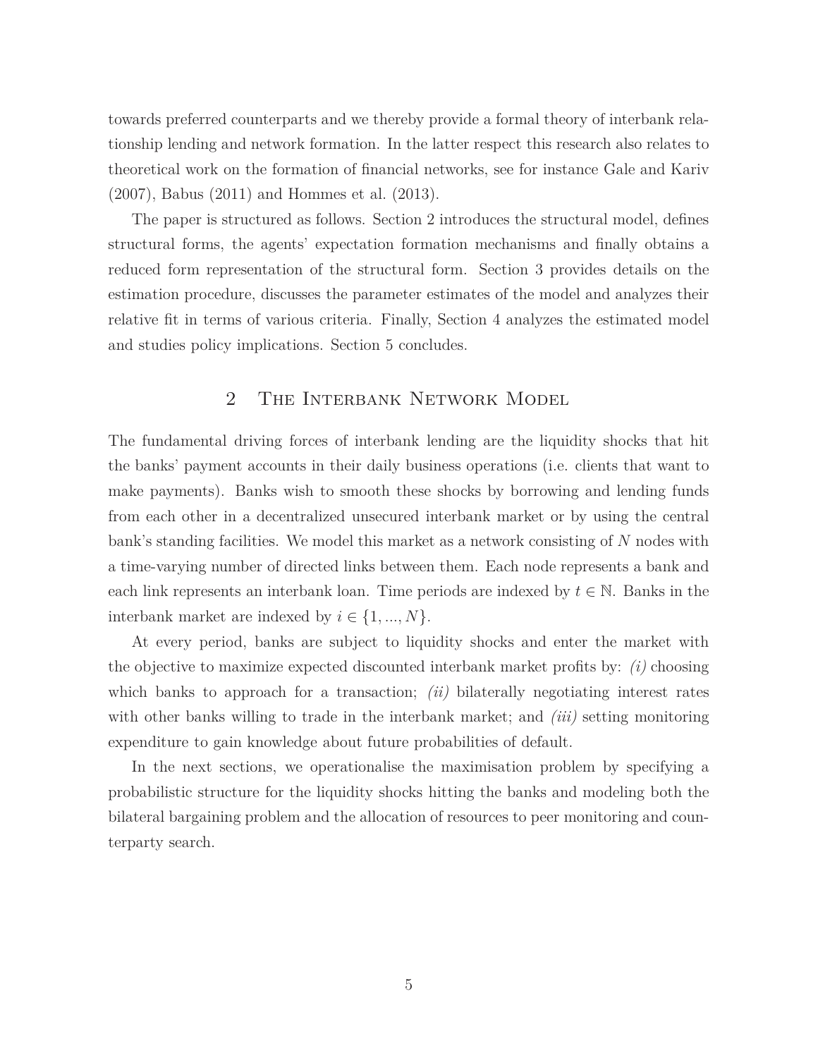towards preferred counterparts and we thereby provide a formal theory of interbank relationship lending and network formation. In the latter respect this research also relates to theoretical work on the formation of financial networks, see for instance Gale and Kariv (2007), Babus (2011) and Hommes et al. (2013).

The paper is structured as follows. Section 2 introduces the structural model, defines structural forms, the agents' expectation formation mechanisms and finally obtains a reduced form representation of the structural form. Section 3 provides details on the estimation procedure, discusses the parameter estimates of the model and analyzes their relative fit in terms of various criteria. Finally, Section 4 analyzes the estimated model and studies policy implications. Section 5 concludes.

## 2 The Interbank Network Model

The fundamental driving forces of interbank lending are the liquidity shocks that hit the banks' payment accounts in their daily business operations (i.e. clients that want to make payments). Banks wish to smooth these shocks by borrowing and lending funds from each other in a decentralized unsecured interbank market or by using the central bank's standing facilities. We model this market as a network consisting of $N$ nodes with a time-varying number of directed links between them. Each node represents a bank and each link represents an interbank loan. Time periods are indexed by $t \in \mathbb{N}$. Banks in the interbank market are indexed by $i \in \{1, ..., N\}$.

At every period, banks are subject to liquidity shocks and enter the market with the objective to maximize expected discounted interbank market profits by: *(i)* choosing which banks to approach for a transaction; *(ii)* bilaterally negotiating interest rates with other banks willing to trade in the interbank market; and *(iii)* setting monitoring expenditure to gain knowledge about future probabilities of default.

In the next sections, we operationalise the maximisation problem by specifying a probabilistic structure for the liquidity shocks hitting the banks and modeling both the bilateral bargaining problem and the allocation of resources to peer monitoring and counterparty search.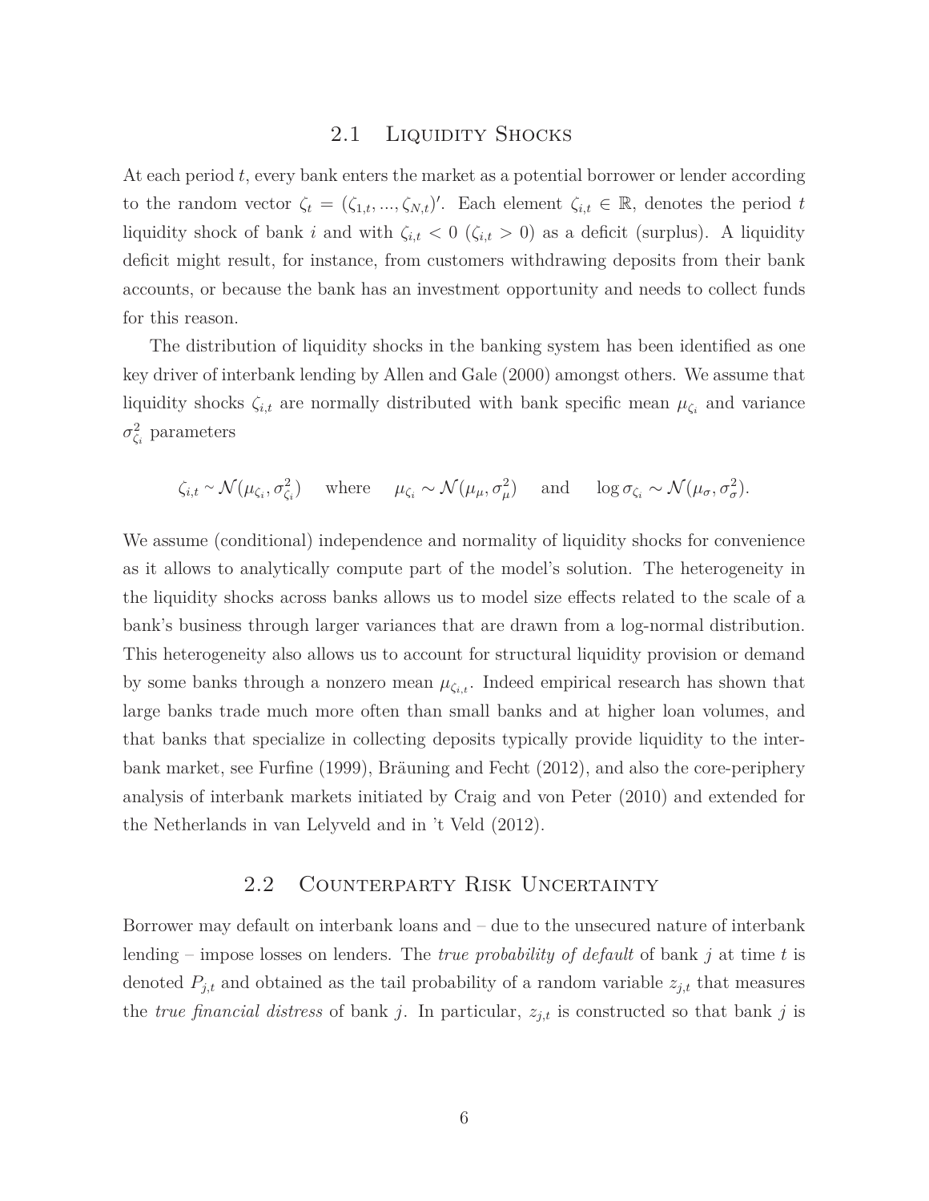## 2.1 Liquidity Shocks

At each period $t$, every bank enters the market as a potential borrower or lender according to the random vector $\zeta_t = (\zeta_{1,t}, ..., \zeta_{N,t})'$. Each element $\zeta_{i,t} \in \mathbb{R}$, denotes the period $t$ liquidity shock of bank $i$ and with $\zeta_{i,t} < 0$ ($\zeta_{i,t} > 0$) as a deficit (surplus). A liquidity deficit might result, for instance, from customers withdrawing deposits from their bank accounts, or because the bank has an investment opportunity and needs to collect funds for this reason.

The distribution of liquidity shocks in the banking system has been identified as one key driver of interbank lending by Allen and Gale (2000) amongst others. We assume that liquidity shocks $\zeta_{i,t}$ are normally distributed with bank specific mean $\mu_{\zeta_i}$ and variance $\sigma^2_{\zeta_i}$ parameters

$$\zeta_{i,t} \sim \mathcal{N}(\mu_{\zeta_i}, \sigma^2_{\zeta_i}) \quad \text{where} \quad \mu_{\zeta_i} \sim \mathcal{N}(\mu_\mu, \sigma^2_\mu) \quad \text{and} \quad \log \sigma_{\zeta_i} \sim \mathcal{N}(\mu_\sigma, \sigma^2_\sigma).$$

We assume (conditional) independence and normality of liquidity shocks for convenience as it allows to analytically compute part of the model's solution. The heterogeneity in the liquidity shocks across banks allows us to model size effects related to the scale of a bank's business through larger variances that are drawn from a log-normal distribution. This heterogeneity also allows us to account for structural liquidity provision or demand by some banks through a nonzero mean $\mu_{\zeta_{i,t}}$. Indeed empirical research has shown that large banks trade much more often than small banks and at higher loan volumes, and that banks that specialize in collecting deposits typically provide liquidity to the interbank market, see Furfine (1999), Bräuning and Fecht (2012), and also the core-periphery analysis of interbank markets initiated by Craig and von Peter (2010) and extended for the Netherlands in van Lelyveld and in 't Veld (2012).

## 2.2 Counterparty Risk Uncertainty

Borrower may default on interbank loans and – due to the unsecured nature of interbank lending – impose losses on lenders. The *true probability of default* of bank $j$ at time $t$ is denoted $P_{j,t}$ and obtained as the tail probability of a random variable $z_{j,t}$ that measures the *true financial distress* of bank $j$. In particular, $z_{j,t}$ is constructed so that bank $j$ is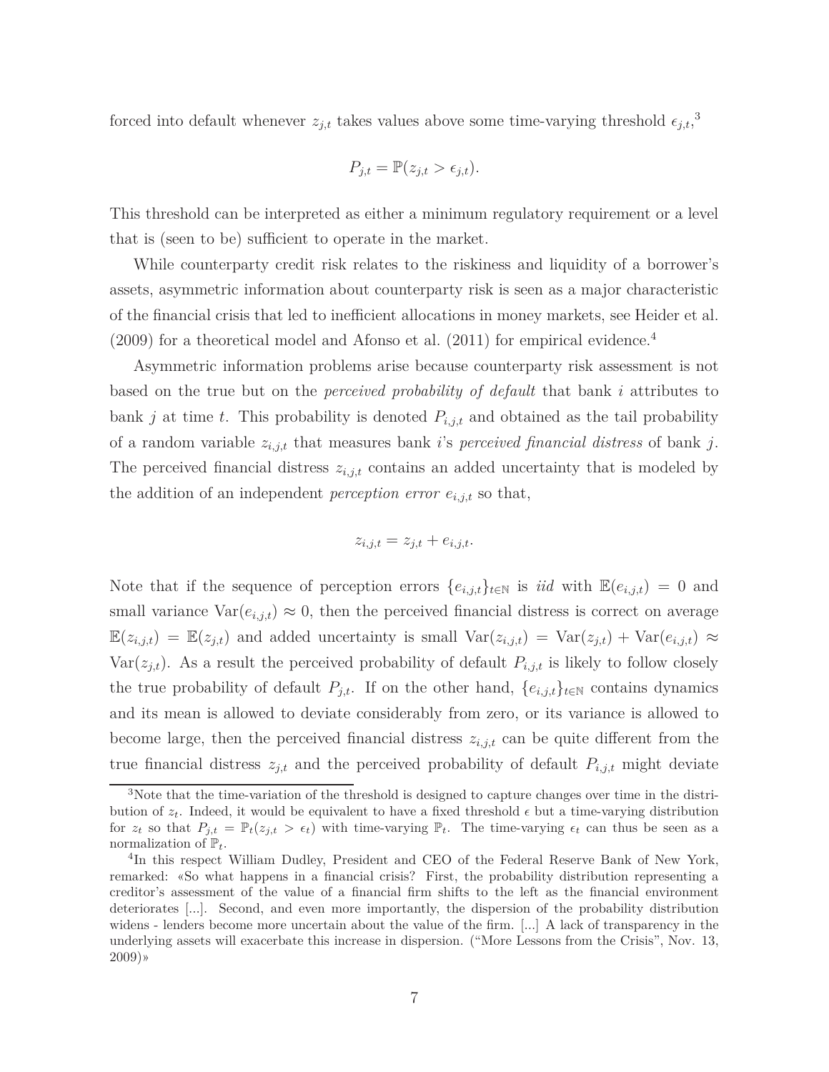forced into default whenever $z_{j,t}$ takes values above some time-varying threshold $\epsilon_{j,t}$,[3]

$$P_{j,t} = \mathbb{P}(z_{j,t} > \epsilon_{j,t}).$$

This threshold can be interpreted as either a minimum regulatory requirement or a level that is (seen to be) sufficient to operate in the market.

While counterparty credit risk relates to the riskiness and liquidity of a borrower's assets, asymmetric information about counterparty risk is seen as a major characteristic of the financial crisis that led to inefficient allocations in money markets, see Heider et al. (2009) for a theoretical model and Afonso et al. (2011) for empirical evidence.[4]

Asymmetric information problems arise because counterparty risk assessment is not based on the true but on the *perceived probability of default* that bank $i$ attributes to bank $j$ at time $t$. This probability is denoted $P_{i,j,t}$ and obtained as the tail probability of a random variable $z_{i,j,t}$ that measures bank $i$'s *perceived financial distress* of bank $j$. The perceived financial distress $z_{i,j,t}$ contains an added uncertainty that is modeled by the addition of an independent *perception error* $e_{i,j,t}$ so that,

$$z_{i,j,t} = z_{j,t} + e_{i,j,t}.$$

Note that if the sequence of perception errors $\{e_{i,j,t}\}_{t\in\mathbb{N}}$ is *iid* with $\mathbb{E}(e_{i,j,t}) = 0$ and small variance $\text{Var}(e_{i,j,t}) \approx 0$, then the perceived financial distress is correct on average $\mathbb{E}(z_{i,j,t}) = \mathbb{E}(z_{j,t})$ and added uncertainty is small $\text{Var}(z_{i,j,t}) = \text{Var}(z_{j,t}) + \text{Var}(e_{i,j,t}) \approx \text{Var}(z_{j,t})$. As a result the perceived probability of default $P_{i,j,t}$ is likely to follow closely the true probability of default $P_{j,t}$. If on the other hand, $\{e_{i,j,t}\}_{t\in\mathbb{N}}$ contains dynamics and its mean is allowed to deviate considerably from zero, or its variance is allowed to become large, then the perceived financial distress $z_{i,j,t}$ can be quite different from the true financial distress $z_{j,t}$ and the perceived probability of default $P_{i,j,t}$ might deviate

---

[3] Note that the time-variation of the threshold is designed to capture changes over time in the distribution of $z_t$. Indeed, it would be equivalent to have a fixed threshold $\epsilon$ but a time-varying distribution for $z_t$ so that $P_{j,t} = \mathbb{P}_t(z_{j,t} > \epsilon_t)$ with time-varying $\mathbb{P}_t$. The time-varying $\epsilon_t$ can thus be seen as a normalization of $\mathbb{P}_t$.

[4] In this respect William Dudley, President and CEO of the Federal Reserve Bank of New York, remarked: «So what happens in a financial crisis? First, the probability distribution representing a creditor's assessment of the value of a financial firm shifts to the left as the financial environment deteriorates [...]. Second, and even more importantly, the dispersion of the probability distribution widens - lenders become more uncertain about the value of the firm. [...] A lack of transparency in the underlying assets will exacerbate this increase in dispersion. ("More Lessons from the Crisis", Nov. 13, 2009)»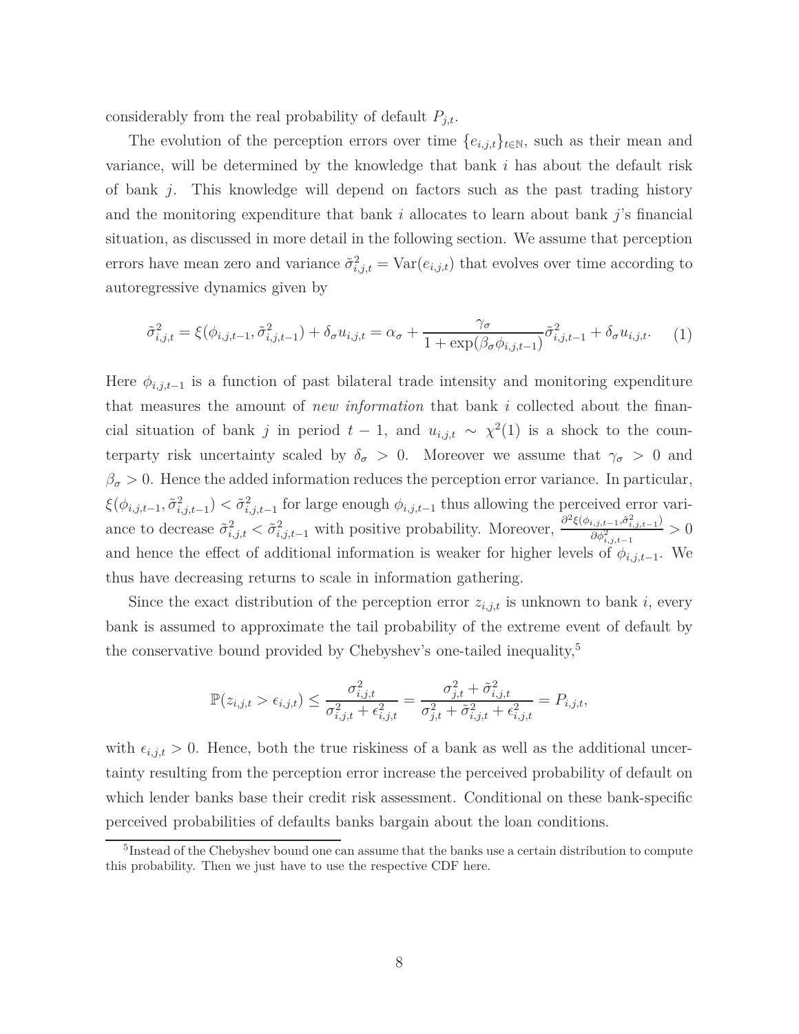considerably from the real probability of default $P_{j,t}$.

The evolution of the perception errors over time $\{e_{i,j,t}\}_{t\in\mathbb{N}}$, such as their mean and variance, will be determined by the knowledge that bank $i$ has about the default risk of bank $j$. This knowledge will depend on factors such as the past trading history and the monitoring expenditure that bank $i$ allocates to learn about bank $j$'s financial situation, as discussed in more detail in the following section. We assume that perception errors have mean zero and variance $\tilde{\sigma}^2_{i,j,t} = \text{Var}(e_{i,j,t})$ that evolves over time according to autoregressive dynamics given by

$$\tilde{\sigma}^2_{i,j,t} = \xi(\phi_{i,j,t-1}, \tilde{\sigma}^2_{i,j,t-1}) + \delta_\sigma u_{i,j,t} = \alpha_\sigma + \frac{\gamma_\sigma}{1 + \exp(\beta_\sigma \phi_{i,j,t-1})}\tilde{\sigma}^2_{i,j,t-1} + \delta_\sigma u_{i,j,t}. \quad (1)$$

Here $\phi_{i,j,t-1}$ is a function of past bilateral trade intensity and monitoring expenditure that measures the amount of *new information* that bank $i$ collected about the financial situation of bank $j$ in period $t-1$, and $u_{i,j,t} \sim \chi^2(1)$ is a shock to the counterparty risk uncertainty scaled by $\delta_\sigma > 0$. Moreover we assume that $\gamma_\sigma > 0$ and $\beta_\sigma > 0$. Hence the added information reduces the perception error variance. In particular, $\xi(\phi_{i,j,t-1}, \tilde{\sigma}^2_{i,j,t-1}) < \tilde{\sigma}^2_{i,j,t-1}$ for large enough $\phi_{i,j,t-1}$ thus allowing the perceived error variance to decrease $\tilde{\sigma}^2_{i,j,t} < \tilde{\sigma}^2_{i,j,t-1}$ with positive probability. Moreover, $\frac{\partial^2 \xi(\phi_{i,j,t-1}, \tilde{\sigma}^2_{i,j,t-1})}{\partial \phi^2_{i,j,t-1}} > 0$ and hence the effect of additional information is weaker for higher levels of $\phi_{i,j,t-1}$. We thus have decreasing returns to scale in information gathering.

Since the exact distribution of the perception error $z_{i,j,t}$ is unknown to bank $i$, every bank is assumed to approximate the tail probability of the extreme event of default by the conservative bound provided by Chebyshev's one-tailed inequality,[5]

$$\mathbb{P}(z_{i,j,t} > \epsilon_{i,j,t}) \leq \frac{\sigma^2_{i,j,t}}{\sigma^2_{i,j,t} + \epsilon^2_{i,j,t}} = \frac{\sigma^2_{j,t} + \tilde{\sigma}^2_{i,j,t}}{\sigma^2_{j,t} + \tilde{\sigma}^2_{i,j,t} + \epsilon^2_{i,j,t}} = P_{i,j,t},$$

with $\epsilon_{i,j,t} > 0$. Hence, both the true riskiness of a bank as well as the additional uncertainty resulting from the perception error increase the perceived probability of default on which lender banks base their credit risk assessment. Conditional on these bank-specific perceived probabilities of defaults banks bargain about the loan conditions.

[5] Instead of the Chebyshev bound one can assume that the banks use a certain distribution to compute this probability. Then we just have to use the respective CDF here.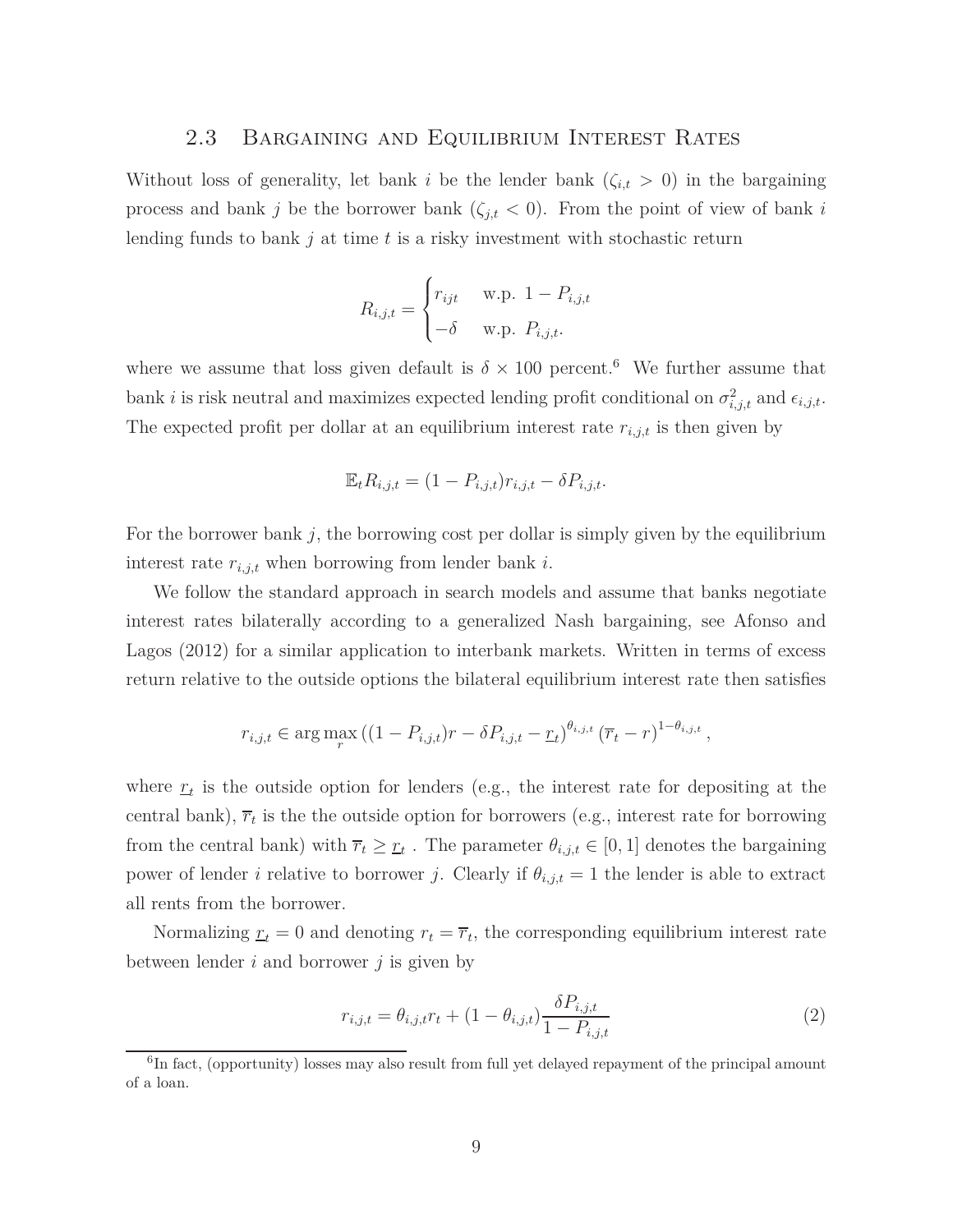## 2.3 Bargaining and Equilibrium Interest Rates

Without loss of generality, let bank $i$ be the lender bank ($\zeta_{i,t} > 0$) in the bargaining process and bank $j$ be the borrower bank ($\zeta_{j,t} < 0$). From the point of view of bank $i$ lending funds to bank $j$ at time $t$ is a risky investment with stochastic return

$$R_{i,j,t} = \begin{cases} r_{ijt} & \text{w.p. } 1 - P_{i,j,t} \\ -\delta & \text{w.p. } P_{i,j,t}. \end{cases}$$

where we assume that loss given default is $\delta \times 100$ percent.[6] We further assume that bank $i$ is risk neutral and maximizes expected lending profit conditional on $\sigma^2_{i,j,t}$ and $\epsilon_{i,j,t}$. The expected profit per dollar at an equilibrium interest rate $r_{i,j,t}$ is then given by

$$\mathbb{E}_t R_{i,j,t} = (1 - P_{i,j,t}) r_{i,j,t} - \delta P_{i,j,t}.$$

For the borrower bank $j$, the borrowing cost per dollar is simply given by the equilibrium interest rate $r_{i,j,t}$ when borrowing from lender bank $i$.

We follow the standard approach in search models and assume that banks negotiate interest rates bilaterally according to a generalized Nash bargaining, see Afonso and Lagos (2012) for a similar application to interbank markets. Written in terms of excess return relative to the outside options the bilateral equilibrium interest rate then satisfies

$$r_{i,j,t} \in \arg\max_{r} \left((1 - P_{i,j,t})r - \delta P_{i,j,t} - \underline{r}_t\right)^{\theta_{i,j,t}} \left(\overline{r}_t - r\right)^{1-\theta_{i,j,t}},$$

where $\underline{r}_t$ is the outside option for lenders (e.g., the interest rate for depositing at the central bank), $\overline{r}_t$ is the the outside option for borrowers (e.g., interest rate for borrowing from the central bank) with $\overline{r}_t \geq \underline{r}_t$ . The parameter $\theta_{i,j,t} \in [0, 1]$ denotes the bargaining power of lender $i$ relative to borrower $j$. Clearly if $\theta_{i,j,t} = 1$ the lender is able to extract all rents from the borrower.

Normalizing $\underline{r}_t = 0$ and denoting $r_t = \overline{r}_t$, the corresponding equilibrium interest rate between lender $i$ and borrower $j$ is given by

$$r_{i,j,t} = \theta_{i,j,t} r_t + (1 - \theta_{i,j,t}) \frac{\delta P_{i,j,t}}{1 - P_{i,j,t}} \tag{2}$$

[6] In fact, (opportunity) losses may also result from full yet delayed repayment of the principal amount of a loan.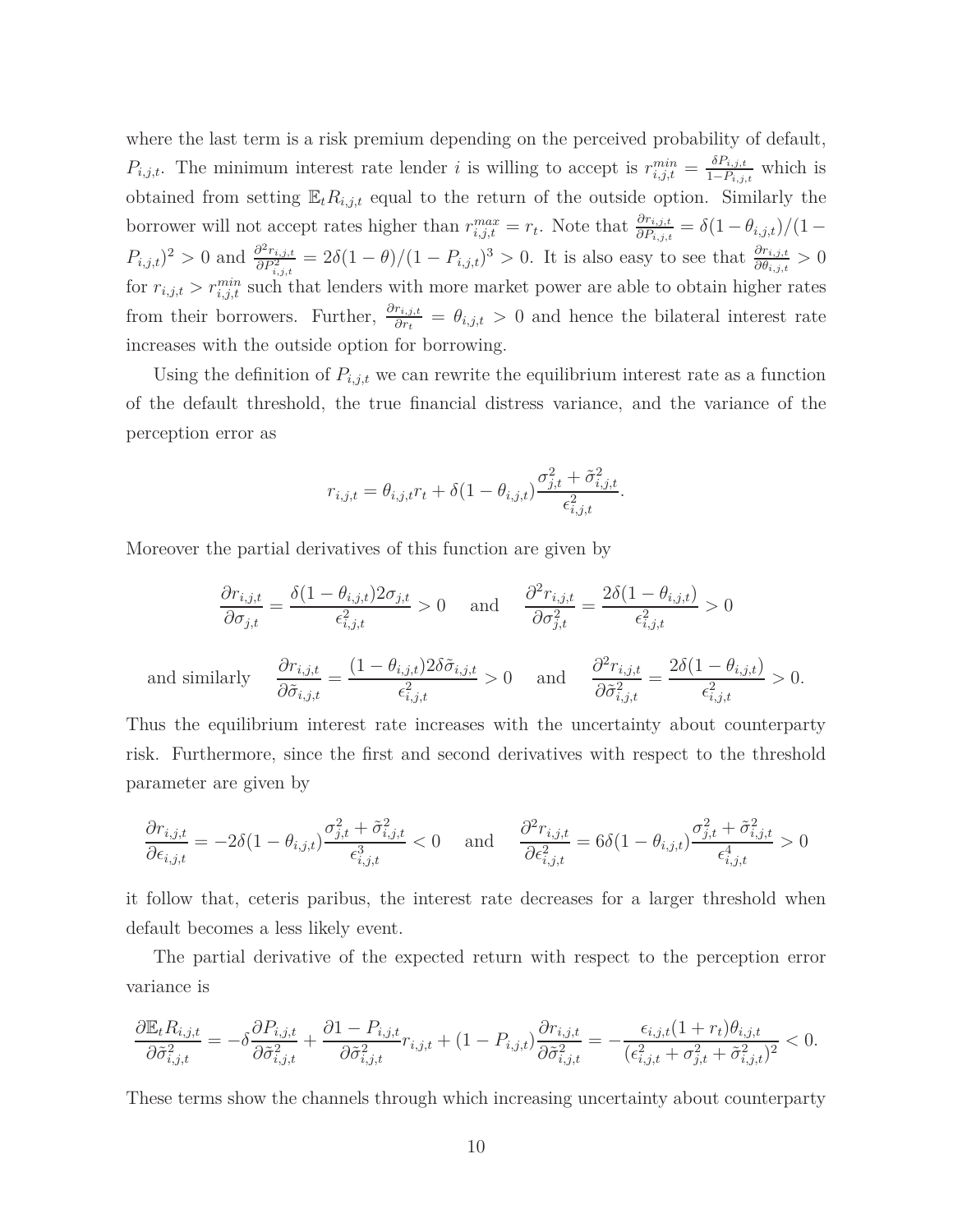where the last term is a risk premium depending on the perceived probability of default, $P_{i,j,t}$. The minimum interest rate lender $i$ is willing to accept is $r^{min}_{i,j,t} = \frac{\delta P_{i,j,t}}{1-P_{i,j,t}}$ which is obtained from setting $\mathbb{E}_t R_{i,j,t}$ equal to the return of the outside option. Similarly the borrower will not accept rates higher than $r^{max}_{i,j,t} = r_t$. Note that $\frac{\partial r_{i,j,t}}{\partial P_{i,j,t}} = \delta(1-\theta_{i,j,t})/(1-P_{i,j,t})^2 > 0$ and $\frac{\partial^2 r_{i,j,t}}{\partial P^2_{i,j,t}} = 2\delta(1-\theta)/(1-P_{i,j,t})^3 > 0$. It is also easy to see that $\frac{\partial r_{i,j,t}}{\partial \theta_{i,j,t}} > 0$ for $r_{i,j,t} > r^{min}_{i,j,t}$ such that lenders with more market power are able to obtain higher rates from their borrowers. Further, $\frac{\partial r_{i,j,t}}{\partial r_t} = \theta_{i,j,t} > 0$ and hence the bilateral interest rate increases with the outside option for borrowing.

Using the definition of $P_{i,j,t}$ we can rewrite the equilibrium interest rate as a function of the default threshold, the true financial distress variance, and the variance of the perception error as

$$r_{i,j,t} = \theta_{i,j,t} r_t + \delta(1-\theta_{i,j,t})\frac{\sigma^2_{j,t} + \tilde{\sigma}^2_{i,j,t}}{\epsilon^2_{i,j,t}}.$$

Moreover the partial derivatives of this function are given by

$$\frac{\partial r_{i,j,t}}{\partial \sigma_{j,t}} = \frac{\delta(1-\theta_{i,j,t})2\sigma_{j,t}}{\epsilon^2_{i,j,t}} > 0 \quad \text{and} \quad \frac{\partial^2 r_{i,j,t}}{\partial \sigma^2_{j,t}} = \frac{2\delta(1-\theta_{i,j,t})}{\epsilon^2_{i,j,t}} > 0$$

$$\text{and similarly} \quad \frac{\partial r_{i,j,t}}{\partial \tilde{\sigma}_{i,j,t}} = \frac{(1-\theta_{i,j,t})2\delta\tilde{\sigma}_{i,j,t}}{\epsilon^2_{i,j,t}} > 0 \quad \text{and} \quad \frac{\partial^2 r_{i,j,t}}{\partial \tilde{\sigma}^2_{i,j,t}} = \frac{2\delta(1-\theta_{i,j,t})}{\epsilon^2_{i,j,t}} > 0.$$

Thus the equilibrium interest rate increases with the uncertainty about counterparty risk. Furthermore, since the first and second derivatives with respect to the threshold parameter are given by

$$\frac{\partial r_{i,j,t}}{\partial \epsilon_{i,j,t}} = -2\delta(1-\theta_{i,j,t})\frac{\sigma^2_{j,t} + \tilde{\sigma}^2_{i,j,t}}{\epsilon^3_{i,j,t}} < 0 \quad \text{and} \quad \frac{\partial^2 r_{i,j,t}}{\partial \epsilon^2_{i,j,t}} = 6\delta(1-\theta_{i,j,t})\frac{\sigma^2_{j,t} + \tilde{\sigma}^2_{i,j,t}}{\epsilon^4_{i,j,t}} > 0$$

it follow that, ceteris paribus, the interest rate decreases for a larger threshold when default becomes a less likely event.

The partial derivative of the expected return with respect to the perception error variance is

$$\frac{\partial \mathbb{E}_t R_{i,j,t}}{\partial \tilde{\sigma}^2_{i,j,t}} = -\delta \frac{\partial P_{i,j,t}}{\partial \tilde{\sigma}^2_{i,j,t}} + \frac{\partial 1 - P_{i,j,t}}{\partial \tilde{\sigma}^2_{i,j,t}} r_{i,j,t} + (1-P_{i,j,t})\frac{\partial r_{i,j,t}}{\partial \tilde{\sigma}^2_{i,j,t}} = -\frac{\epsilon_{i,j,t}(1+r_t)\theta_{i,j,t}}{(\epsilon^2_{i,j,t} + \sigma^2_{j,t} + \tilde{\sigma}^2_{i,j,t})^2} < 0.$$

These terms show the channels through which increasing uncertainty about counterparty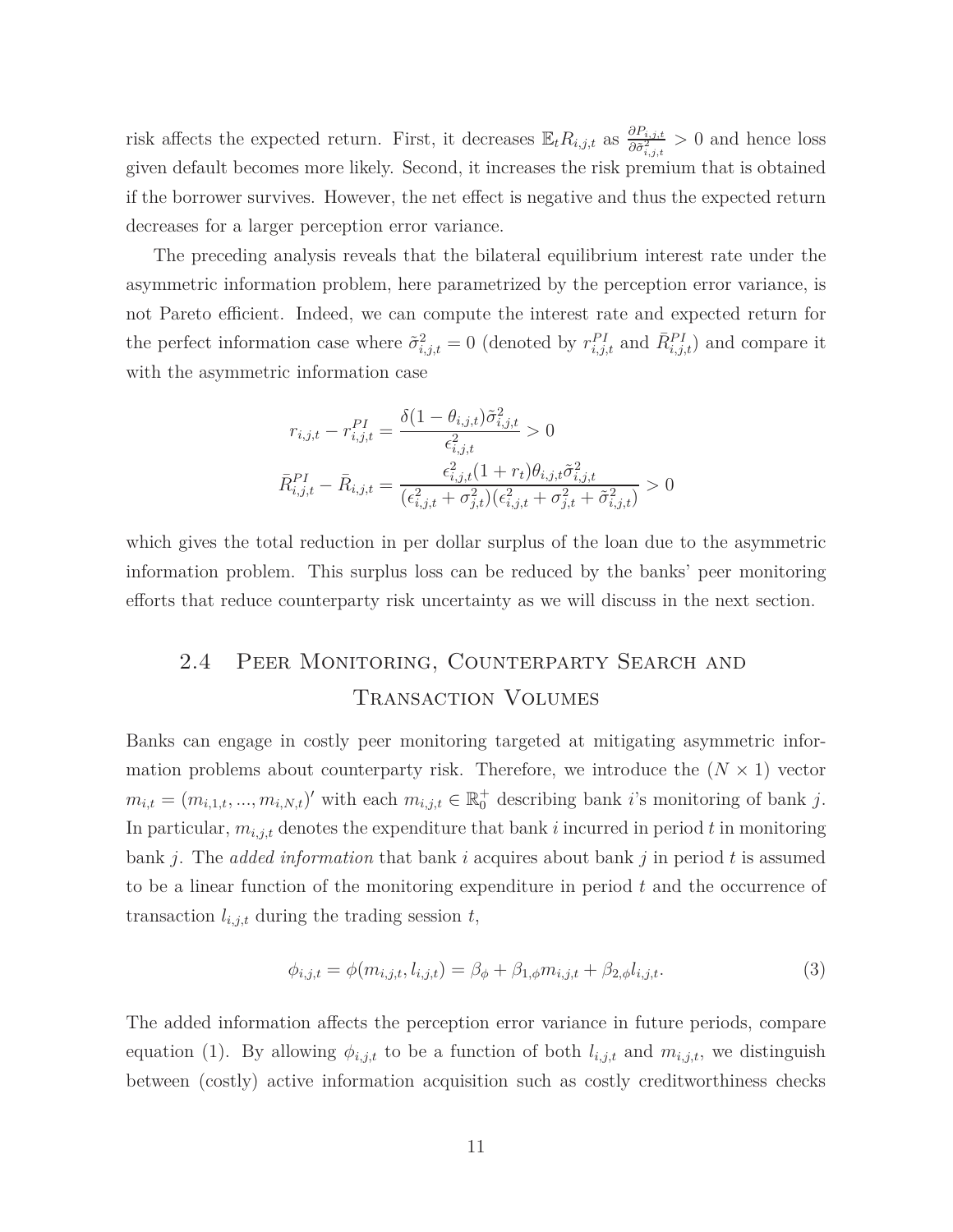risk affects the expected return. First, it decreases $\mathbb{E}_t R_{i,j,t}$ as $\frac{\partial P_{i,j,t}}{\partial \tilde{\sigma}^2_{i,j,t}} > 0$ and hence loss given default becomes more likely. Second, it increases the risk premium that is obtained if the borrower survives. However, the net effect is negative and thus the expected return decreases for a larger perception error variance.

The preceding analysis reveals that the bilateral equilibrium interest rate under the asymmetric information problem, here parametrized by the perception error variance, is not Pareto efficient. Indeed, we can compute the interest rate and expected return for the perfect information case where $\tilde{\sigma}^2_{i,j,t} = 0$ (denoted by $r^{PI}_{i,j,t}$ and $\bar{R}^{PI}_{i,j,t}$) and compare it with the asymmetric information case

$$
r_{i,j,t} - r^{PI}_{i,j,t} = \frac{\delta(1-\theta_{i,j,t})\tilde{\sigma}^2_{i,j,t}}{\epsilon^2_{i,j,t}} > 0
$$

$$
\bar{R}^{PI}_{i,j,t} - \bar{R}_{i,j,t} = \frac{\epsilon^2_{i,j,t}(1+r_t)\theta_{i,j,t}\tilde{\sigma}^2_{i,j,t}}{(\epsilon^2_{i,j,t} + \sigma^2_{j,t})(\epsilon^2_{i,j,t} + \sigma^2_{j,t} + \tilde{\sigma}^2_{i,j,t})} > 0
$$

which gives the total reduction in per dollar surplus of the loan due to the asymmetric information problem. This surplus loss can be reduced by the banks' peer monitoring efforts that reduce counterparty risk uncertainty as we will discuss in the next section.

## 2.4 Peer Monitoring, Counterparty Search and Transaction Volumes

Banks can engage in costly peer monitoring targeted at mitigating asymmetric information problems about counterparty risk. Therefore, we introduce the $(N \times 1)$ vector $m_{i,t} = (m_{i,1,t}, ..., m_{i,N,t})'$ with each $m_{i,j,t} \in \mathbb{R}^+_0$ describing bank $i$'s monitoring of bank $j$. In particular, $m_{i,j,t}$ denotes the expenditure that bank $i$ incurred in period $t$ in monitoring bank $j$. The *added information* that bank $i$ acquires about bank $j$ in period $t$ is assumed to be a linear function of the monitoring expenditure in period $t$ and the occurrence of transaction $l_{i,j,t}$ during the trading session $t$,

$$
\phi_{i,j,t} = \phi(m_{i,j,t}, l_{i,j,t}) = \beta_\phi + \beta_{1,\phi} m_{i,j,t} + \beta_{2,\phi} l_{i,j,t}. \tag{3}
$$

The added information affects the perception error variance in future periods, compare equation (1). By allowing $\phi_{i,j,t}$ to be a function of both $l_{i,j,t}$ and $m_{i,j,t}$, we distinguish between (costly) active information acquisition such as costly creditworthiness checks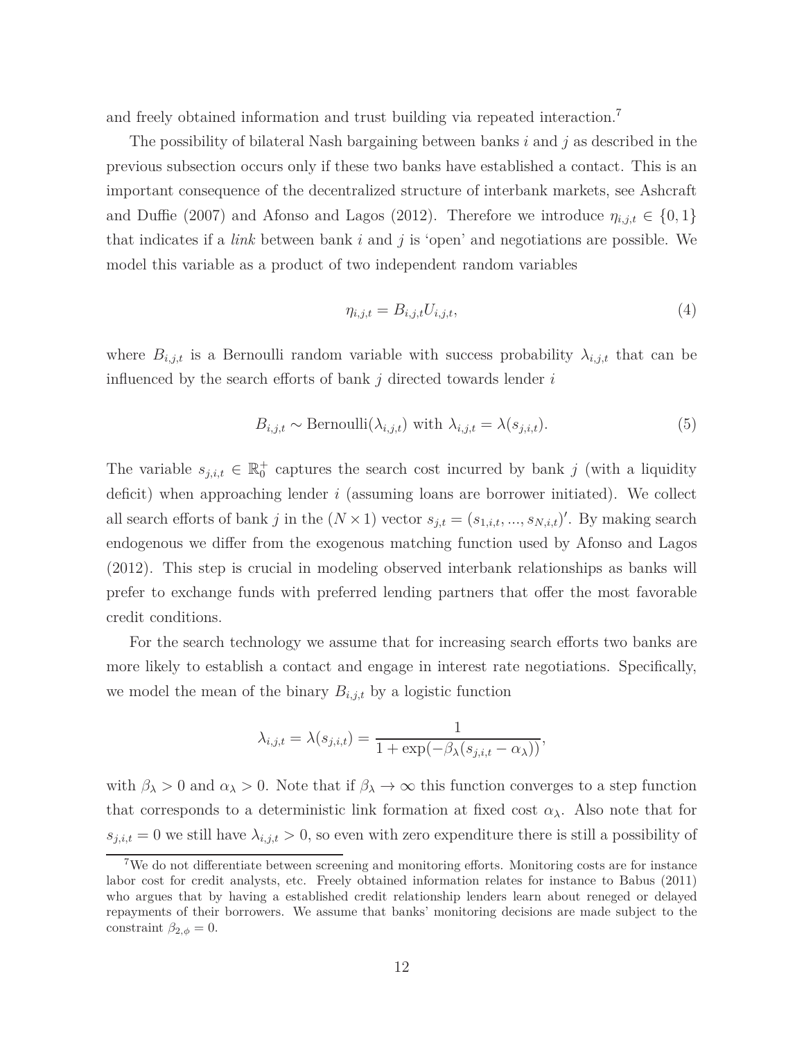and freely obtained information and trust building via repeated interaction.[7]

The possibility of bilateral Nash bargaining between banks $i$ and $j$ as described in the previous subsection occurs only if these two banks have established a contact. This is an important consequence of the decentralized structure of interbank markets, see Ashcraft and Duffie (2007) and Afonso and Lagos (2012). Therefore we introduce $\eta_{i,j,t} \in \{0,1\}$ that indicates if a *link* between bank $i$ and $j$ is 'open' and negotiations are possible. We model this variable as a product of two independent random variables

$$\eta_{i,j,t} = B_{i,j,t} U_{i,j,t}, \tag{4}$$

where $B_{i,j,t}$ is a Bernoulli random variable with success probability $\lambda_{i,j,t}$ that can be influenced by the search efforts of bank $j$ directed towards lender $i$

$$B_{i,j,t} \sim \text{Bernoulli}(\lambda_{i,j,t}) \text{ with } \lambda_{i,j,t} = \lambda(s_{j,i,t}). \tag{5}$$

The variable $s_{j,i,t} \in \mathbb{R}_0^+$ captures the search cost incurred by bank $j$ (with a liquidity deficit) when approaching lender $i$ (assuming loans are borrower initiated). We collect all search efforts of bank $j$ in the $(N \times 1)$ vector $s_{j,t} = (s_{1,i,t}, ..., s_{N,i,t})'$. By making search endogenous we differ from the exogenous matching function used by Afonso and Lagos (2012). This step is crucial in modeling observed interbank relationships as banks will prefer to exchange funds with preferred lending partners that offer the most favorable credit conditions.

For the search technology we assume that for increasing search efforts two banks are more likely to establish a contact and engage in interest rate negotiations. Specifically, we model the mean of the binary $B_{i,j,t}$ by a logistic function

$$\lambda_{i,j,t} = \lambda(s_{j,i,t}) = \frac{1}{1 + \exp(-\beta_\lambda(s_{j,i,t} - \alpha_\lambda))},$$

with $\beta_\lambda > 0$ and $\alpha_\lambda > 0$. Note that if $\beta_\lambda \to \infty$ this function converges to a step function that corresponds to a deterministic link formation at fixed cost $\alpha_\lambda$. Also note that for $s_{j,i,t} = 0$ we still have $\lambda_{i,j,t} > 0$, so even with zero expenditure there is still a possibility of

[7] We do not differentiate between screening and monitoring efforts. Monitoring costs are for instance labor cost for credit analysts, etc. Freely obtained information relates for instance to Babus (2011) who argues that by having a established credit relationship lenders learn about reneged or delayed repayments of their borrowers. We assume that banks' monitoring decisions are made subject to the constraint $\beta_{2,\phi} = 0$.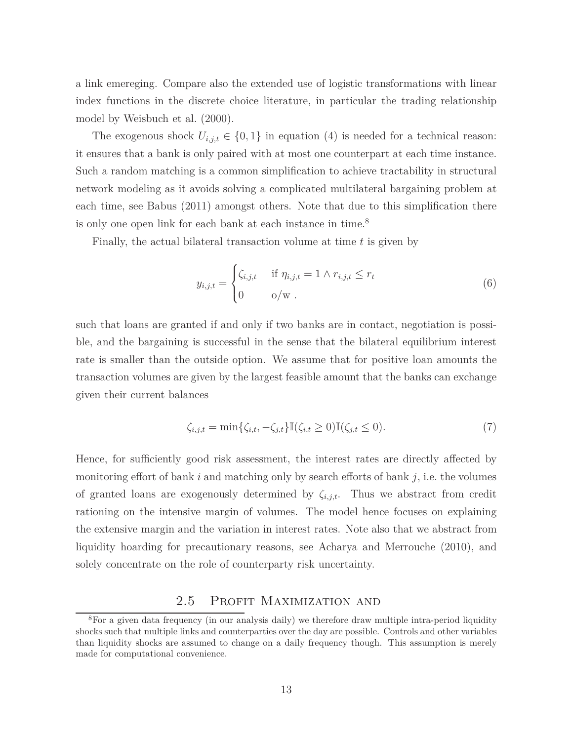a link emereging. Compare also the extended use of logistic transformations with linear index functions in the discrete choice literature, in particular the trading relationship model by Weisbuch et al. (2000).

The exogenous shock $U_{i,j,t} \in \{0, 1\}$ in equation (4) is needed for a technical reason: it ensures that a bank is only paired with at most one counterpart at each time instance. Such a random matching is a common simplification to achieve tractability in structural network modeling as it avoids solving a complicated multilateral bargaining problem at each time, see Babus (2011) amongst others. Note that due to this simplification there is only one open link for each bank at each instance in time.[8]

Finally, the actual bilateral transaction volume at time $t$ is given by

$$y_{i,j,t} = \begin{cases} \zeta_{i,j,t} & \text{if } \eta_{i,j,t} = 1 \wedge r_{i,j,t} \leq r_t \\ 0 & \text{o/w} . \end{cases} \tag{6}$$

such that loans are granted if and only if two banks are in contact, negotiation is possible, and the bargaining is successful in the sense that the bilateral equilibrium interest rate is smaller than the outside option. We assume that for positive loan amounts the transaction volumes are given by the largest feasible amount that the banks can exchange given their current balances

$$\zeta_{i,j,t} = \min\{\zeta_{i,t}, -\zeta_{j,t}\}\mathbb{I}(\zeta_{i,t} \geq 0)\mathbb{I}(\zeta_{j,t} \leq 0). \tag{7}$$

Hence, for sufficiently good risk assessment, the interest rates are directly affected by monitoring effort of bank $i$ and matching only by search efforts of bank $j$, i.e. the volumes of granted loans are exogenously determined by $\zeta_{i,j,t}$. Thus we abstract from credit rationing on the intensive margin of volumes. The model hence focuses on explaining the extensive margin and the variation in interest rates. Note also that we abstract from liquidity hoarding for precautionary reasons, see Acharya and Merrouche (2010), and solely concentrate on the role of counterparty risk uncertainty.

## 2.5 Profit Maximization and

[8] For a given data frequency (in our analysis daily) we therefore draw multiple intra-period liquidity shocks such that multiple links and counterparties over the day are possible. Controls and other variables than liquidity shocks are assumed to change on a daily frequency though. This assumption is merely made for computational convenience.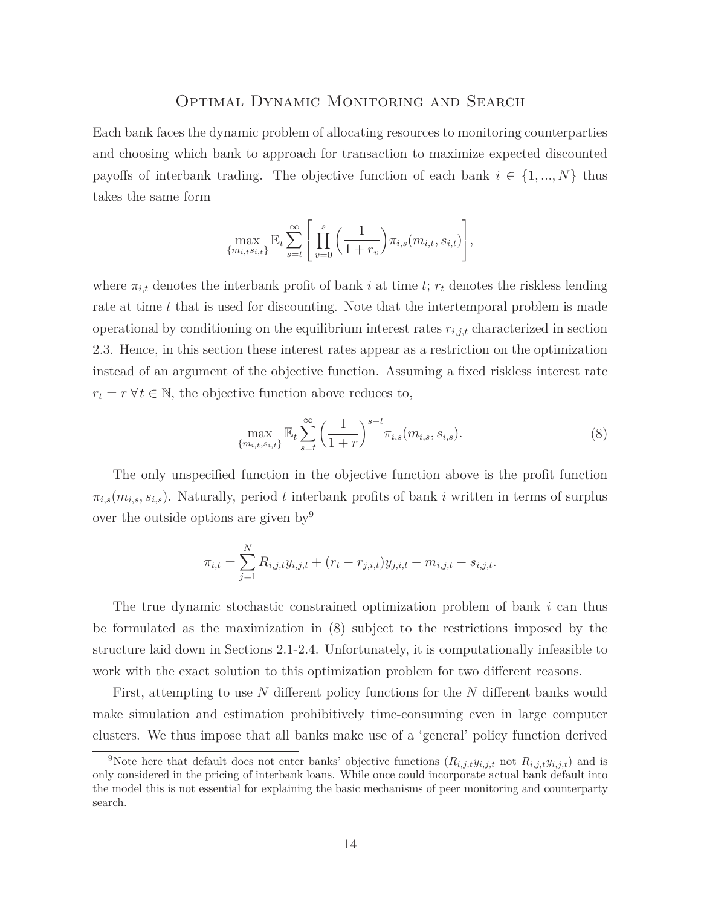# Optimal Dynamic Monitoring and Search

Each bank faces the dynamic problem of allocating resources to monitoring counterparties and choosing which bank to approach for transaction to maximize expected discounted payoffs of interbank trading. The objective function of each bank $i \in \{1, ..., N\}$ thus takes the same form

$$\max_{\{m_{i,t} s_{i,t}\}} \mathbb{E}_t \sum_{s=t}^{\infty} \left[ \prod_{v=0}^{s} \left( \frac{1}{1+r_v} \right) \pi_{i,s}(m_{i,t}, s_{i,t}) \right],$$

where $\pi_{i,t}$ denotes the interbank profit of bank $i$ at time $t$; $r_t$ denotes the riskless lending rate at time $t$ that is used for discounting. Note that the intertemporal problem is made operational by conditioning on the equilibrium interest rates $r_{i,j,t}$ characterized in section 2.3. Hence, in this section these interest rates appear as a restriction on the optimization instead of an argument of the objective function. Assuming a fixed riskless interest rate $r_t = r \; \forall t \in \mathbb{N}$, the objective function above reduces to,

$$\max_{\{m_{i,t}, s_{i,t}\}} \mathbb{E}_t \sum_{s=t}^{\infty} \left( \frac{1}{1+r} \right)^{s-t} \pi_{i,s}(m_{i,s}, s_{i,s}). \tag{8}$$

The only unspecified function in the objective function above is the profit function $\pi_{i,s}(m_{i,s}, s_{i,s})$. Naturally, period $t$ interbank profits of bank $i$ written in terms of surplus over the outside options are given by[9]

$$\pi_{i,t} = \sum_{j=1}^{N} \bar{R}_{i,j,t} y_{i,j,t} + (r_t - r_{j,i,t}) y_{j,i,t} - m_{i,j,t} - s_{i,j,t}.$$

The true dynamic stochastic constrained optimization problem of bank $i$ can thus be formulated as the maximization in (8) subject to the restrictions imposed by the structure laid down in Sections 2.1-2.4. Unfortunately, it is computationally infeasible to work with the exact solution to this optimization problem for two different reasons.

First, attempting to use $N$ different policy functions for the $N$ different banks would make simulation and estimation prohibitively time-consuming even in large computer clusters. We thus impose that all banks make use of a 'general' policy function derived

[9] Note here that default does not enter banks' objective functions ($\bar{R}_{i,j,t} y_{i,j,t}$ not $R_{i,j,t} y_{i,j,t}$) and is only considered in the pricing of interbank loans. While once could incorporate actual bank default into the model this is not essential for explaining the basic mechanisms of peer monitoring and counterparty search.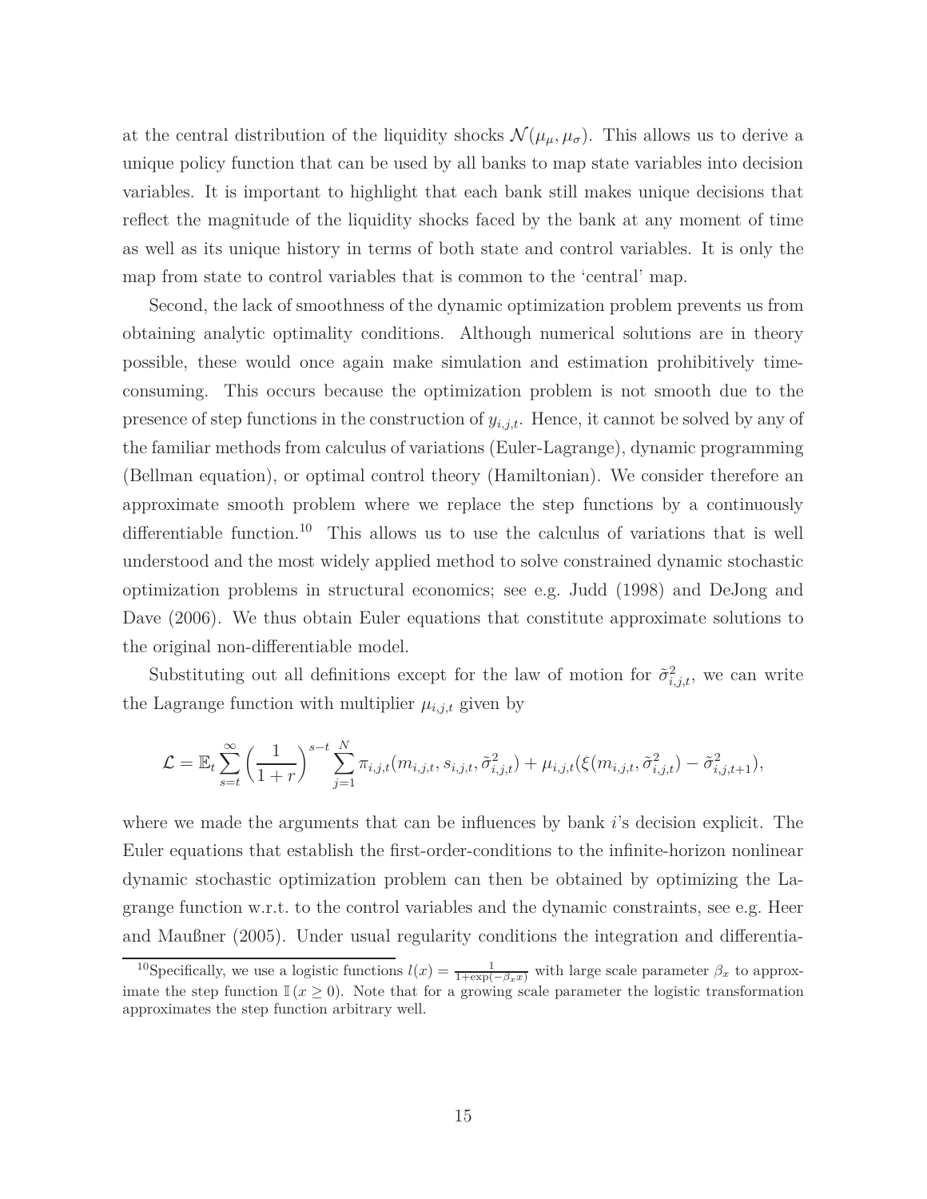at the central distribution of the liquidity shocks $\mathcal{N}(\mu_\mu, \mu_\sigma)$. This allows us to derive a unique policy function that can be used by all banks to map state variables into decision variables. It is important to highlight that each bank still makes unique decisions that reflect the magnitude of the liquidity shocks faced by the bank at any moment of time as well as its unique history in terms of both state and control variables. It is only the map from state to control variables that is common to the 'central' map.

Second, the lack of smoothness of the dynamic optimization problem prevents us from obtaining analytic optimality conditions. Although numerical solutions are in theory possible, these would once again make simulation and estimation prohibitively time-consuming. This occurs because the optimization problem is not smooth due to the presence of step functions in the construction of $y_{i,j,t}$. Hence, it cannot be solved by any of the familiar methods from calculus of variations (Euler-Lagrange), dynamic programming (Bellman equation), or optimal control theory (Hamiltonian). We consider therefore an approximate smooth problem where we replace the step functions by a continuously differentiable function.[10] This allows us to use the calculus of variations that is well understood and the most widely applied method to solve constrained dynamic stochastic optimization problems in structural economics; see e.g. Judd (1998) and DeJong and Dave (2006). We thus obtain Euler equations that constitute approximate solutions to the original non-differentiable model.

Substituting out all definitions except for the law of motion for $\tilde{\sigma}^2_{i,j,t}$, we can write the Lagrange function with multiplier $\mu_{i,j,t}$ given by

$$\mathcal{L} = \mathbb{E}_t \sum_{s=t}^{\infty} \left( \frac{1}{1+r} \right)^{s-t} \sum_{j=1}^{N} \pi_{i,j,t}(m_{i,j,t}, s_{i,j,t}, \tilde{\sigma}^2_{i,j,t}) + \mu_{i,j,t}(\xi(m_{i,j,t}, \tilde{\sigma}^2_{i,j,t}) - \tilde{\sigma}^2_{i,j,t+1}),$$

where we made the arguments that can be influences by bank $i$'s decision explicit. The Euler equations that establish the first-order-conditions to the infinite-horizon nonlinear dynamic stochastic optimization problem can then be obtained by optimizing the Lagrange function w.r.t. to the control variables and the dynamic constraints, see e.g. Heer and Maußner (2005). Under usual regularity conditions the integration and differentia-

[10] Specifically, we use a logistic functions $l(x) = \frac{1}{1+\exp(-\beta_x x)}$ with large scale parameter $\beta_x$ to approximate the step function $\mathbb{I}(x \geq 0)$. Note that for a growing scale parameter the logistic transformation approximates the step function arbitrary well.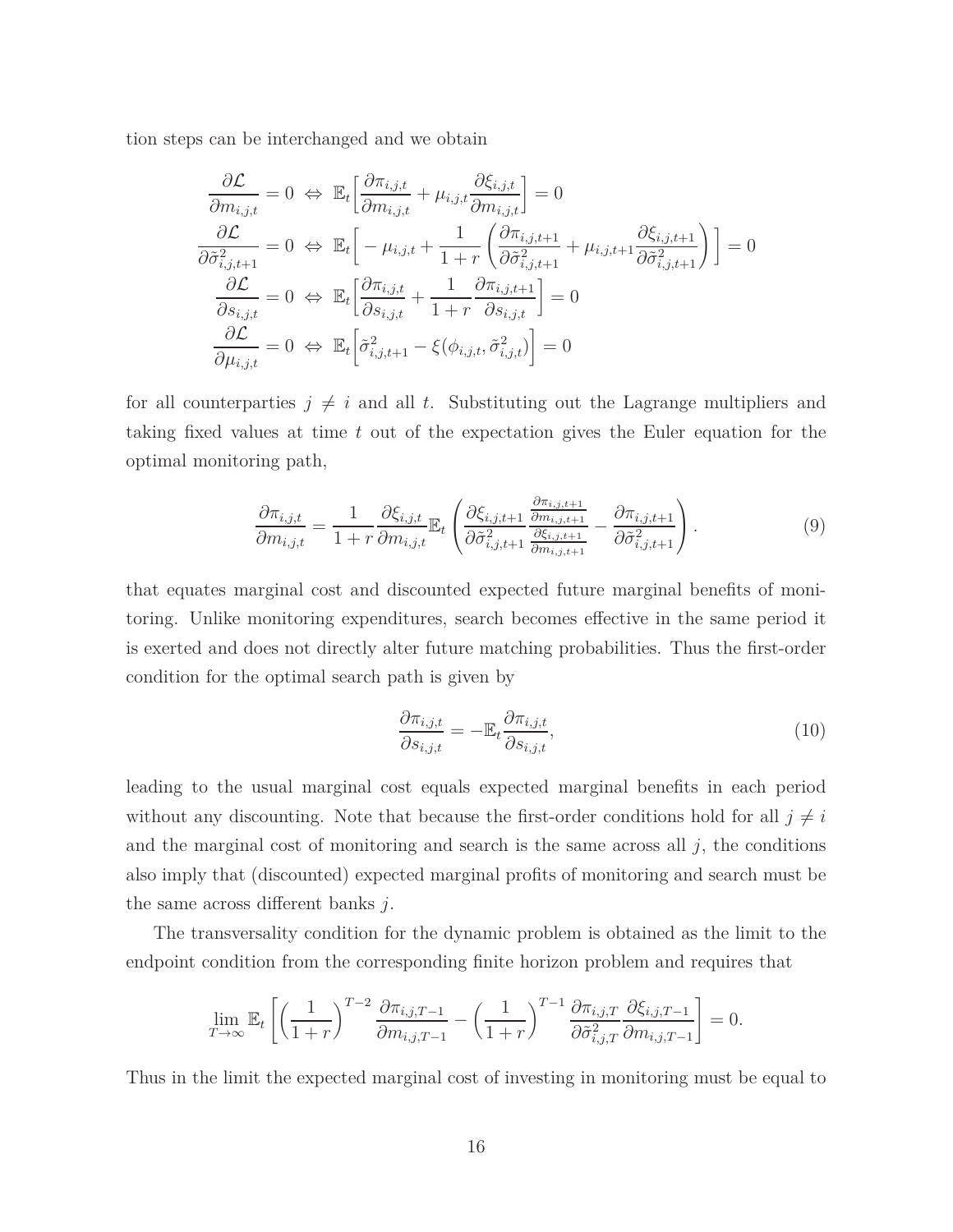tion steps can be interchanged and we obtain

$$
\begin{aligned}
\frac{\partial \mathcal{L}}{\partial m_{i,j,t}} = 0 \;&\Leftrightarrow\; \mathbb{E}_t\Big[\frac{\partial \pi_{i,j,t}}{\partial m_{i,j,t}} + \mu_{i,j,t}\frac{\partial \xi_{i,j,t}}{\partial m_{i,j,t}}\Big] = 0 \\
\frac{\partial \mathcal{L}}{\partial \tilde{\sigma}^2_{i,j,t+1}} = 0 \;&\Leftrightarrow\; \mathbb{E}_t\Big[-\mu_{i,j,t} + \frac{1}{1+r}\left(\frac{\partial \pi_{i,j,t+1}}{\partial \tilde{\sigma}^2_{i,j,t+1}} + \mu_{i,j,t+1}\frac{\partial \xi_{i,j,t+1}}{\partial \tilde{\sigma}^2_{i,j,t+1}}\right)\Big] = 0 \\
\frac{\partial \mathcal{L}}{\partial s_{i,j,t}} = 0 \;&\Leftrightarrow\; \mathbb{E}_t\Big[\frac{\partial \pi_{i,j,t}}{\partial s_{i,j,t}} + \frac{1}{1+r}\frac{\partial \pi_{i,j,t+1}}{\partial s_{i,j,t}}\Big] = 0 \\
\frac{\partial \mathcal{L}}{\partial \mu_{i,j,t}} = 0 \;&\Leftrightarrow\; \mathbb{E}_t\Big[\tilde{\sigma}^2_{i,j,t+1} - \xi(\phi_{i,j,t}, \tilde{\sigma}^2_{i,j,t})\Big] = 0
\end{aligned}
$$

for all counterparties $j \neq i$ and all $t$. Substituting out the Lagrange multipliers and taking fixed values at time $t$ out of the expectation gives the Euler equation for the optimal monitoring path,

$$
\frac{\partial \pi_{i,j,t}}{\partial m_{i,j,t}} = \frac{1}{1+r}\frac{\partial \xi_{i,j,t}}{\partial m_{i,j,t}}\mathbb{E}_t\left(\frac{\partial \xi_{i,j,t+1}}{\partial \tilde{\sigma}^2_{i,j,t+1}}\frac{\frac{\partial \pi_{i,j,t+1}}{\partial m_{i,j,t+1}}}{\frac{\partial \xi_{i,j,t+1}}{\partial m_{i,j,t+1}}} - \frac{\partial \pi_{i,j,t+1}}{\partial \tilde{\sigma}^2_{i,j,t+1}}\right). \tag{9}
$$

that equates marginal cost and discounted expected future marginal benefits of monitoring. Unlike monitoring expenditures, search becomes effective in the same period it is exerted and does not directly alter future matching probabilities. Thus the first-order condition for the optimal search path is given by

$$
\frac{\partial \pi_{i,j,t}}{\partial s_{i,j,t}} = -\mathbb{E}_t\frac{\partial \pi_{i,j,t}}{\partial s_{i,j,t}}, \tag{10}
$$

leading to the usual marginal cost equals expected marginal benefits in each period without any discounting. Note that because the first-order conditions hold for all $j \neq i$ and the marginal cost of monitoring and search is the same across all $j$, the conditions also imply that (discounted) expected marginal profits of monitoring and search must be the same across different banks $j$.

The transversality condition for the dynamic problem is obtained as the limit to the endpoint condition from the corresponding finite horizon problem and requires that

$$
\lim_{T\to\infty}\mathbb{E}_t\left[\left(\frac{1}{1+r}\right)^{T-2}\frac{\partial \pi_{i,j,T-1}}{\partial m_{i,j,T-1}} - \left(\frac{1}{1+r}\right)^{T-1}\frac{\partial \pi_{i,j,T}}{\partial \tilde{\sigma}^2_{i,j,T}}\frac{\partial \xi_{i,j,T-1}}{\partial m_{i,j,T-1}}\right] = 0.
$$

Thus in the limit the expected marginal cost of investing in monitoring must be equal to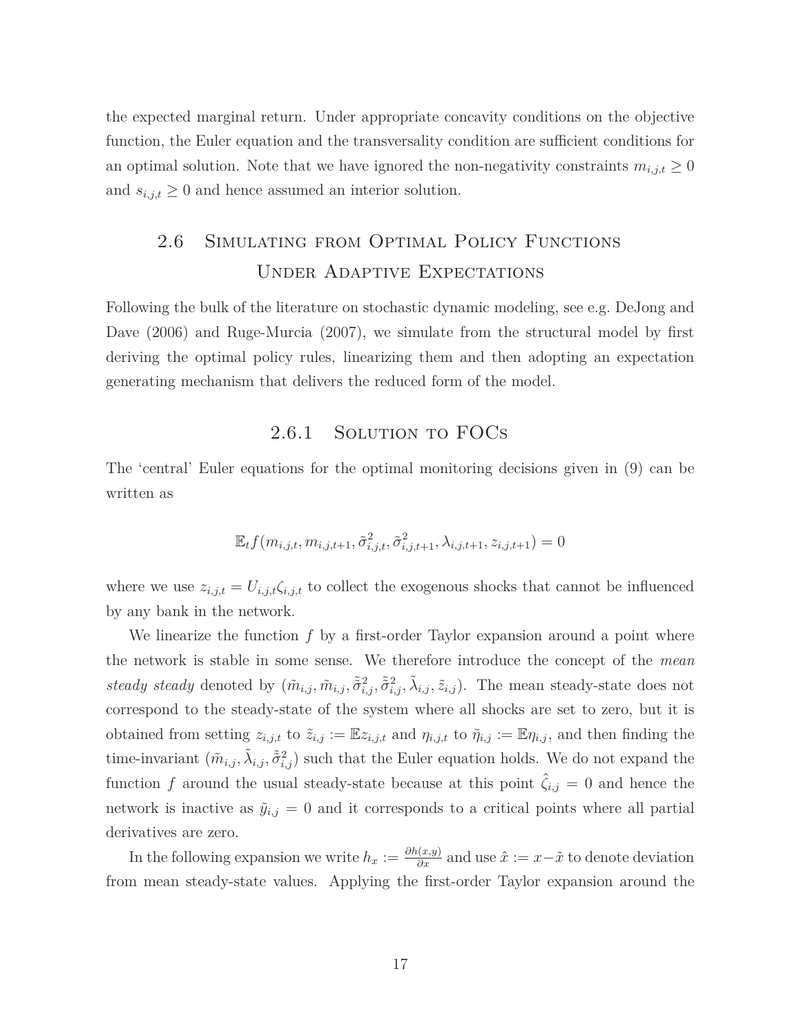the expected marginal return. Under appropriate concavity conditions on the objective function, the Euler equation and the transversality condition are sufficient conditions for an optimal solution. Note that we have ignored the non-negativity constraints $m_{i,j,t} \geq 0$ and $s_{i,j,t} \geq 0$ and hence assumed an interior solution.

## 2.6 Simulating from Optimal Policy Functions Under Adaptive Expectations

Following the bulk of the literature on stochastic dynamic modeling, see e.g. DeJong and Dave (2006) and Ruge-Murcia (2007), we simulate from the structural model by first deriving the optimal policy rules, linearizing them and then adopting an expectation generating mechanism that delivers the reduced form of the model.

### 2.6.1 Solution to FOCs

The 'central' Euler equations for the optimal monitoring decisions given in (9) can be written as

$$\mathbb{E}_t f(m_{i,j,t}, m_{i,j,t+1}, \tilde{\sigma}^2_{i,j,t}, \tilde{\sigma}^2_{i,j,t+1}, \lambda_{i,j,t+1}, z_{i,j,t+1}) = 0$$

where we use $z_{i,j,t} = U_{i,j,t}\zeta_{i,j,t}$ to collect the exogenous shocks that cannot be influenced by any bank in the network.

We linearize the function $f$ by a first-order Taylor expansion around a point where the network is stable in some sense. We therefore introduce the concept of the *mean steady steady* denoted by $(\tilde{m}_{i,j}, \tilde{m}_{i,j}, \tilde{\tilde{\sigma}}^2_{i,j}, \tilde{\tilde{\sigma}}^2_{i,j}, \tilde{\lambda}_{i,j}, \tilde{z}_{i,j})$. The mean steady-state does not correspond to the steady-state of the system where all shocks are set to zero, but it is obtained from setting $z_{i,j,t}$ to $\tilde{z}_{i,j} := \mathbb{E}z_{i,j,t}$ and $\eta_{i,j,t}$ to $\tilde{\eta}_{i,j} := \mathbb{E}\eta_{i,j}$, and then finding the time-invariant $(\tilde{m}_{i,j}, \tilde{\lambda}_{i,j}, \tilde{\tilde{\sigma}}^2_{i,j})$ such that the Euler equation holds. We do not expand the function $f$ around the usual steady-state because at this point $\hat{\zeta}_{i,j} = 0$ and hence the network is inactive as $\tilde{y}_{i,j} = 0$ and it corresponds to a critical points where all partial derivatives are zero.

In the following expansion we write $h_x := \frac{\partial h(x,y)}{\partial x}$ and use $\hat{x} := x - \tilde{x}$ to denote deviation from mean steady-state values. Applying the first-order Taylor expansion around the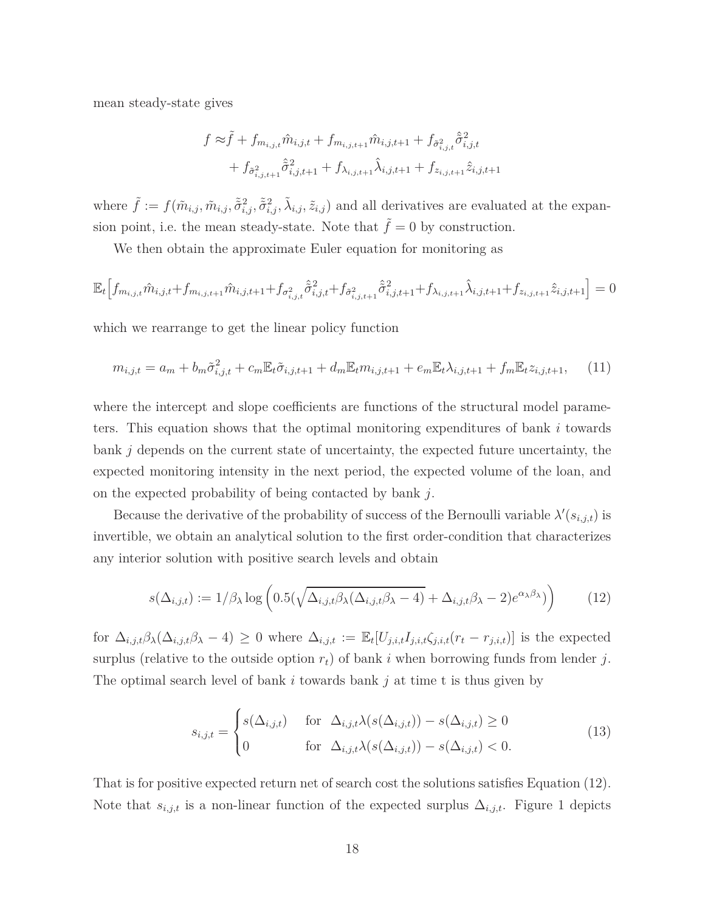mean steady-state gives

$$f \approx \tilde{f} + f_{m_{i,j,t}} \hat{m}_{i,j,t} + f_{m_{i,j,t+1}} \hat{m}_{i,j,t+1} + f_{\tilde{\sigma}^2_{i,j,t}} \hat{\tilde{\sigma}}^2_{i,j,t} + f_{\tilde{\sigma}^2_{i,j,t+1}} \hat{\tilde{\sigma}}^2_{i,j,t+1} + f_{\lambda_{i,j,t+1}} \hat{\lambda}_{i,j,t+1} + f_{z_{i,j,t+1}} \hat{z}_{i,j,t+1}$$

where $\tilde{f} := f(\tilde{m}_{i,j}, \tilde{m}_{i,j}, \tilde{\tilde{\sigma}}^2_{i,j}, \tilde{\tilde{\sigma}}^2_{i,j}, \tilde{\lambda}_{i,j}, \tilde{z}_{i,j})$ and all derivatives are evaluated at the expansion point, i.e. the mean steady-state. Note that $\tilde{f} = 0$ by construction.

We then obtain the approximate Euler equation for monitoring as

$$\mathbb{E}_t \Big[ f_{m_{i,j,t}} \hat{m}_{i,j,t} + f_{m_{i,j,t+1}} \hat{m}_{i,j,t+1} + f_{\sigma^2_{i,j,t}} \hat{\tilde{\sigma}}^2_{i,j,t} + f_{\tilde{\sigma}^2_{i,j,t+1}} \hat{\tilde{\sigma}}^2_{i,j,t+1} + f_{\lambda_{i,j,t+1}} \hat{\lambda}_{i,j,t+1} + f_{z_{i,j,t+1}} \hat{z}_{i,j,t+1} \Big] = 0$$

which we rearrange to get the linear policy function

$$m_{i,j,t} = a_m + b_m \tilde{\sigma}^2_{i,j,t} + c_m \mathbb{E}_t \tilde{\sigma}_{i,j,t+1} + d_m \mathbb{E}_t m_{i,j,t+1} + e_m \mathbb{E}_t \lambda_{i,j,t+1} + f_m \mathbb{E}_t z_{i,j,t+1}, \qquad (11)$$

where the intercept and slope coefficients are functions of the structural model parameters. This equation shows that the optimal monitoring expenditures of bank $i$ towards bank $j$ depends on the current state of uncertainty, the expected future uncertainty, the expected monitoring intensity in the next period, the expected volume of the loan, and on the expected probability of being contacted by bank $j$.

Because the derivative of the probability of success of the Bernoulli variable $\lambda'(s_{i,j,t})$ is invertible, we obtain an analytical solution to the first order-condition that characterizes any interior solution with positive search levels and obtain

$$s(\Delta_{i,j,t}) := 1/\beta_\lambda \log\left(0.5\left(\sqrt{\Delta_{i,j,t}\beta_\lambda(\Delta_{i,j,t}\beta_\lambda - 4)} + \Delta_{i,j,t}\beta_\lambda - 2\right)e^{\alpha_\lambda \beta_\lambda}\right) \qquad (12)$$

for $\Delta_{i,j,t}\beta_\lambda(\Delta_{i,j,t}\beta_\lambda - 4) \geq 0$ where $\Delta_{i,j,t} := \mathbb{E}_t[U_{j,i,t} I_{j,i,t} \zeta_{j,i,t}(r_t - r_{j,i,t})]$ is the expected surplus (relative to the outside option $r_t$) of bank $i$ when borrowing funds from lender $j$. The optimal search level of bank $i$ towards bank $j$ at time t is thus given by

$$s_{i,j,t} = \begin{cases} s(\Delta_{i,j,t}) & \text{for} \;\; \Delta_{i,j,t}\lambda(s(\Delta_{i,j,t})) - s(\Delta_{i,j,t}) \geq 0 \\ 0 & \text{for} \;\; \Delta_{i,j,t}\lambda(s(\Delta_{i,j,t})) - s(\Delta_{i,j,t}) < 0. \end{cases} \qquad (13)$$

That is for positive expected return net of search cost the solutions satisfies Equation (12). Note that $s_{i,j,t}$ is a non-linear function of the expected surplus $\Delta_{i,j,t}$. Figure 1 depicts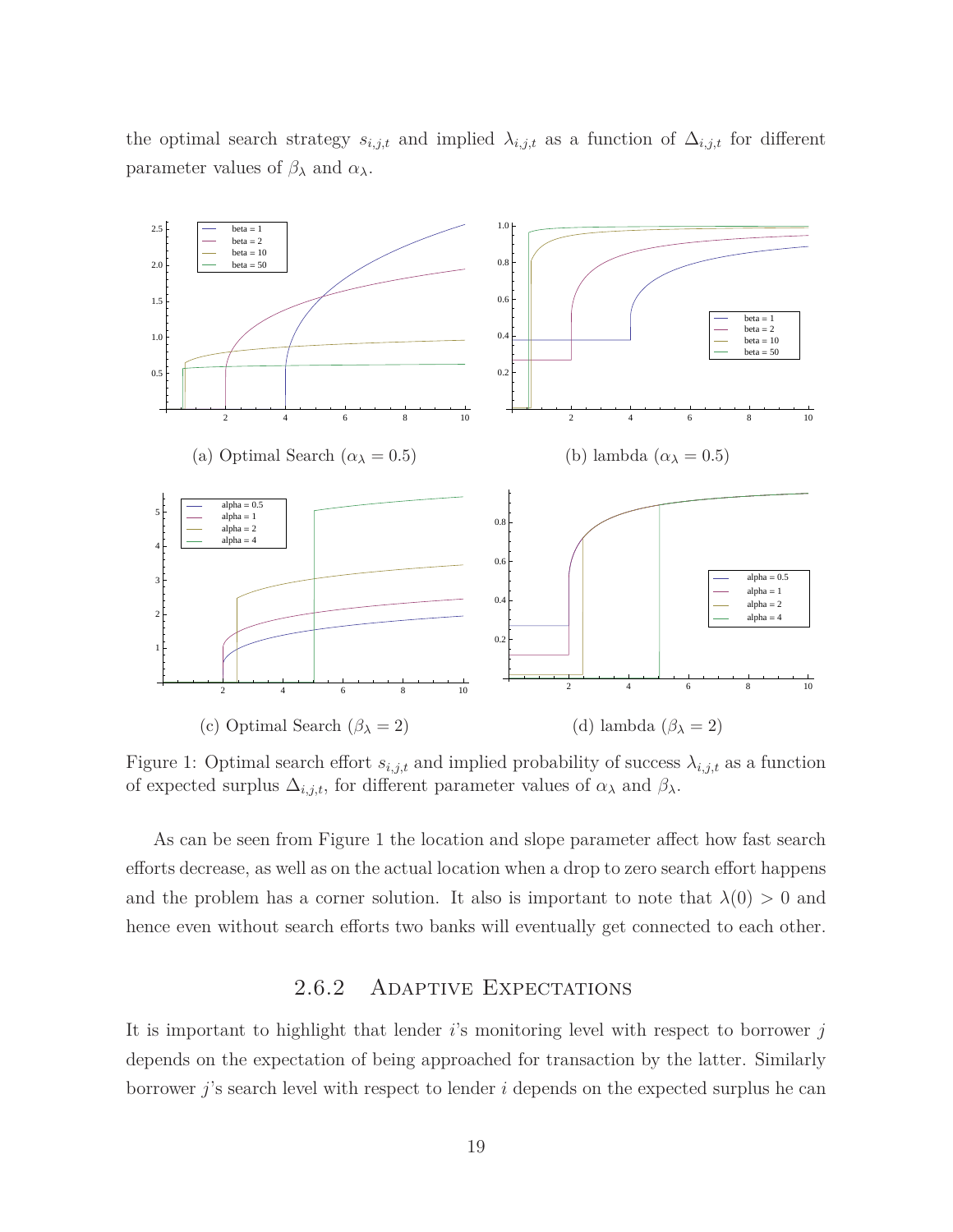the optimal search strategy $s_{i,j,t}$ and implied $\lambda_{i,j,t}$ as a function of $\Delta_{i,j,t}$ for different parameter values of $\beta_\lambda$ and $\alpha_\lambda$.

(a) Optimal Search ($\alpha_\lambda = 0.5$)

(b) lambda ($\alpha_\lambda = 0.5$)

(c) Optimal Search ($\beta_\lambda = 2$)

(d) lambda ($\beta_\lambda = 2$)

Figure 1: Optimal search effort $s_{i,j,t}$ and implied probability of success $\lambda_{i,j,t}$ as a function of expected surplus $\Delta_{i,j,t}$, for different parameter values of $\alpha_\lambda$ and $\beta_\lambda$.

As can be seen from Figure 1 the location and slope parameter affect how fast search efforts decrease, as well as on the actual location when a drop to zero search effort happens and the problem has a corner solution. It also is important to note that $\lambda(0) > 0$ and hence even without search efforts two banks will eventually get connected to each other.

### 2.6.2 Adaptive Expectations

It is important to highlight that lender $i$'s monitoring level with respect to borrower $j$ depends on the expectation of being approached for transaction by the latter. Similarly borrower $j$'s search level with respect to lender $i$ depends on the expected surplus he can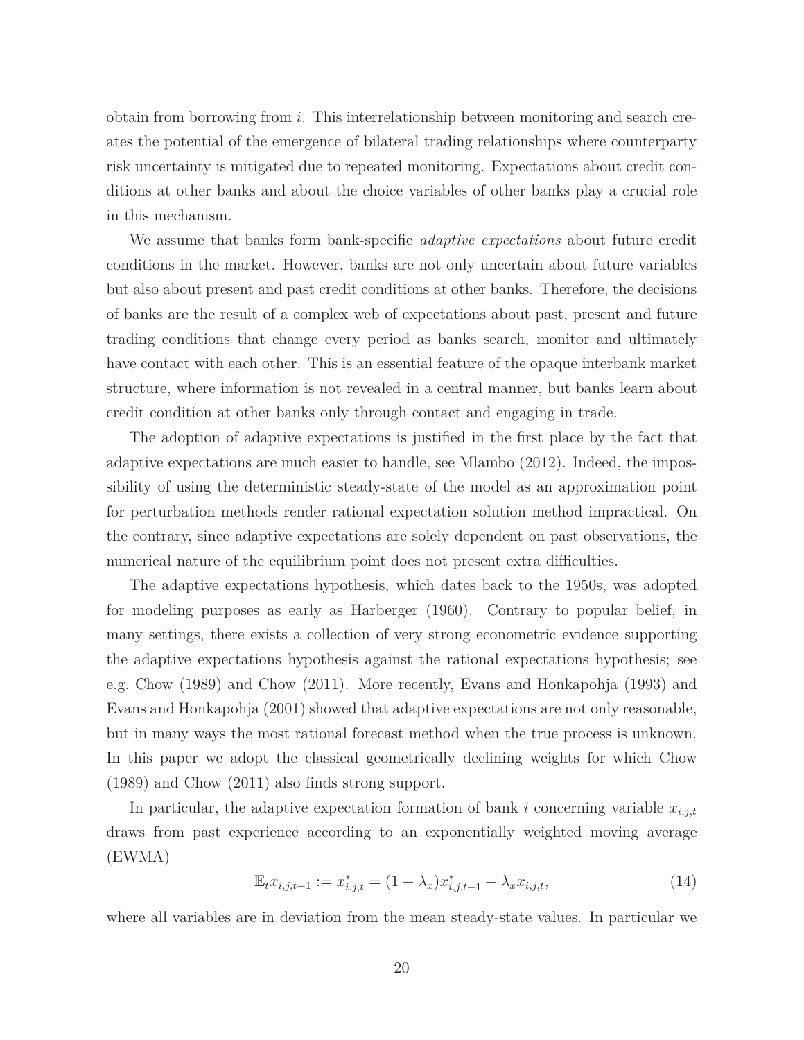obtain from borrowing from $i$. This interrelationship between monitoring and search creates the potential of the emergence of bilateral trading relationships where counterparty risk uncertainty is mitigated due to repeated monitoring. Expectations about credit conditions at other banks and about the choice variables of other banks play a crucial role in this mechanism.

We assume that banks form bank-specific *adaptive expectations* about future credit conditions in the market. However, banks are not only uncertain about future variables but also about present and past credit conditions at other banks. Therefore, the decisions of banks are the result of a complex web of expectations about past, present and future trading conditions that change every period as banks search, monitor and ultimately have contact with each other. This is an essential feature of the opaque interbank market structure, where information is not revealed in a central manner, but banks learn about credit condition at other banks only through contact and engaging in trade.

The adoption of adaptive expectations is justified in the first place by the fact that adaptive expectations are much easier to handle, see Mlambo (2012). Indeed, the impossibility of using the deterministic steady-state of the model as an approximation point for perturbation methods render rational expectation solution method impractical. On the contrary, since adaptive expectations are solely dependent on past observations, the numerical nature of the equilibrium point does not present extra difficulties.

The adaptive expectations hypothesis, which dates back to the 1950s, was adopted for modeling purposes as early as Harberger (1960). Contrary to popular belief, in many settings, there exists a collection of very strong econometric evidence supporting the adaptive expectations hypothesis against the rational expectations hypothesis; see e.g. Chow (1989) and Chow (2011). More recently, Evans and Honkapohja (1993) and Evans and Honkapohja (2001) showed that adaptive expectations are not only reasonable, but in many ways the most rational forecast method when the true process is unknown. In this paper we adopt the classical geometrically declining weights for which Chow (1989) and Chow (2011) also finds strong support.

In particular, the adaptive expectation formation of bank $i$ concerning variable $x_{i,j,t}$ draws from past experience according to an exponentially weighted moving average (EWMA)

$$\mathbb{E}_t x_{i,j,t+1} := x^*_{i,j,t} = (1 - \lambda_x) x^*_{i,j,t-1} + \lambda_x x_{i,j,t}, \tag{14}$$

where all variables are in deviation from the mean steady-state values. In particular we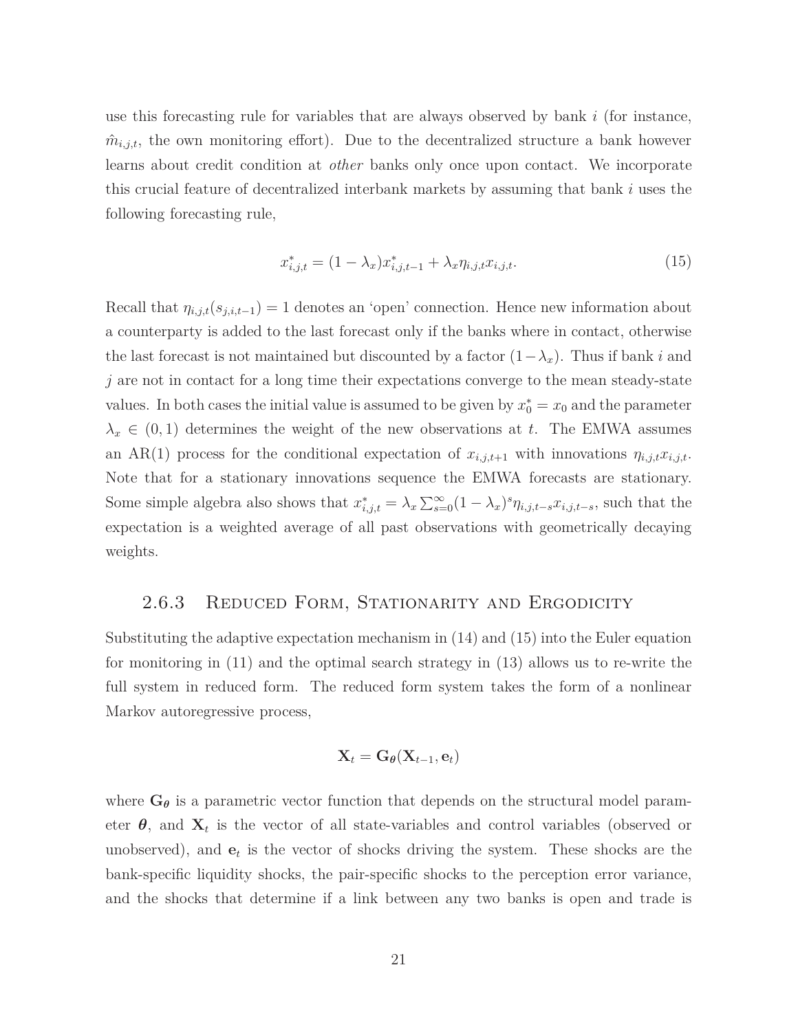use this forecasting rule for variables that are always observed by bank $i$ (for instance, $\hat{m}_{i,j,t}$, the own monitoring effort). Due to the decentralized structure a bank however learns about credit condition at *other* banks only once upon contact. We incorporate this crucial feature of decentralized interbank markets by assuming that bank $i$ uses the following forecasting rule,

$$x^*_{i,j,t} = (1 - \lambda_x)x^*_{i,j,t-1} + \lambda_x \eta_{i,j,t} x_{i,j,t}. \tag{15}$$

Recall that $\eta_{i,j,t}(s_{j,i,t-1}) = 1$ denotes an 'open' connection. Hence new information about a counterparty is added to the last forecast only if the banks where in contact, otherwise the last forecast is not maintained but discounted by a factor $(1-\lambda_x)$. Thus if bank $i$ and $j$ are not in contact for a long time their expectations converge to the mean steady-state values. In both cases the initial value is assumed to be given by $x^*_0 = x_0$ and the parameter $\lambda_x \in (0, 1)$ determines the weight of the new observations at $t$. The EMWA assumes an AR(1) process for the conditional expectation of $x_{i,j,t+1}$ with innovations $\eta_{i,j,t}x_{i,j,t}$. Note that for a stationary innovations sequence the EMWA forecasts are stationary. Some simple algebra also shows that $x^*_{i,j,t} = \lambda_x \sum_{s=0}^{\infty}(1 - \lambda_x)^s \eta_{i,j,t-s}x_{i,j,t-s}$, such that the expectation is a weighted average of all past observations with geometrically decaying weights.

### 2.6.3 Reduced Form, Stationarity and Ergodicity

Substituting the adaptive expectation mechanism in (14) and (15) into the Euler equation for monitoring in (11) and the optimal search strategy in (13) allows us to re-write the full system in reduced form. The reduced form system takes the form of a nonlinear Markov autoregressive process,

$$\mathbf{X}_t = \mathbf{G}_{\boldsymbol{\theta}}(\mathbf{X}_{t-1}, \mathbf{e}_t)$$

where $\mathbf{G}_{\boldsymbol{\theta}}$ is a parametric vector function that depends on the structural model parameter $\boldsymbol{\theta}$, and $\mathbf{X}_t$ is the vector of all state-variables and control variables (observed or unobserved), and $\mathbf{e}_t$ is the vector of shocks driving the system. These shocks are the bank-specific liquidity shocks, the pair-specific shocks to the perception error variance, and the shocks that determine if a link between any two banks is open and trade is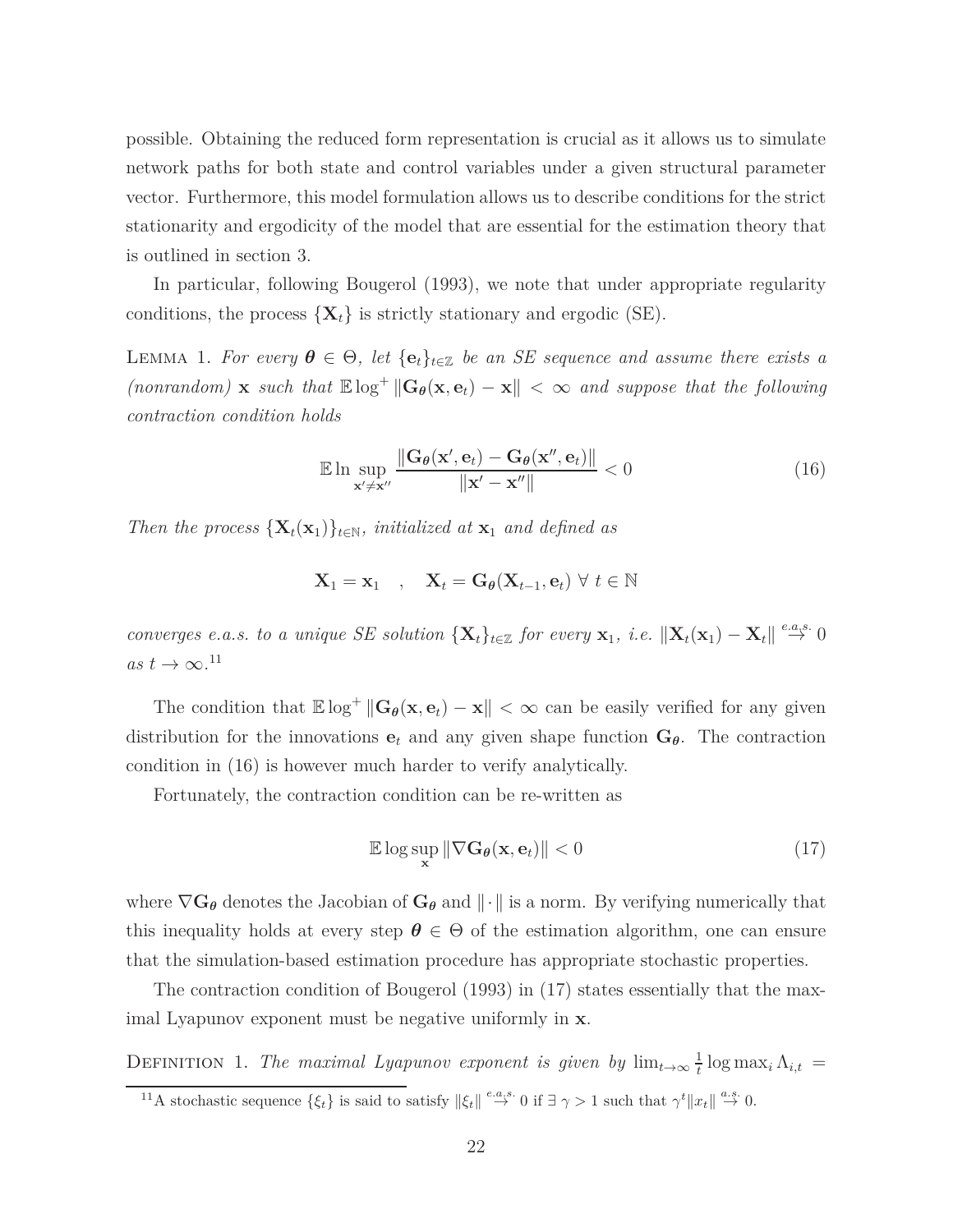possible. Obtaining the reduced form representation is crucial as it allows us to simulate network paths for both state and control variables under a given structural parameter vector. Furthermore, this model formulation allows us to describe conditions for the strict stationarity and ergodicity of the model that are essential for the estimation theory that is outlined in section 3.

In particular, following Bougerol (1993), we note that under appropriate regularity conditions, the process $\{\mathbf{X}_t\}$ is strictly stationary and ergodic (SE).

LEMMA 1. *For every $\boldsymbol{\theta} \in \Theta$, let $\{\mathbf{e}_t\}_{t\in\mathbb{Z}}$ be an SE sequence and assume there exists a (nonrandom) $\mathbf{x}$ such that $\mathbb{E}\log^+ \|\mathbf{G}_{\boldsymbol{\theta}}(\mathbf{x}, \mathbf{e}_t) - \mathbf{x}\| < \infty$ and suppose that the following contraction condition holds*

$$\mathbb{E}\ln \sup_{\mathbf{x}'\neq\mathbf{x}''} \frac{\|\mathbf{G}_{\boldsymbol{\theta}}(\mathbf{x}', \mathbf{e}_t) - \mathbf{G}_{\boldsymbol{\theta}}(\mathbf{x}'', \mathbf{e}_t)\|}{\|\mathbf{x}' - \mathbf{x}''\|} < 0 \tag{16}$$

*Then the process $\{\mathbf{X}_t(\mathbf{x}_1)\}_{t\in\mathbb{N}}$, initialized at $\mathbf{x}_1$ and defined as*

$$\mathbf{X}_1 = \mathbf{x}_1 \quad , \quad \mathbf{X}_t = \mathbf{G}_{\boldsymbol{\theta}}(\mathbf{X}_{t-1}, \mathbf{e}_t) \ \forall \ t \in \mathbb{N}$$

*converges e.a.s. to a unique SE solution $\{\mathbf{X}_t\}_{t\in\mathbb{Z}}$ for every $\mathbf{x}_1$, i.e. $\|\mathbf{X}_t(\mathbf{x}_1) - \mathbf{X}_t\| \stackrel{e.a.s.}{\to} 0$ as $t \to \infty$.*[11]

The condition that $\mathbb{E}\log^+ \|\mathbf{G}_{\boldsymbol{\theta}}(\mathbf{x}, \mathbf{e}_t) - \mathbf{x}\| < \infty$ can be easily verified for any given distribution for the innovations $\mathbf{e}_t$ and any given shape function $\mathbf{G}_{\boldsymbol{\theta}}$. The contraction condition in (16) is however much harder to verify analytically.

Fortunately, the contraction condition can be re-written as

$$\mathbb{E}\log \sup_{\mathbf{x}} \|\nabla \mathbf{G}_{\boldsymbol{\theta}}(\mathbf{x}, \mathbf{e}_t)\| < 0 \tag{17}$$

where $\nabla \mathbf{G}_{\boldsymbol{\theta}}$ denotes the Jacobian of $\mathbf{G}_{\boldsymbol{\theta}}$ and $\|\cdot\|$ is a norm. By verifying numerically that this inequality holds at every step $\boldsymbol{\theta} \in \Theta$ of the estimation algorithm, one can ensure that the simulation-based estimation procedure has appropriate stochastic properties.

The contraction condition of Bougerol (1993) in (17) states essentially that the maximal Lyapunov exponent must be negative uniformly in $\mathbf{x}$.

DEFINITION 1. *The maximal Lyapunov exponent is given by $\lim_{t\to\infty} \frac{1}{t} \log \max_i \Lambda_{i,t} =$*

[11] A stochastic sequence $\{\xi_t\}$ is said to satisfy $\|\xi_t\| \stackrel{e.a.s.}{\to} 0$ if $\exists \ \gamma > 1$ such that $\gamma^t \|x_t\| \stackrel{a.s.}{\to} 0$.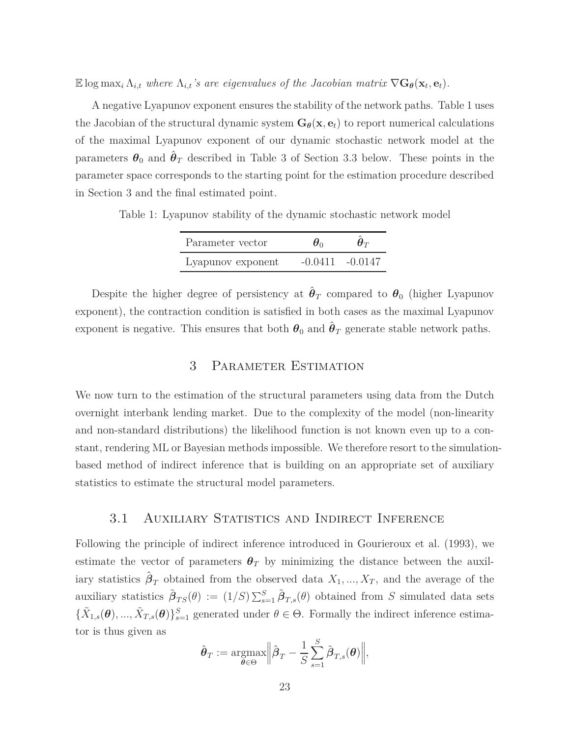$\mathbb{E} \log \max_i \Lambda_{i,t}$ *where* $\Lambda_{i,t}$*'s are eigenvalues of the Jacobian matrix* $\nabla \mathbf{G}_{\boldsymbol{\theta}}(\mathbf{x}_t, \mathbf{e}_t)$.

A negative Lyapunov exponent ensures the stability of the network paths. Table 1 uses the Jacobian of the structural dynamic system $\mathbf{G}_{\boldsymbol{\theta}}(\mathbf{x}, \mathbf{e}_t)$ to report numerical calculations of the maximal Lyapunov exponent of our dynamic stochastic network model at the parameters $\boldsymbol{\theta}_0$ and $\hat{\boldsymbol{\theta}}_T$ described in Table 3 of Section 3.3 below. These points in the parameter space corresponds to the starting point for the estimation procedure described in Section 3 and the final estimated point.

Table 1: Lyapunov stability of the dynamic stochastic network model

| Parameter vector | $\boldsymbol{\theta}_0$ | $\hat{\boldsymbol{\theta}}_T$ |
|---|---|---|
| Lyapunov exponent | -0.0411 | -0.0147 |

Despite the higher degree of persistency at $\hat{\boldsymbol{\theta}}_T$ compared to $\boldsymbol{\theta}_0$ (higher Lyapunov exponent), the contraction condition is satisfied in both cases as the maximal Lyapunov exponent is negative. This ensures that both $\boldsymbol{\theta}_0$ and $\hat{\boldsymbol{\theta}}_T$ generate stable network paths.

# 3 Parameter Estimation

We now turn to the estimation of the structural parameters using data from the Dutch overnight interbank lending market. Due to the complexity of the model (non-linearity and non-standard distributions) the likelihood function is not known even up to a constant, rendering ML or Bayesian methods impossible. We therefore resort to the simulation-based method of indirect inference that is building on an appropriate set of auxiliary statistics to estimate the structural model parameters.

## 3.1 Auxiliary Statistics and Indirect Inference

Following the principle of indirect inference introduced in Gourieroux et al. (1993), we estimate the vector of parameters $\boldsymbol{\theta}_T$ by minimizing the distance between the auxiliary statistics $\hat{\boldsymbol{\beta}}_T$ obtained from the observed data $X_1, ..., X_T$, and the average of the auxiliary statistics $\tilde{\boldsymbol{\beta}}_{TS}(\theta) := (1/S)\sum_{s=1}^{S} \tilde{\boldsymbol{\beta}}_{T,s}(\theta)$ obtained from $S$ simulated data sets $\{\tilde{X}_{1,s}(\boldsymbol{\theta}), ..., \tilde{X}_{T,s}(\boldsymbol{\theta})\}_{s=1}^{S}$ generated under $\theta \in \Theta$. Formally the indirect inference estimator is thus given as

$$\hat{\boldsymbol{\theta}}_T := \underset{\boldsymbol{\theta} \in \Theta}{\operatorname{argmax}} \Big\| \hat{\boldsymbol{\beta}}_T - \frac{1}{S} \sum_{s=1}^{S} \tilde{\boldsymbol{\beta}}_{T,s}(\boldsymbol{\theta}) \Big\|,$$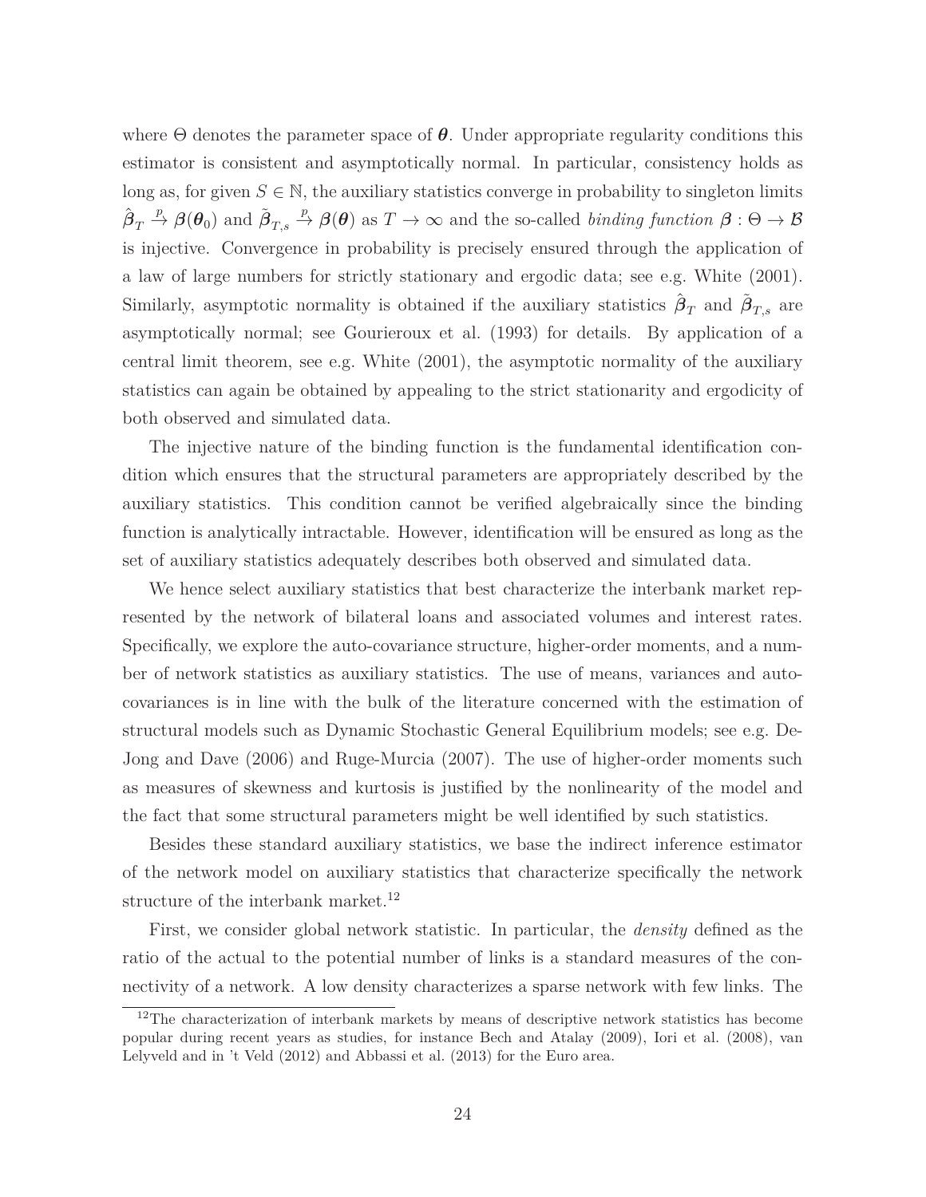where $\Theta$ denotes the parameter space of $\boldsymbol{\theta}$. Under appropriate regularity conditions this estimator is consistent and asymptotically normal. In particular, consistency holds as long as, for given $S \in \mathbb{N}$, the auxiliary statistics converge in probability to singleton limits $\hat{\boldsymbol{\beta}}_T \xrightarrow{p} \boldsymbol{\beta}(\boldsymbol{\theta}_0)$ and $\tilde{\boldsymbol{\beta}}_{T,s} \xrightarrow{p} \boldsymbol{\beta}(\boldsymbol{\theta})$ as $T \to \infty$ and the so-called *binding function* $\boldsymbol{\beta} : \Theta \to \mathcal{B}$ is injective. Convergence in probability is precisely ensured through the application of a law of large numbers for strictly stationary and ergodic data; see e.g. White (2001). Similarly, asymptotic normality is obtained if the auxiliary statistics $\hat{\boldsymbol{\beta}}_T$ and $\tilde{\boldsymbol{\beta}}_{T,s}$ are asymptotically normal; see Gourieroux et al. (1993) for details. By application of a central limit theorem, see e.g. White (2001), the asymptotic normality of the auxiliary statistics can again be obtained by appealing to the strict stationarity and ergodicity of both observed and simulated data.

The injective nature of the binding function is the fundamental identification condition which ensures that the structural parameters are appropriately described by the auxiliary statistics. This condition cannot be verified algebraically since the binding function is analytically intractable. However, identification will be ensured as long as the set of auxiliary statistics adequately describes both observed and simulated data.

We hence select auxiliary statistics that best characterize the interbank market represented by the network of bilateral loans and associated volumes and interest rates. Specifically, we explore the auto-covariance structure, higher-order moments, and a number of network statistics as auxiliary statistics. The use of means, variances and auto-covariances is in line with the bulk of the literature concerned with the estimation of structural models such as Dynamic Stochastic General Equilibrium models; see e.g. DeJong and Dave (2006) and Ruge-Murcia (2007). The use of higher-order moments such as measures of skewness and kurtosis is justified by the nonlinearity of the model and the fact that some structural parameters might be well identified by such statistics.

Besides these standard auxiliary statistics, we base the indirect inference estimator of the network model on auxiliary statistics that characterize specifically the network structure of the interbank market.[12]

First, we consider global network statistic. In particular, the *density* defined as the ratio of the actual to the potential number of links is a standard measures of the connectivity of a network. A low density characterizes a sparse network with few links. The

[12] The characterization of interbank markets by means of descriptive network statistics has become popular during recent years as studies, for instance Bech and Atalay (2009), Iori et al. (2008), van Lelyveld and in 't Veld (2012) and Abbassi et al. (2013) for the Euro area.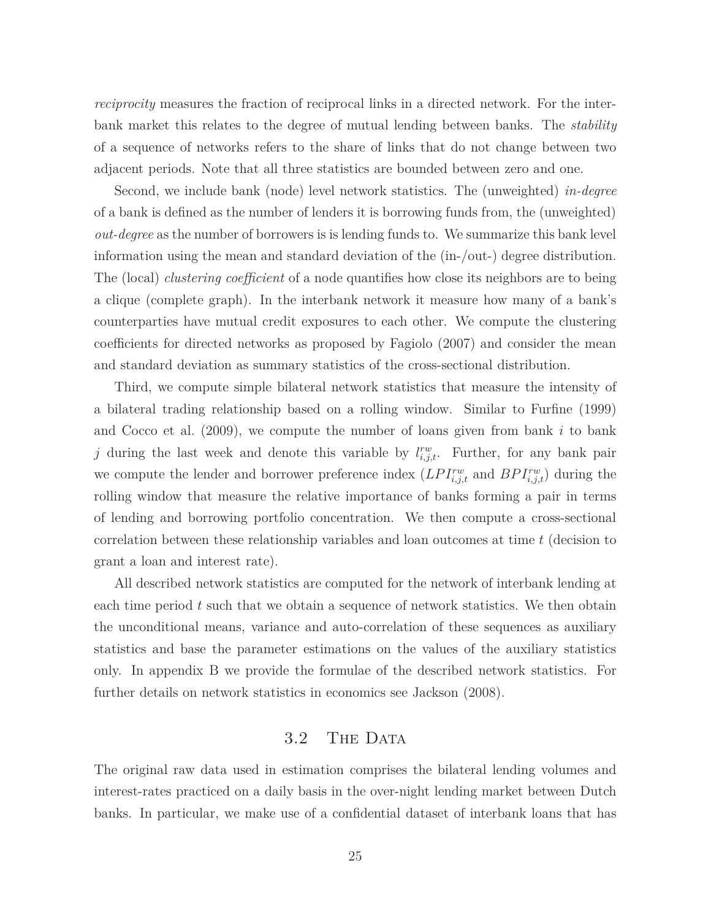*reciprocity* measures the fraction of reciprocal links in a directed network. For the interbank market this relates to the degree of mutual lending between banks. The *stability* of a sequence of networks refers to the share of links that do not change between two adjacent periods. Note that all three statistics are bounded between zero and one.

Second, we include bank (node) level network statistics. The (unweighted) *in-degree* of a bank is defined as the number of lenders it is borrowing funds from, the (unweighted) *out-degree* as the number of borrowers is is lending funds to. We summarize this bank level information using the mean and standard deviation of the (in-/out-) degree distribution. The (local) *clustering coefficient* of a node quantifies how close its neighbors are to being a clique (complete graph). In the interbank network it measure how many of a bank's counterparties have mutual credit exposures to each other. We compute the clustering coefficients for directed networks as proposed by Fagiolo (2007) and consider the mean and standard deviation as summary statistics of the cross-sectional distribution.

Third, we compute simple bilateral network statistics that measure the intensity of a bilateral trading relationship based on a rolling window. Similar to Furfine (1999) and Cocco et al. (2009), we compute the number of loans given from bank $i$ to bank $j$ during the last week and denote this variable by $l_{i,j,t}^{rw}$. Further, for any bank pair we compute the lender and borrower preference index ($LPI_{i,j,t}^{rw}$ and $BPI_{i,j,t}^{rw}$) during the rolling window that measure the relative importance of banks forming a pair in terms of lending and borrowing portfolio concentration. We then compute a cross-sectional correlation between these relationship variables and loan outcomes at time $t$ (decision to grant a loan and interest rate).

All described network statistics are computed for the network of interbank lending at each time period $t$ such that we obtain a sequence of network statistics. We then obtain the unconditional means, variance and auto-correlation of these sequences as auxiliary statistics and base the parameter estimations on the values of the auxiliary statistics only. In appendix B we provide the formulae of the described network statistics. For further details on network statistics in economics see Jackson (2008).

## 3.2 The Data

The original raw data used in estimation comprises the bilateral lending volumes and interest-rates practiced on a daily basis in the over-night lending market between Dutch banks. In particular, we make use of a confidential dataset of interbank loans that has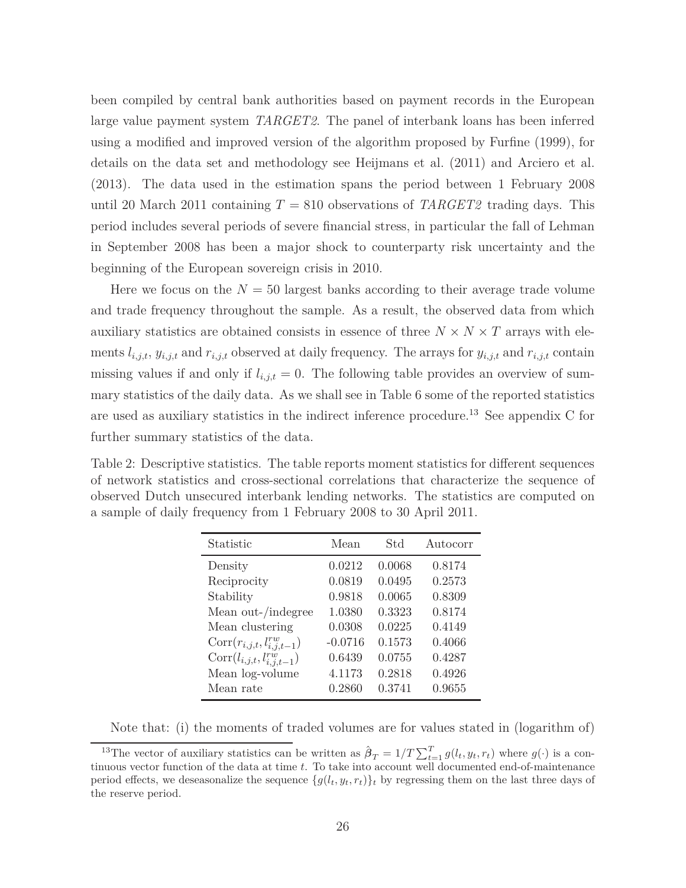been compiled by central bank authorities based on payment records in the European large value payment system *TARGET2*. The panel of interbank loans has been inferred using a modified and improved version of the algorithm proposed by Furfine (1999), for details on the data set and methodology see Heijmans et al. (2011) and Arciero et al. (2013). The data used in the estimation spans the period between 1 February 2008 until 20 March 2011 containing $T = 810$ observations of *TARGET2* trading days. This period includes several periods of severe financial stress, in particular the fall of Lehman in September 2008 has been a major shock to counterparty risk uncertainty and the beginning of the European sovereign crisis in 2010.

Here we focus on the $N = 50$ largest banks according to their average trade volume and trade frequency throughout the sample. As a result, the observed data from which auxiliary statistics are obtained consists in essence of three $N \times N \times T$ arrays with elements $l_{i,j,t}$, $y_{i,j,t}$ and $r_{i,j,t}$ observed at daily frequency. The arrays for $y_{i,j,t}$ and $r_{i,j,t}$ contain missing values if and only if $l_{i,j,t} = 0$. The following table provides an overview of summary statistics of the daily data. As we shall see in Table 6 some of the reported statistics are used as auxiliary statistics in the indirect inference procedure.[13] See appendix C for further summary statistics of the data.

Table 2: Descriptive statistics. The table reports moment statistics for different sequences of network statistics and cross-sectional correlations that characterize the sequence of observed Dutch unsecured interbank lending networks. The statistics are computed on a sample of daily frequency from 1 February 2008 to 30 April 2011.

| Statistic | Mean | Std | Autocorr |
|---|---|---|---|
| Density | 0.0212 | 0.0068 | 0.8174 |
| Reciprocity | 0.0819 | 0.0495 | 0.2573 |
| Stability | 0.9818 | 0.0065 | 0.8309 |
| Mean out-/indegree | 1.0380 | 0.3323 | 0.8174 |
| Mean clustering | 0.0308 | 0.0225 | 0.4149 |
| $\text{Corr}(r_{i,j,t}, l^{rw}_{i,j,t-1})$ | -0.0716 | 0.1573 | 0.4066 |
| $\text{Corr}(l_{i,j,t}, l^{rw}_{i,j,t-1})$ | 0.6439 | 0.0755 | 0.4287 |
| Mean log-volume | 4.1173 | 0.2818 | 0.4926 |
| Mean rate | 0.2860 | 0.3741 | 0.9655 |

Note that: (i) the moments of traded volumes are for values stated in (logarithm of)

[13] The vector of auxiliary statistics can be written as $\hat{\boldsymbol{\beta}}_T = 1/T \sum_{t=1}^{T} g(l_t, y_t, r_t)$ where $g(\cdot)$ is a continuous vector function of the data at time $t$. To take into account well documented end-of-maintenance period effects, we deseasonalize the sequence $\{g(l_t, y_t, r_t)\}_t$ by regressing them on the last three days of the reserve period.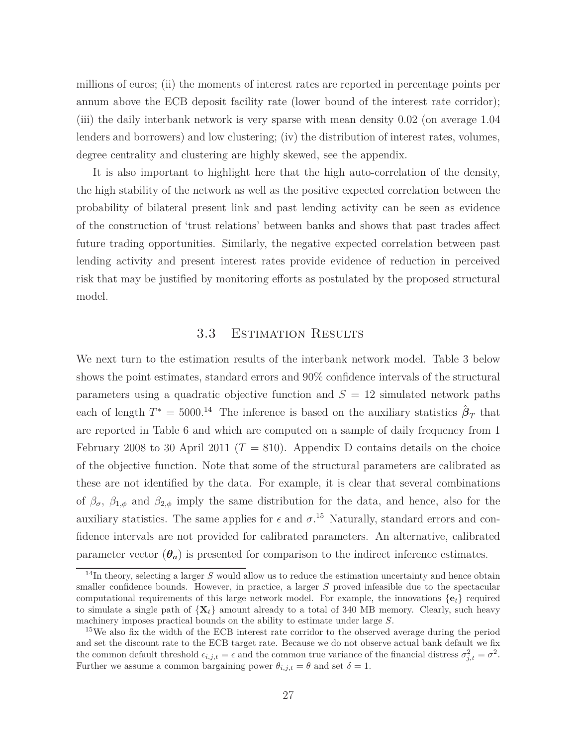millions of euros; (ii) the moments of interest rates are reported in percentage points per annum above the ECB deposit facility rate (lower bound of the interest rate corridor); (iii) the daily interbank network is very sparse with mean density 0.02 (on average 1.04 lenders and borrowers) and low clustering; (iv) the distribution of interest rates, volumes, degree centrality and clustering are highly skewed, see the appendix.

It is also important to highlight here that the high auto-correlation of the density, the high stability of the network as well as the positive expected correlation between the probability of bilateral present link and past lending activity can be seen as evidence of the construction of 'trust relations' between banks and shows that past trades affect future trading opportunities. Similarly, the negative expected correlation between past lending activity and present interest rates provide evidence of reduction in perceived risk that may be justified by monitoring efforts as postulated by the proposed structural model.

## 3.3 Estimation Results

We next turn to the estimation results of the interbank network model. Table 3 below shows the point estimates, standard errors and 90% confidence intervals of the structural parameters using a quadratic objective function and $S = 12$ simulated network paths each of length $T^* = 5000$.[14] The inference is based on the auxiliary statistics $\hat{\boldsymbol{\beta}}_T$ that are reported in Table 6 and which are computed on a sample of daily frequency from 1 February 2008 to 30 April 2011 ($T = 810$). Appendix D contains details on the choice of the objective function. Note that some of the structural parameters are calibrated as these are not identified by the data. For example, it is clear that several combinations of $\beta_\sigma$, $\beta_{1,\phi}$ and $\beta_{2,\phi}$ imply the same distribution for the data, and hence, also for the auxiliary statistics. The same applies for $\epsilon$ and $\sigma$.[15] Naturally, standard errors and confidence intervals are not provided for calibrated parameters. An alternative, calibrated parameter vector ($\boldsymbol{\theta_a}$) is presented for comparison to the indirect inference estimates.

[14] In theory, selecting a larger $S$ would allow us to reduce the estimation uncertainty and hence obtain smaller confidence bounds. However, in practice, a larger $S$ proved infeasible due to the spectacular computational requirements of this large network model. For example, the innovations $\{\mathbf{e}_t\}$ required to simulate a single path of $\{\mathbf{X}_t\}$ amount already to a total of 340 MB memory. Clearly, such heavy machinery imposes practical bounds on the ability to estimate under large $S$.

[15] We also fix the width of the ECB interest rate corridor to the observed average during the period and set the discount rate to the ECB target rate. Because we do not observe actual bank default we fix the common default threshold $\epsilon_{i,j,t} = \epsilon$ and the common true variance of the financial distress $\sigma^2_{j,t} = \sigma^2$. Further we assume a common bargaining power $\theta_{i,j,t} = \theta$ and set $\delta = 1$.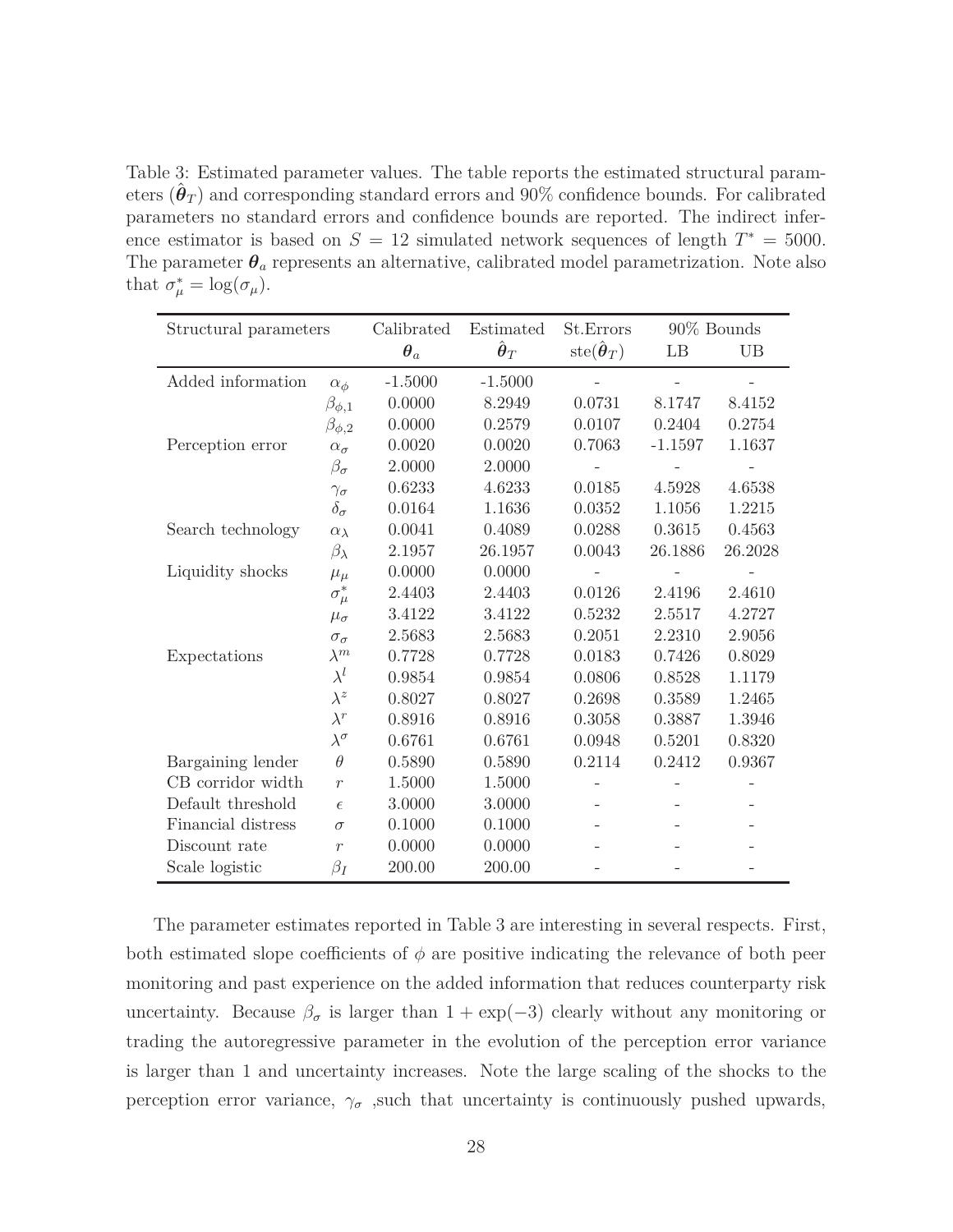Table 3: Estimated parameter values. The table reports the estimated structural parameters ($\hat{\boldsymbol{\theta}}_T$) and corresponding standard errors and 90% confidence bounds. For calibrated parameters no standard errors and confidence bounds are reported. The indirect inference estimator is based on $S = 12$ simulated network sequences of length $T^* = 5000$. The parameter $\boldsymbol{\theta}_a$ represents an alternative, calibrated model parametrization. Note also that $\sigma^*_\mu = \log(\sigma_\mu)$.

| Structural parameters | | Calibrated $\boldsymbol{\theta}_a$ | Estimated $\hat{\boldsymbol{\theta}}_T$ | St.Errors $\text{ste}(\hat{\boldsymbol{\theta}}_T)$ | 90% Bounds LB | UB |
|---|---|---|---|---|---|---|
| Added information | $\alpha_\phi$ | -1.5000 | -1.5000 | - | - | - |
| | $\beta_{\phi,1}$ | 0.0000 | 8.2949 | 0.0731 | 8.1747 | 8.4152 |
| | $\beta_{\phi,2}$ | 0.0000 | 0.2579 | 0.0107 | 0.2404 | 0.2754 |
| Perception error | $\alpha_\sigma$ | 0.0020 | 0.0020 | 0.7063 | -1.1597 | 1.1637 |
| | $\beta_\sigma$ | 2.0000 | 2.0000 | - | - | - |
| | $\gamma_\sigma$ | 0.6233 | 4.6233 | 0.0185 | 4.5928 | 4.6538 |
| | $\delta_\sigma$ | 0.0164 | 1.1636 | 0.0352 | 1.1056 | 1.2215 |
| Search technology | $\alpha_\lambda$ | 0.0041 | 0.4089 | 0.0288 | 0.3615 | 0.4563 |
| | $\beta_\lambda$ | 2.1957 | 26.1957 | 0.0043 | 26.1886 | 26.2028 |
| Liquidity shocks | $\mu_\mu$ | 0.0000 | 0.0000 | - | - | - |
| | $\sigma^*_\mu$ | 2.4403 | 2.4403 | 0.0126 | 2.4196 | 2.4610 |
| | $\mu_\sigma$ | 3.4122 | 3.4122 | 0.5232 | 2.5517 | 4.2727 |
| | $\sigma_\sigma$ | 2.5683 | 2.5683 | 0.2051 | 2.2310 | 2.9056 |
| Expectations | $\lambda^m$ | 0.7728 | 0.7728 | 0.0183 | 0.7426 | 0.8029 |
| | $\lambda^l$ | 0.9854 | 0.9854 | 0.0806 | 0.8528 | 1.1179 |
| | $\lambda^z$ | 0.8027 | 0.8027 | 0.2698 | 0.3589 | 1.2465 |
| | $\lambda^r$ | 0.8916 | 0.8916 | 0.3058 | 0.3887 | 1.3946 |
| | $\lambda^\sigma$ | 0.6761 | 0.6761 | 0.0948 | 0.5201 | 0.8320 |
| Bargaining lender | $\theta$ | 0.5890 | 0.5890 | 0.2114 | 0.2412 | 0.9367 |
| CB corridor width | $r$ | 1.5000 | 1.5000 | - | - | - |
| Default threshold | $\epsilon$ | 3.0000 | 3.0000 | - | - | - |
| Financial distress | $\sigma$ | 0.1000 | 0.1000 | - | - | - |
| Discount rate | $r$ | 0.0000 | 0.0000 | - | - | - |
| Scale logistic | $\beta_I$ | 200.00 | 200.00 | - | - | - |

The parameter estimates reported in Table 3 are interesting in several respects. First, both estimated slope coefficients of $\phi$ are positive indicating the relevance of both peer monitoring and past experience on the added information that reduces counterparty risk uncertainty. Because $\beta_\sigma$ is larger than $1 + \exp(-3)$ clearly without any monitoring or trading the autoregressive parameter in the evolution of the perception error variance is larger than 1 and uncertainty increases. Note the large scaling of the shocks to the perception error variance, $\gamma_\sigma$ ,such that uncertainty is continuously pushed upwards,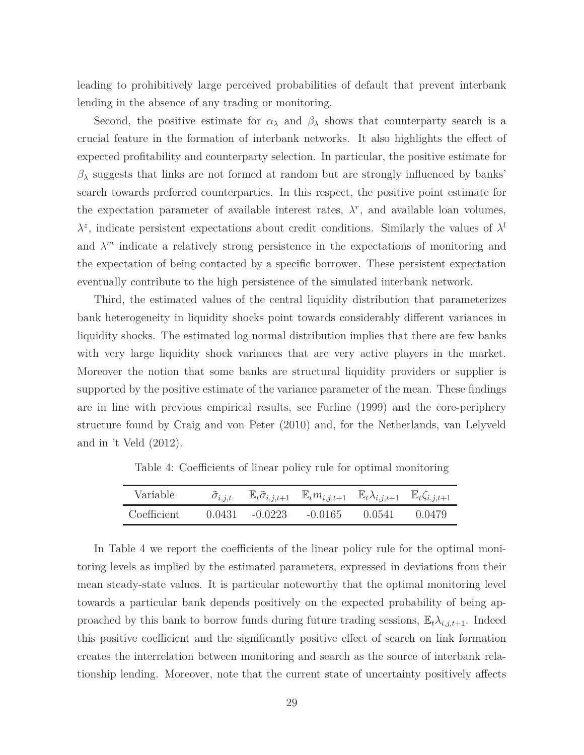leading to prohibitively large perceived probabilities of default that prevent interbank lending in the absence of any trading or monitoring.

Second, the positive estimate for $\alpha_\lambda$ and $\beta_\lambda$ shows that counterparty search is a crucial feature in the formation of interbank networks. It also highlights the effect of expected profitability and counterparty selection. In particular, the positive estimate for $\beta_\lambda$ suggests that links are not formed at random but are strongly influenced by banks' search towards preferred counterparties. In this respect, the positive point estimate for the expectation parameter of available interest rates, $\lambda^r$, and available loan volumes, $\lambda^z$, indicate persistent expectations about credit conditions. Similarly the values of $\lambda^l$ and $\lambda^m$ indicate a relatively strong persistence in the expectations of monitoring and the expectation of being contacted by a specific borrower. These persistent expectation eventually contribute to the high persistence of the simulated interbank network.

Third, the estimated values of the central liquidity distribution that parameterizes bank heterogeneity in liquidity shocks point towards considerably different variances in liquidity shocks. The estimated log normal distribution implies that there are few banks with very large liquidity shock variances that are very active players in the market. Moreover the notion that some banks are structural liquidity providers or supplier is supported by the positive estimate of the variance parameter of the mean. These findings are in line with previous empirical results, see Furfine (1999) and the core-periphery structure found by Craig and von Peter (2010) and, for the Netherlands, van Lelyveld and in 't Veld (2012).

Table 4: Coefficients of linear policy rule for optimal monitoring

| Variable | $\tilde{\sigma}_{i,j,t}$ | $\mathbb{E}_t\tilde{\sigma}_{i,j,t+1}$ | $\mathbb{E}_t m_{i,j,t+1}$ | $\mathbb{E}_t\lambda_{i,j,t+1}$ | $\mathbb{E}_t\zeta_{i,j,t+1}$ |
|---|---|---|---|---|---|
| Coefficient | 0.0431 | -0.0223 | -0.0165 | 0.0541 | 0.0479 |

In Table 4 we report the coefficients of the linear policy rule for the optimal monitoring levels as implied by the estimated parameters, expressed in deviations from their mean steady-state values. It is particular noteworthy that the optimal monitoring level towards a particular bank depends positively on the expected probability of being approached by this bank to borrow funds during future trading sessions, $\mathbb{E}_t\lambda_{i,j,t+1}$. Indeed this positive coefficient and the significantly positive effect of search on link formation creates the interrelation between monitoring and search as the source of interbank relationship lending. Moreover, note that the current state of uncertainty positively affects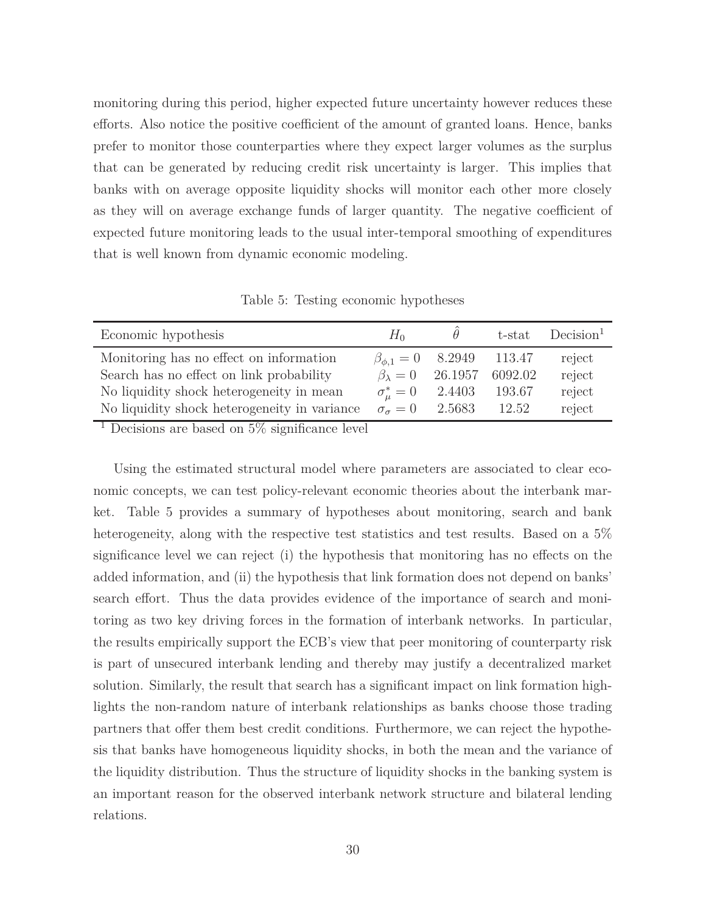monitoring during this period, higher expected future uncertainty however reduces these efforts. Also notice the positive coefficient of the amount of granted loans. Hence, banks prefer to monitor those counterparties where they expect larger volumes as the surplus that can be generated by reducing credit risk uncertainty is larger. This implies that banks with on average opposite liquidity shocks will monitor each other more closely as they will on average exchange funds of larger quantity. The negative coefficient of expected future monitoring leads to the usual inter-temporal smoothing of expenditures that is well known from dynamic economic modeling.

Table 5: Testing economic hypotheses

| Economic hypothesis | $H_0$ | $\hat{\theta}$ | t-stat | Decision[1] |
|---|---|---|---|---|
| Monitoring has no effect on information | $\beta_{\phi,1} = 0$ | 8.2949 | 113.47 | reject |
| Search has no effect on link probability | $\beta_{\lambda} = 0$ | 26.1957 | 6092.02 | reject |
| No liquidity shock heterogeneity in mean | $\sigma^*_{\mu} = 0$ | 2.4403 | 193.67 | reject |
| No liquidity shock heterogeneity in variance | $\sigma_{\sigma} = 0$ | 2.5683 | 12.52 | reject |

[1] Decisions are based on 5% significance level

Using the estimated structural model where parameters are associated to clear economic concepts, we can test policy-relevant economic theories about the interbank market. Table 5 provides a summary of hypotheses about monitoring, search and bank heterogeneity, along with the respective test statistics and test results. Based on a 5% significance level we can reject (i) the hypothesis that monitoring has no effects on the added information, and (ii) the hypothesis that link formation does not depend on banks' search effort. Thus the data provides evidence of the importance of search and monitoring as two key driving forces in the formation of interbank networks. In particular, the results empirically support the ECB's view that peer monitoring of counterparty risk is part of unsecured interbank lending and thereby may justify a decentralized market solution. Similarly, the result that search has a significant impact on link formation highlights the non-random nature of interbank relationships as banks choose those trading partners that offer them best credit conditions. Furthermore, we can reject the hypothesis that banks have homogeneous liquidity shocks, in both the mean and the variance of the liquidity distribution. Thus the structure of liquidity shocks in the banking system is an important reason for the observed interbank network structure and bilateral lending relations.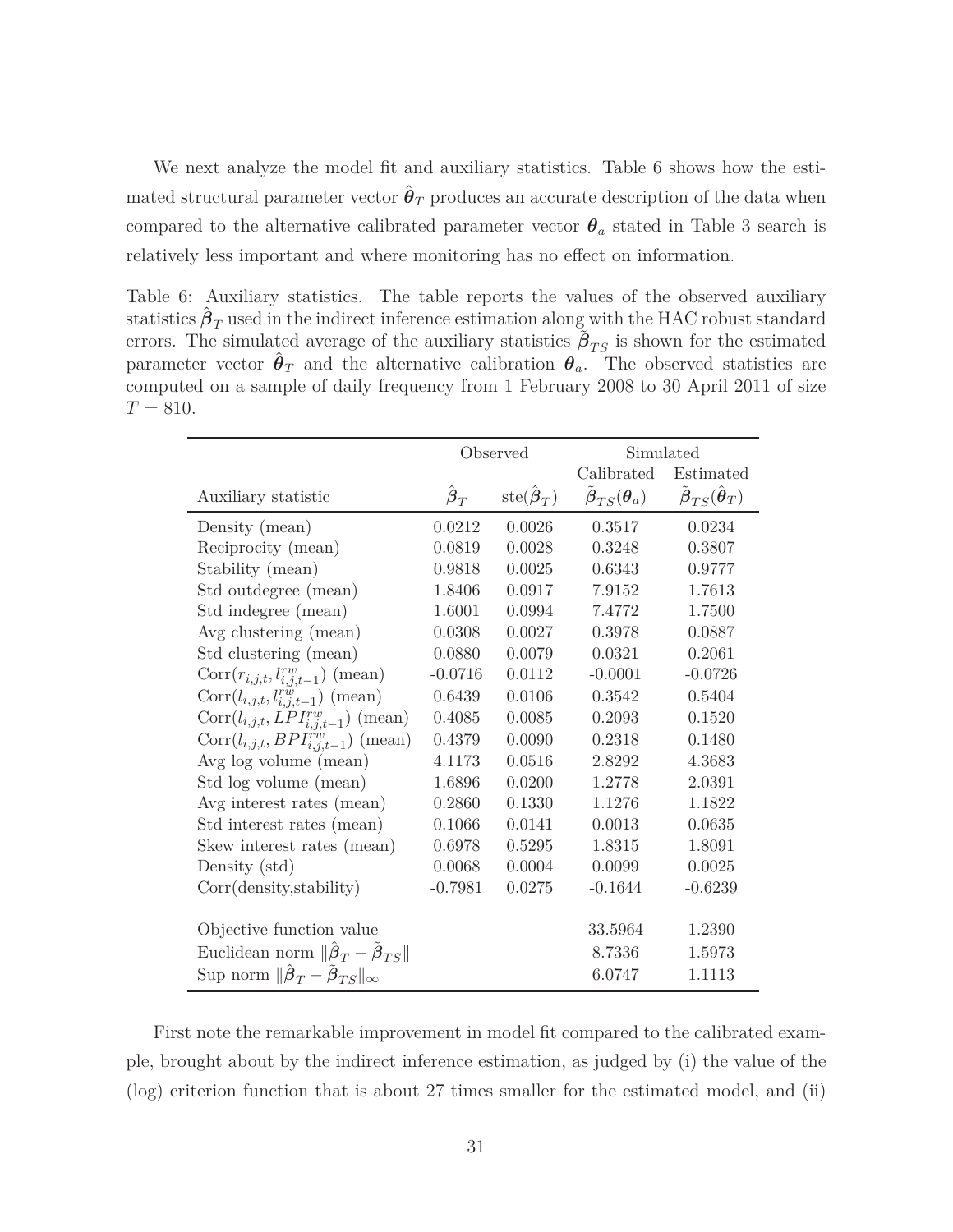We next analyze the model fit and auxiliary statistics. Table 6 shows how the estimated structural parameter vector $\hat{\boldsymbol{\theta}}_T$ produces an accurate description of the data when compared to the alternative calibrated parameter vector $\boldsymbol{\theta}_a$ stated in Table 3 search is relatively less important and where monitoring has no effect on information.

Table 6: Auxiliary statistics. The table reports the values of the observed auxiliary statistics $\hat{\boldsymbol{\beta}}_T$ used in the indirect inference estimation along with the HAC robust standard errors. The simulated average of the auxiliary statistics $\tilde{\boldsymbol{\beta}}_{TS}$ is shown for the estimated parameter vector $\hat{\boldsymbol{\theta}}_T$ and the alternative calibration $\boldsymbol{\theta}_a$. The observed statistics are computed on a sample of daily frequency from 1 February 2008 to 30 April 2011 of size $T = 810$.

| | Observed | | Simulated | |
|---|---|---|---|---|
| | | | Calibrated | Estimated |
| Auxiliary statistic | $\hat{\boldsymbol{\beta}}_T$ | $\text{ste}(\hat{\boldsymbol{\beta}}_T)$ | $\tilde{\boldsymbol{\beta}}_{TS}(\boldsymbol{\theta}_a)$ | $\tilde{\boldsymbol{\beta}}_{TS}(\hat{\boldsymbol{\theta}}_T)$ |
| Density (mean) | 0.0212 | 0.0026 | 0.3517 | 0.0234 |
| Reciprocity (mean) | 0.0819 | 0.0028 | 0.3248 | 0.3807 |
| Stability (mean) | 0.9818 | 0.0025 | 0.6343 | 0.9777 |
| Std outdegree (mean) | 1.8406 | 0.0917 | 7.9152 | 1.7613 |
| Std indegree (mean) | 1.6001 | 0.0994 | 7.4772 | 1.7500 |
| Avg clustering (mean) | 0.0308 | 0.0027 | 0.3978 | 0.0887 |
| Std clustering (mean) | 0.0880 | 0.0079 | 0.0321 | 0.2061 |
| $\text{Corr}(r_{i,j,t}, l^{rw}_{i,j,t-1})$ (mean) | -0.0716 | 0.0112 | -0.0001 | -0.0726 |
| $\text{Corr}(l_{i,j,t}, l^{rw}_{i,j,t-1})$ (mean) | 0.6439 | 0.0106 | 0.3542 | 0.5404 |
| $\text{Corr}(l_{i,j,t}, LPI^{rw}_{i,j,t-1})$ (mean) | 0.4085 | 0.0085 | 0.2093 | 0.1520 |
| $\text{Corr}(l_{i,j,t}, BPI^{rw}_{i,j,t-1})$ (mean) | 0.4379 | 0.0090 | 0.2318 | 0.1480 |
| Avg log volume (mean) | 4.1173 | 0.0516 | 2.8292 | 4.3683 |
| Std log volume (mean) | 1.6896 | 0.0200 | 1.2778 | 2.0391 |
| Avg interest rates (mean) | 0.2860 | 0.1330 | 1.1276 | 1.1822 |
| Std interest rates (mean) | 0.1066 | 0.0141 | 0.0013 | 0.0635 |
| Skew interest rates (mean) | 0.6978 | 0.5295 | 1.8315 | 1.8091 |
| Density (std) | 0.0068 | 0.0004 | 0.0099 | 0.0025 |
| Corr(density,stability) | -0.7981 | 0.0275 | -0.1644 | -0.6239 |
| | | | | |
| Objective function value | | | 33.5964 | 1.2390 |
| Euclidean norm $\Vert\hat{\boldsymbol{\beta}}_T - \tilde{\boldsymbol{\beta}}_{TS}\Vert$ | | | 8.7336 | 1.5973 |
| Sup norm $\Vert\hat{\boldsymbol{\beta}}_T - \tilde{\boldsymbol{\beta}}_{TS}\Vert_\infty$ | | | 6.0747 | 1.1113 |

First note the remarkable improvement in model fit compared to the calibrated example, brought about by the indirect inference estimation, as judged by (i) the value of the (log) criterion function that is about 27 times smaller for the estimated model, and (ii)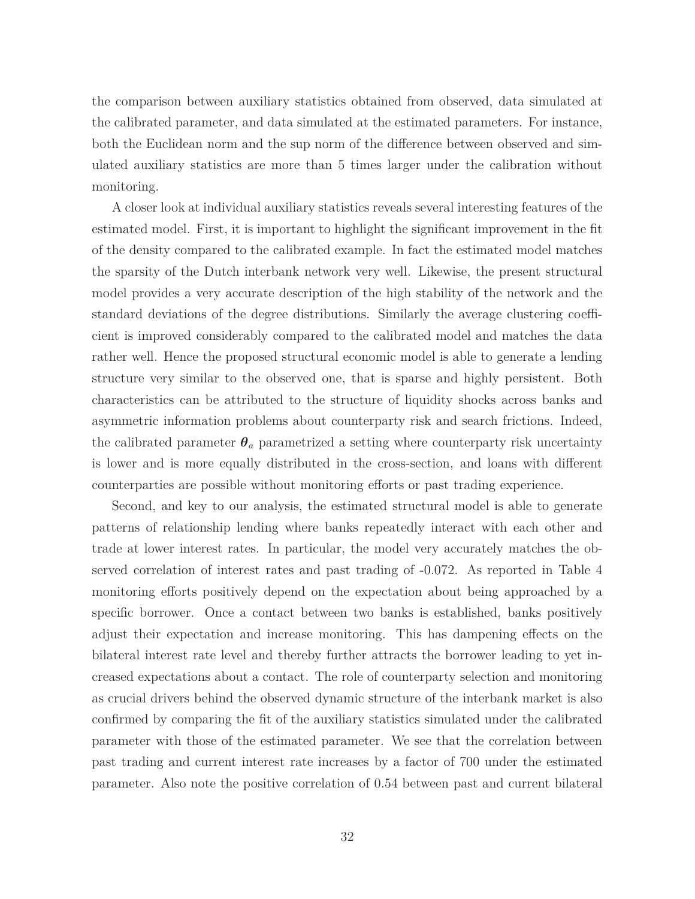the comparison between auxiliary statistics obtained from observed, data simulated at the calibrated parameter, and data simulated at the estimated parameters. For instance, both the Euclidean norm and the sup norm of the difference between observed and simulated auxiliary statistics are more than 5 times larger under the calibration without monitoring.

A closer look at individual auxiliary statistics reveals several interesting features of the estimated model. First, it is important to highlight the significant improvement in the fit of the density compared to the calibrated example. In fact the estimated model matches the sparsity of the Dutch interbank network very well. Likewise, the present structural model provides a very accurate description of the high stability of the network and the standard deviations of the degree distributions. Similarly the average clustering coefficient is improved considerably compared to the calibrated model and matches the data rather well. Hence the proposed structural economic model is able to generate a lending structure very similar to the observed one, that is sparse and highly persistent. Both characteristics can be attributed to the structure of liquidity shocks across banks and asymmetric information problems about counterparty risk and search frictions. Indeed, the calibrated parameter $\boldsymbol{\theta}_a$ parametrized a setting where counterparty risk uncertainty is lower and is more equally distributed in the cross-section, and loans with different counterparties are possible without monitoring efforts or past trading experience.

Second, and key to our analysis, the estimated structural model is able to generate patterns of relationship lending where banks repeatedly interact with each other and trade at lower interest rates. In particular, the model very accurately matches the observed correlation of interest rates and past trading of -0.072. As reported in Table 4 monitoring efforts positively depend on the expectation about being approached by a specific borrower. Once a contact between two banks is established, banks positively adjust their expectation and increase monitoring. This has dampening effects on the bilateral interest rate level and thereby further attracts the borrower leading to yet increased expectations about a contact. The role of counterparty selection and monitoring as crucial drivers behind the observed dynamic structure of the interbank market is also confirmed by comparing the fit of the auxiliary statistics simulated under the calibrated parameter with those of the estimated parameter. We see that the correlation between past trading and current interest rate increases by a factor of 700 under the estimated parameter. Also note the positive correlation of 0.54 between past and current bilateral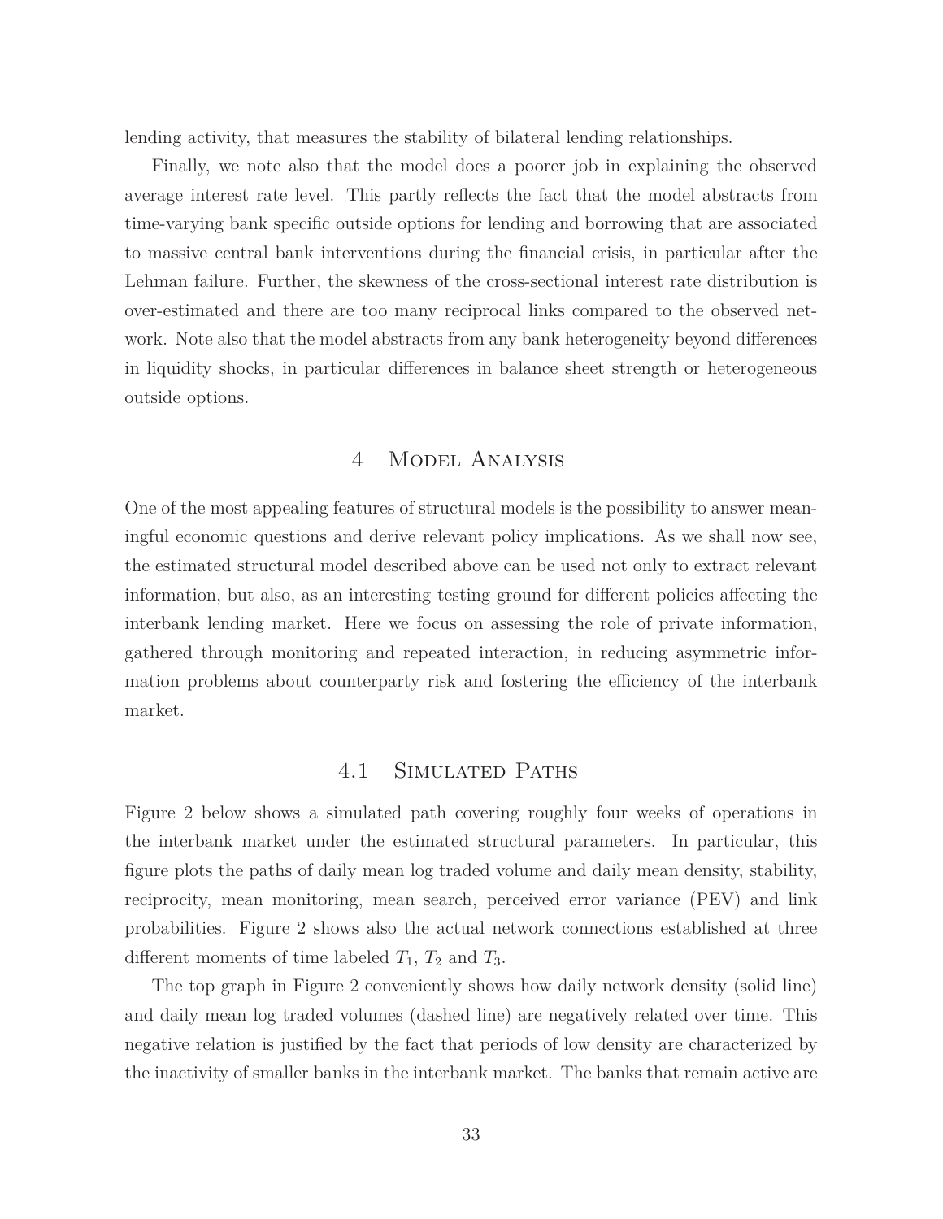lending activity, that measures the stability of bilateral lending relationships.

Finally, we note also that the model does a poorer job in explaining the observed average interest rate level. This partly reflects the fact that the model abstracts from time-varying bank specific outside options for lending and borrowing that are associated to massive central bank interventions during the financial crisis, in particular after the Lehman failure. Further, the skewness of the cross-sectional interest rate distribution is over-estimated and there are too many reciprocal links compared to the observed network. Note also that the model abstracts from any bank heterogeneity beyond differences in liquidity shocks, in particular differences in balance sheet strength or heterogeneous outside options.

# 4 Model Analysis

One of the most appealing features of structural models is the possibility to answer meaningful economic questions and derive relevant policy implications. As we shall now see, the estimated structural model described above can be used not only to extract relevant information, but also, as an interesting testing ground for different policies affecting the interbank lending market. Here we focus on assessing the role of private information, gathered through monitoring and repeated interaction, in reducing asymmetric information problems about counterparty risk and fostering the efficiency of the interbank market.

## 4.1 Simulated Paths

Figure 2 below shows a simulated path covering roughly four weeks of operations in the interbank market under the estimated structural parameters. In particular, this figure plots the paths of daily mean log traded volume and daily mean density, stability, reciprocity, mean monitoring, mean search, perceived error variance (PEV) and link probabilities. Figure 2 shows also the actual network connections established at three different moments of time labeled $T_1$, $T_2$ and $T_3$.

The top graph in Figure 2 conveniently shows how daily network density (solid line) and daily mean log traded volumes (dashed line) are negatively related over time. This negative relation is justified by the fact that periods of low density are characterized by the inactivity of smaller banks in the interbank market. The banks that remain active are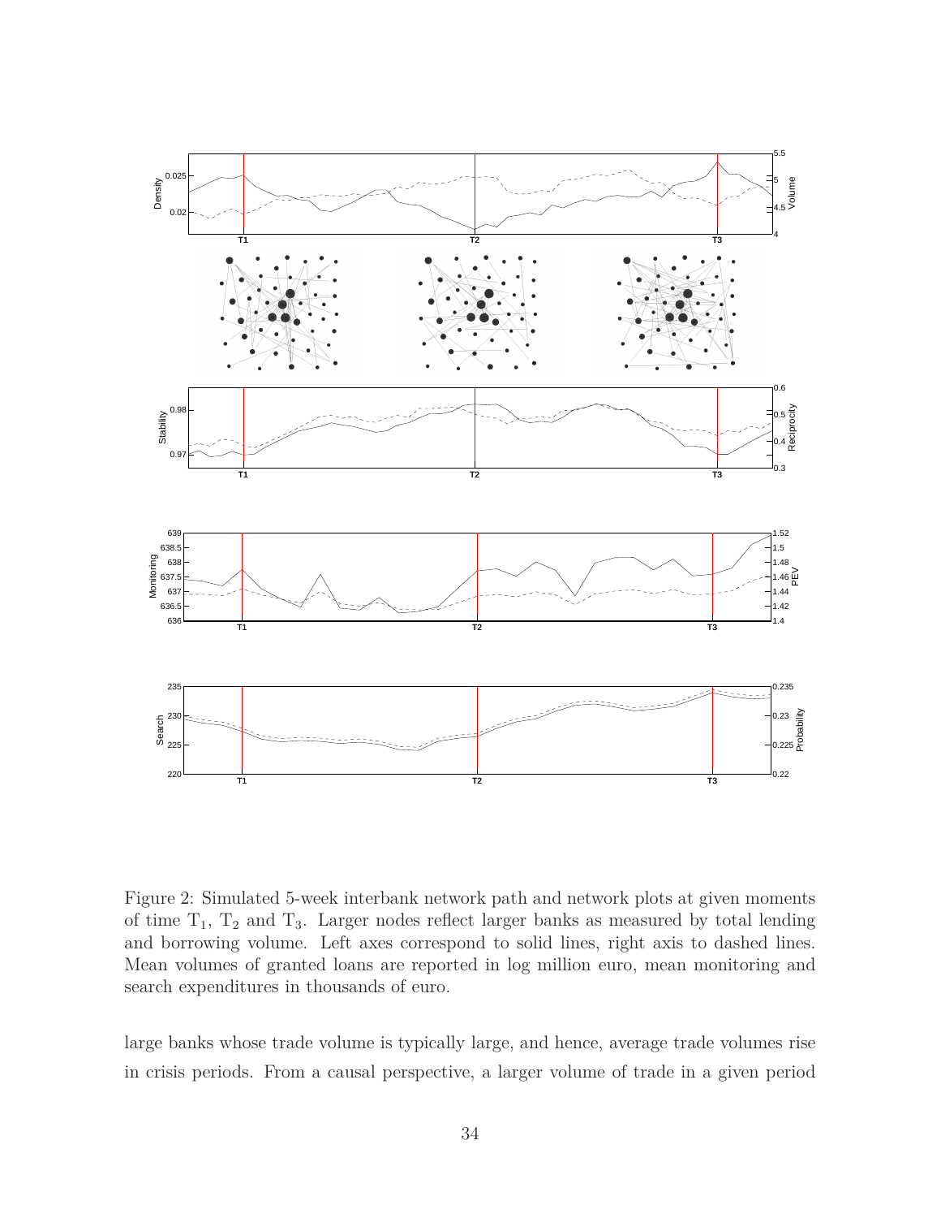Figure 2: Simulated 5-week interbank network path and network plots at given moments of time $T_1$, $T_2$ and $T_3$. Larger nodes reflect larger banks as measured by total lending and borrowing volume. Left axes correspond to solid lines, right axis to dashed lines. Mean volumes of granted loans are reported in log million euro, mean monitoring and search expenditures in thousands of euro.

large banks whose trade volume is typically large, and hence, average trade volumes rise in crisis periods. From a causal perspective, a larger volume of trade in a given period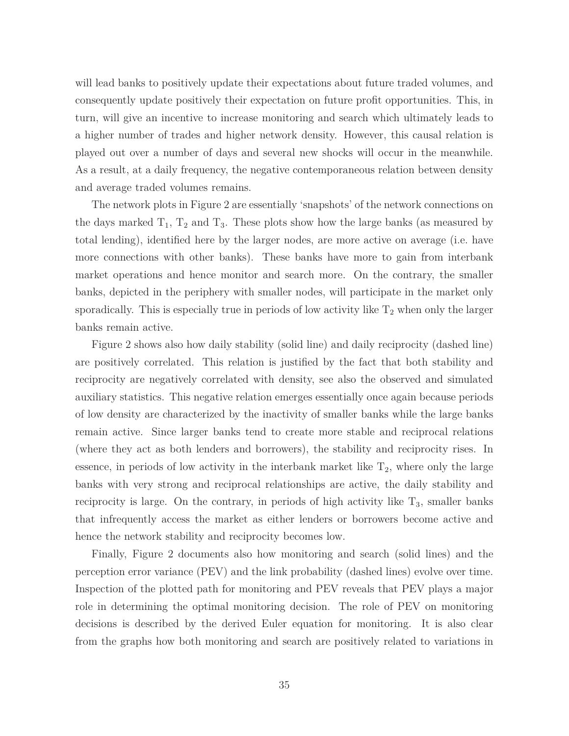will lead banks to positively update their expectations about future traded volumes, and consequently update positively their expectation on future profit opportunities. This, in turn, will give an incentive to increase monitoring and search which ultimately leads to a higher number of trades and higher network density. However, this causal relation is played out over a number of days and several new shocks will occur in the meanwhile. As a result, at a daily frequency, the negative contemporaneous relation between density and average traded volumes remains.

The network plots in Figure 2 are essentially 'snapshots' of the network connections on the days marked $T_1$, $T_2$ and $T_3$. These plots show how the large banks (as measured by total lending), identified here by the larger nodes, are more active on average (i.e. have more connections with other banks). These banks have more to gain from interbank market operations and hence monitor and search more. On the contrary, the smaller banks, depicted in the periphery with smaller nodes, will participate in the market only sporadically. This is especially true in periods of low activity like $T_2$ when only the larger banks remain active.

Figure 2 shows also how daily stability (solid line) and daily reciprocity (dashed line) are positively correlated. This relation is justified by the fact that both stability and reciprocity are negatively correlated with density, see also the observed and simulated auxiliary statistics. This negative relation emerges essentially once again because periods of low density are characterized by the inactivity of smaller banks while the large banks remain active. Since larger banks tend to create more stable and reciprocal relations (where they act as both lenders and borrowers), the stability and reciprocity rises. In essence, in periods of low activity in the interbank market like $T_2$, where only the large banks with very strong and reciprocal relationships are active, the daily stability and reciprocity is large. On the contrary, in periods of high activity like $T_3$, smaller banks that infrequently access the market as either lenders or borrowers become active and hence the network stability and reciprocity becomes low.

Finally, Figure 2 documents also how monitoring and search (solid lines) and the perception error variance (PEV) and the link probability (dashed lines) evolve over time. Inspection of the plotted path for monitoring and PEV reveals that PEV plays a major role in determining the optimal monitoring decision. The role of PEV on monitoring decisions is described by the derived Euler equation for monitoring. It is also clear from the graphs how both monitoring and search are positively related to variations in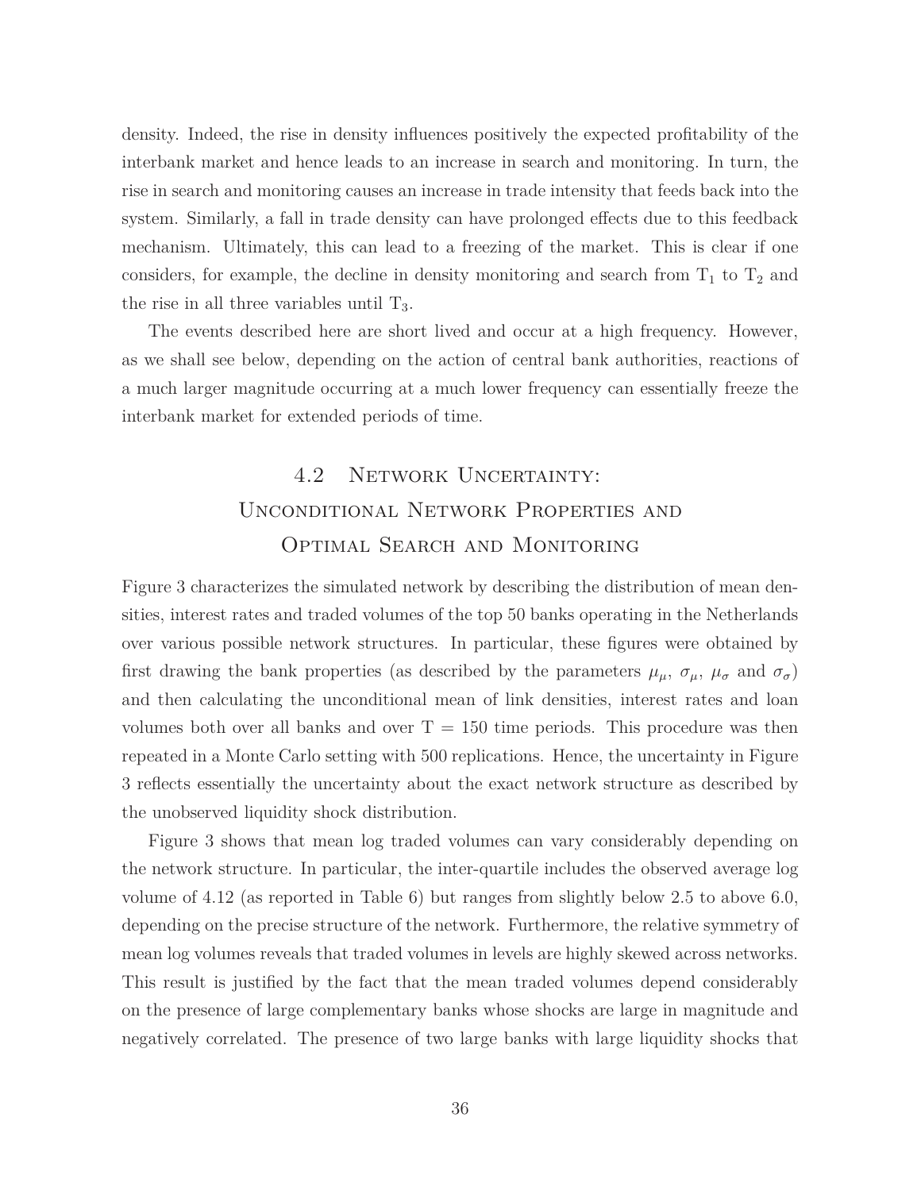density. Indeed, the rise in density influences positively the expected profitability of the interbank market and hence leads to an increase in search and monitoring. In turn, the rise in search and monitoring causes an increase in trade intensity that feeds back into the system. Similarly, a fall in trade density can have prolonged effects due to this feedback mechanism. Ultimately, this can lead to a freezing of the market. This is clear if one considers, for example, the decline in density monitoring and search from $T_1$ to $T_2$ and the rise in all three variables until $T_3$.

The events described here are short lived and occur at a high frequency. However, as we shall see below, depending on the action of central bank authorities, reactions of a much larger magnitude occurring at a much lower frequency can essentially freeze the interbank market for extended periods of time.

## 4.2 Network Uncertainty: Unconditional Network Properties and Optimal Search and Monitoring

Figure 3 characterizes the simulated network by describing the distribution of mean densities, interest rates and traded volumes of the top 50 banks operating in the Netherlands over various possible network structures. In particular, these figures were obtained by first drawing the bank properties (as described by the parameters $\mu_\mu$, $\sigma_\mu$, $\mu_\sigma$ and $\sigma_\sigma$) and then calculating the unconditional mean of link densities, interest rates and loan volumes both over all banks and over $T = 150$ time periods. This procedure was then repeated in a Monte Carlo setting with 500 replications. Hence, the uncertainty in Figure 3 reflects essentially the uncertainty about the exact network structure as described by the unobserved liquidity shock distribution.

Figure 3 shows that mean log traded volumes can vary considerably depending on the network structure. In particular, the inter-quartile includes the observed average log volume of 4.12 (as reported in Table 6) but ranges from slightly below 2.5 to above 6.0, depending on the precise structure of the network. Furthermore, the relative symmetry of mean log volumes reveals that traded volumes in levels are highly skewed across networks. This result is justified by the fact that the mean traded volumes depend considerably on the presence of large complementary banks whose shocks are large in magnitude and negatively correlated. The presence of two large banks with large liquidity shocks that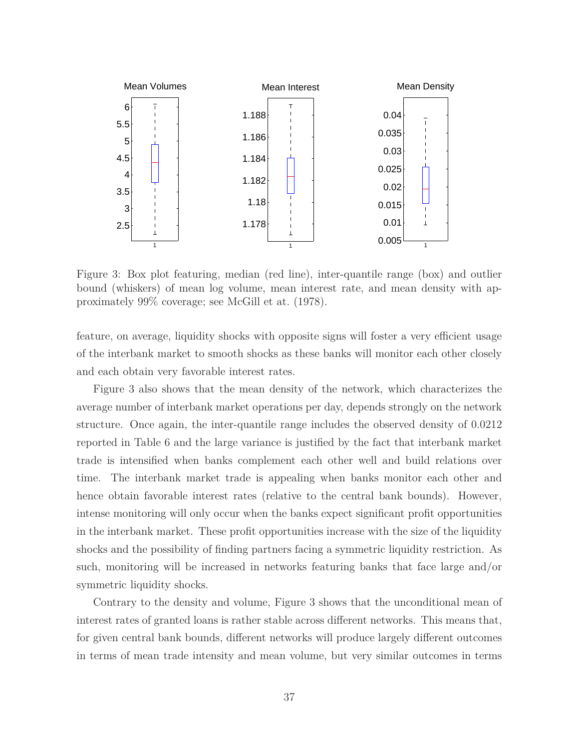Figure 3: Box plot featuring, median (red line), inter-quantile range (box) and outlier bound (whiskers) of mean log volume, mean interest rate, and mean density with approximately 99% coverage; see McGill et at. (1978).

feature, on average, liquidity shocks with opposite signs will foster a very efficient usage of the interbank market to smooth shocks as these banks will monitor each other closely and each obtain very favorable interest rates.

Figure 3 also shows that the mean density of the network, which characterizes the average number of interbank market operations per day, depends strongly on the network structure. Once again, the inter-quantile range includes the observed density of 0.0212 reported in Table 6 and the large variance is justified by the fact that interbank market trade is intensified when banks complement each other well and build relations over time. The interbank market trade is appealing when banks monitor each other and hence obtain favorable interest rates (relative to the central bank bounds). However, intense monitoring will only occur when the banks expect significant profit opportunities in the interbank market. These profit opportunities increase with the size of the liquidity shocks and the possibility of finding partners facing a symmetric liquidity restriction. As such, monitoring will be increased in networks featuring banks that face large and/or symmetric liquidity shocks.

Contrary to the density and volume, Figure 3 shows that the unconditional mean of interest rates of granted loans is rather stable across different networks. This means that, for given central bank bounds, different networks will produce largely different outcomes in terms of mean trade intensity and mean volume, but very similar outcomes in terms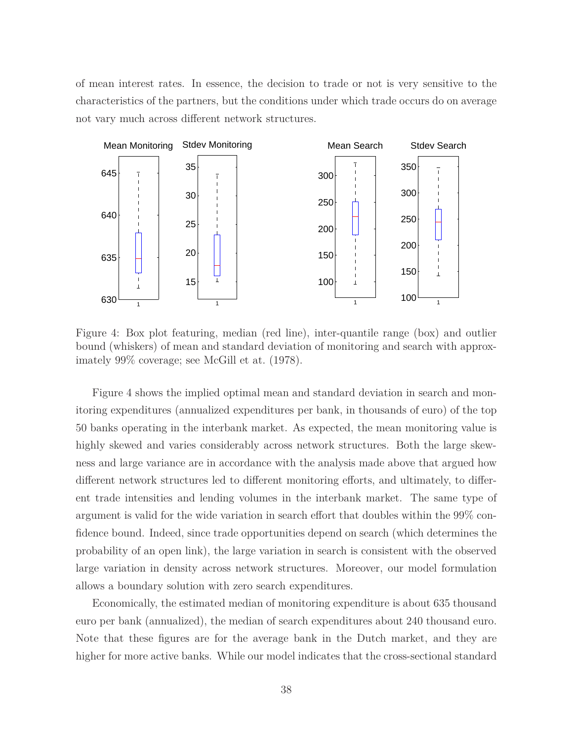of mean interest rates. In essence, the decision to trade or not is very sensitive to the characteristics of the partners, but the conditions under which trade occurs do on average not vary much across different network structures.

Figure 4: Box plot featuring, median (red line), inter-quantile range (box) and outlier bound (whiskers) of mean and standard deviation of monitoring and search with approximately 99% coverage; see McGill et at. (1978).

Figure 4 shows the implied optimal mean and standard deviation in search and monitoring expenditures (annualized expenditures per bank, in thousands of euro) of the top 50 banks operating in the interbank market. As expected, the mean monitoring value is highly skewed and varies considerably across network structures. Both the large skewness and large variance are in accordance with the analysis made above that argued how different network structures led to different monitoring efforts, and ultimately, to different trade intensities and lending volumes in the interbank market. The same type of argument is valid for the wide variation in search effort that doubles within the 99% confidence bound. Indeed, since trade opportunities depend on search (which determines the probability of an open link), the large variation in search is consistent with the observed large variation in density across network structures. Moreover, our model formulation allows a boundary solution with zero search expenditures.

Economically, the estimated median of monitoring expenditure is about 635 thousand euro per bank (annualized), the median of search expenditures about 240 thousand euro. Note that these figures are for the average bank in the Dutch market, and they are higher for more active banks. While our model indicates that the cross-sectional standard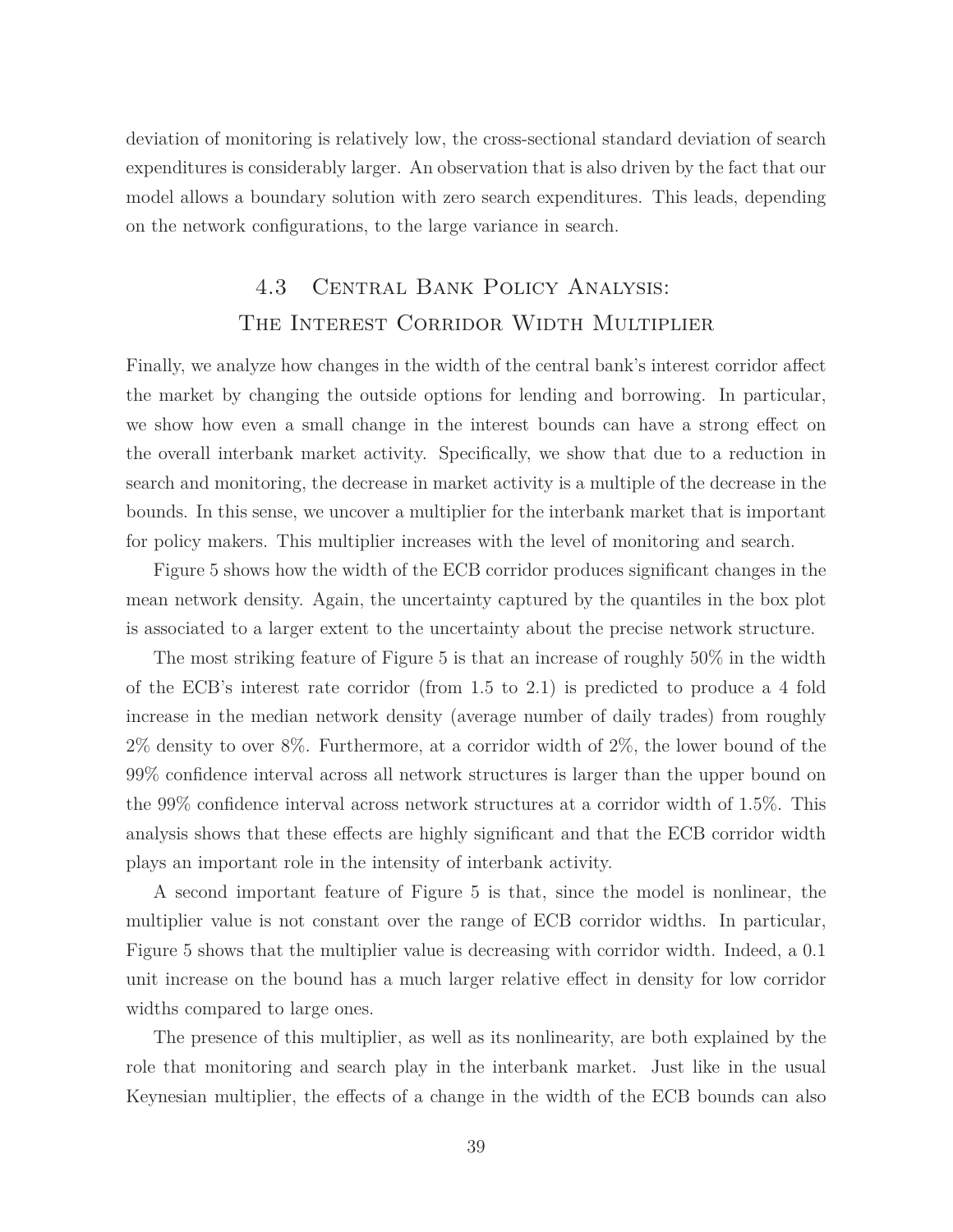deviation of monitoring is relatively low, the cross-sectional standard deviation of search expenditures is considerably larger. An observation that is also driven by the fact that our model allows a boundary solution with zero search expenditures. This leads, depending on the network configurations, to the large variance in search.

## 4.3 Central Bank Policy Analysis: The Interest Corridor Width Multiplier

Finally, we analyze how changes in the width of the central bank's interest corridor affect the market by changing the outside options for lending and borrowing. In particular, we show how even a small change in the interest bounds can have a strong effect on the overall interbank market activity. Specifically, we show that due to a reduction in search and monitoring, the decrease in market activity is a multiple of the decrease in the bounds. In this sense, we uncover a multiplier for the interbank market that is important for policy makers. This multiplier increases with the level of monitoring and search.

Figure 5 shows how the width of the ECB corridor produces significant changes in the mean network density. Again, the uncertainty captured by the quantiles in the box plot is associated to a larger extent to the uncertainty about the precise network structure.

The most striking feature of Figure 5 is that an increase of roughly 50% in the width of the ECB's interest rate corridor (from 1.5 to 2.1) is predicted to produce a 4 fold increase in the median network density (average number of daily trades) from roughly 2% density to over 8%. Furthermore, at a corridor width of 2%, the lower bound of the 99% confidence interval across all network structures is larger than the upper bound on the 99% confidence interval across network structures at a corridor width of 1.5%. This analysis shows that these effects are highly significant and that the ECB corridor width plays an important role in the intensity of interbank activity.

A second important feature of Figure 5 is that, since the model is nonlinear, the multiplier value is not constant over the range of ECB corridor widths. In particular, Figure 5 shows that the multiplier value is decreasing with corridor width. Indeed, a 0.1 unit increase on the bound has a much larger relative effect in density for low corridor widths compared to large ones.

The presence of this multiplier, as well as its nonlinearity, are both explained by the role that monitoring and search play in the interbank market. Just like in the usual Keynesian multiplier, the effects of a change in the width of the ECB bounds can also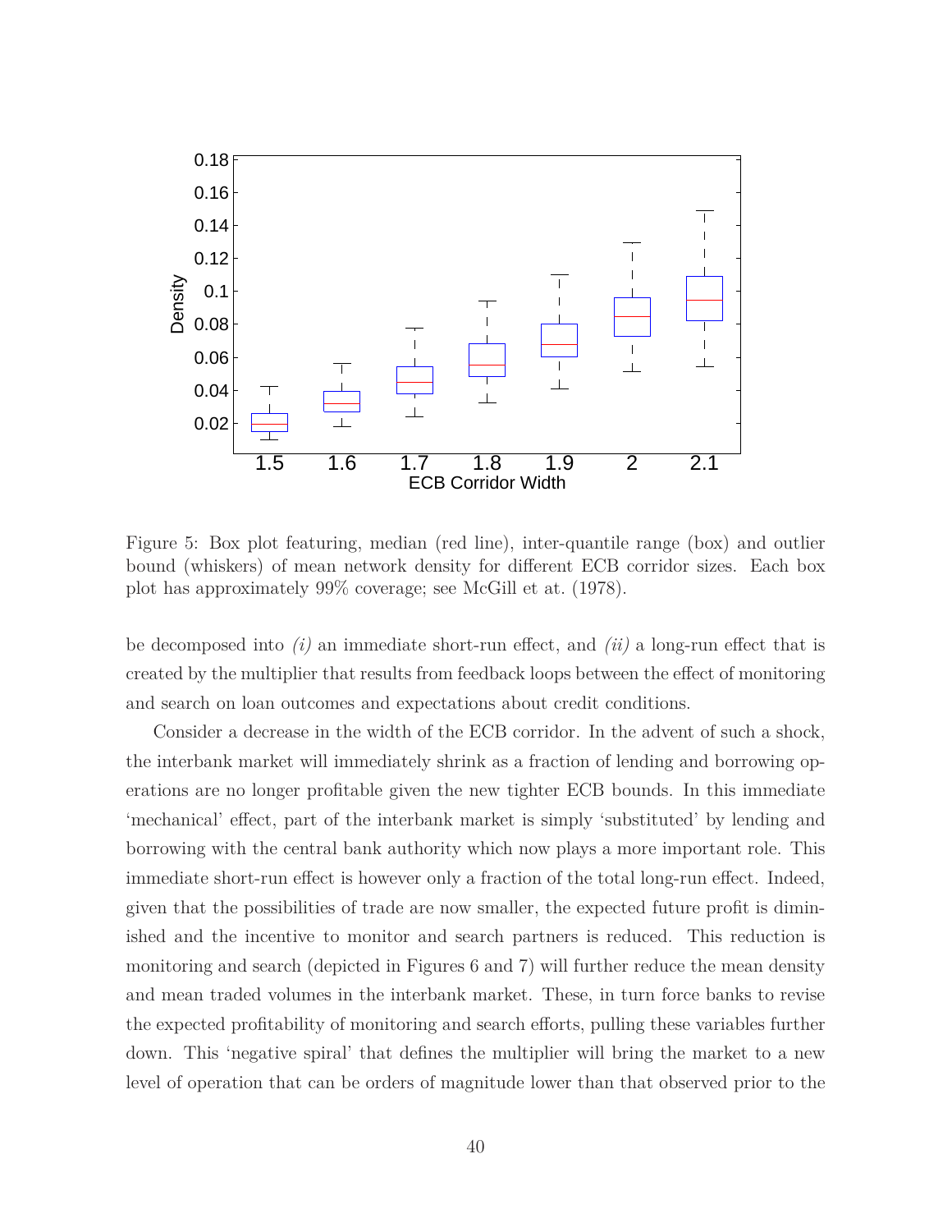Figure 5: Box plot featuring, median (red line), inter-quantile range (box) and outlier bound (whiskers) of mean network density for different ECB corridor sizes. Each box plot has approximately 99% coverage; see McGill et at. (1978).

be decomposed into *(i)* an immediate short-run effect, and *(ii)* a long-run effect that is created by the multiplier that results from feedback loops between the effect of monitoring and search on loan outcomes and expectations about credit conditions.

Consider a decrease in the width of the ECB corridor. In the advent of such a shock, the interbank market will immediately shrink as a fraction of lending and borrowing operations are no longer profitable given the new tighter ECB bounds. In this immediate 'mechanical' effect, part of the interbank market is simply 'substituted' by lending and borrowing with the central bank authority which now plays a more important role. This immediate short-run effect is however only a fraction of the total long-run effect. Indeed, given that the possibilities of trade are now smaller, the expected future profit is diminished and the incentive to monitor and search partners is reduced. This reduction is monitoring and search (depicted in Figures 6 and 7) will further reduce the mean density and mean traded volumes in the interbank market. These, in turn force banks to revise the expected profitability of monitoring and search efforts, pulling these variables further down. This 'negative spiral' that defines the multiplier will bring the market to a new level of operation that can be orders of magnitude lower than that observed prior to the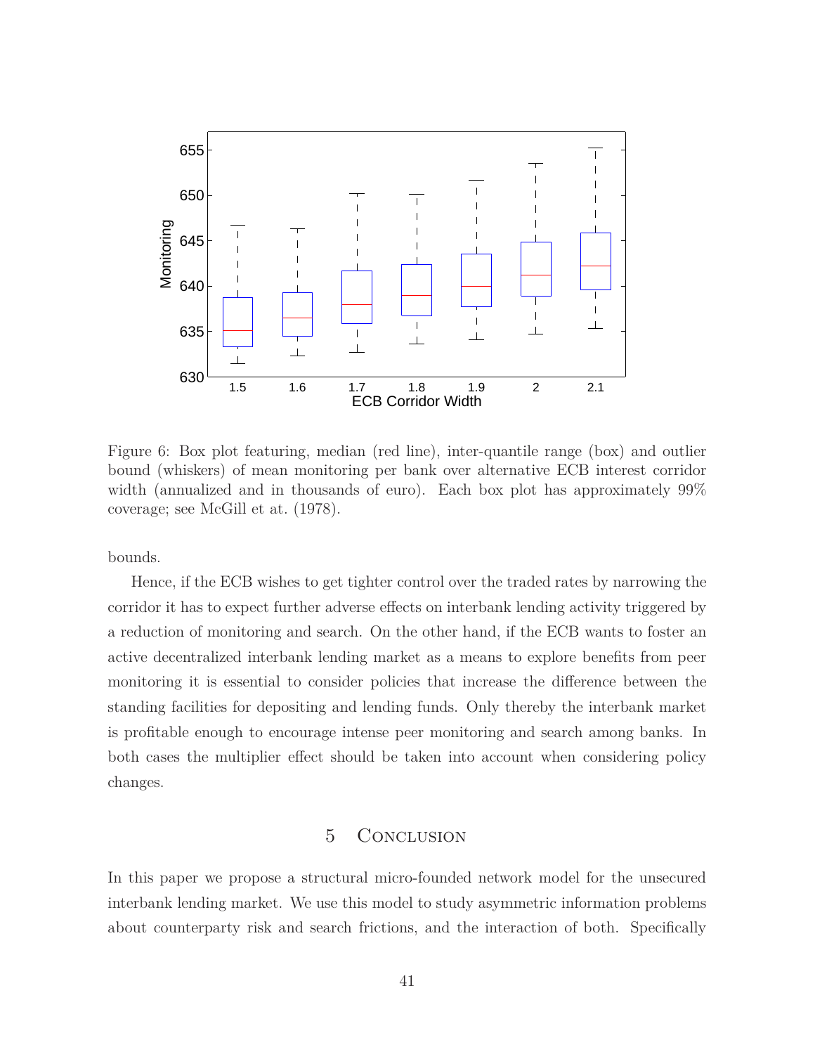Figure 6: Box plot featuring, median (red line), inter-quantile range (box) and outlier bound (whiskers) of mean monitoring per bank over alternative ECB interest corridor width (annualized and in thousands of euro). Each box plot has approximately 99% coverage; see McGill et at. (1978).

bounds.

Hence, if the ECB wishes to get tighter control over the traded rates by narrowing the corridor it has to expect further adverse effects on interbank lending activity triggered by a reduction of monitoring and search. On the other hand, if the ECB wants to foster an active decentralized interbank lending market as a means to explore benefits from peer monitoring it is essential to consider policies that increase the difference between the standing facilities for depositing and lending funds. Only thereby the interbank market is profitable enough to encourage intense peer monitoring and search among banks. In both cases the multiplier effect should be taken into account when considering policy changes.

## 5 Conclusion

In this paper we propose a structural micro-founded network model for the unsecured interbank lending market. We use this model to study asymmetric information problems about counterparty risk and search frictions, and the interaction of both. Specifically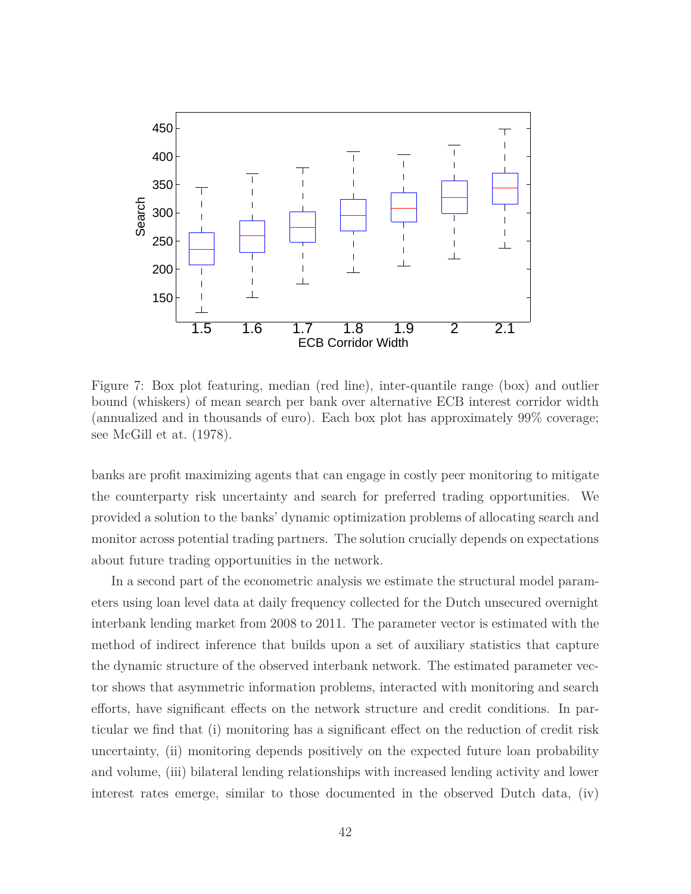Figure 7: Box plot featuring, median (red line), inter-quantile range (box) and outlier bound (whiskers) of mean search per bank over alternative ECB interest corridor width (annualized and in thousands of euro). Each box plot has approximately 99% coverage; see McGill et at. (1978).

banks are profit maximizing agents that can engage in costly peer monitoring to mitigate the counterparty risk uncertainty and search for preferred trading opportunities. We provided a solution to the banks' dynamic optimization problems of allocating search and monitor across potential trading partners. The solution crucially depends on expectations about future trading opportunities in the network.

In a second part of the econometric analysis we estimate the structural model parameters using loan level data at daily frequency collected for the Dutch unsecured overnight interbank lending market from 2008 to 2011. The parameter vector is estimated with the method of indirect inference that builds upon a set of auxiliary statistics that capture the dynamic structure of the observed interbank network. The estimated parameter vector shows that asymmetric information problems, interacted with monitoring and search efforts, have significant effects on the network structure and credit conditions. In particular we find that (i) monitoring has a significant effect on the reduction of credit risk uncertainty, (ii) monitoring depends positively on the expected future loan probability and volume, (iii) bilateral lending relationships with increased lending activity and lower interest rates emerge, similar to those documented in the observed Dutch data, (iv)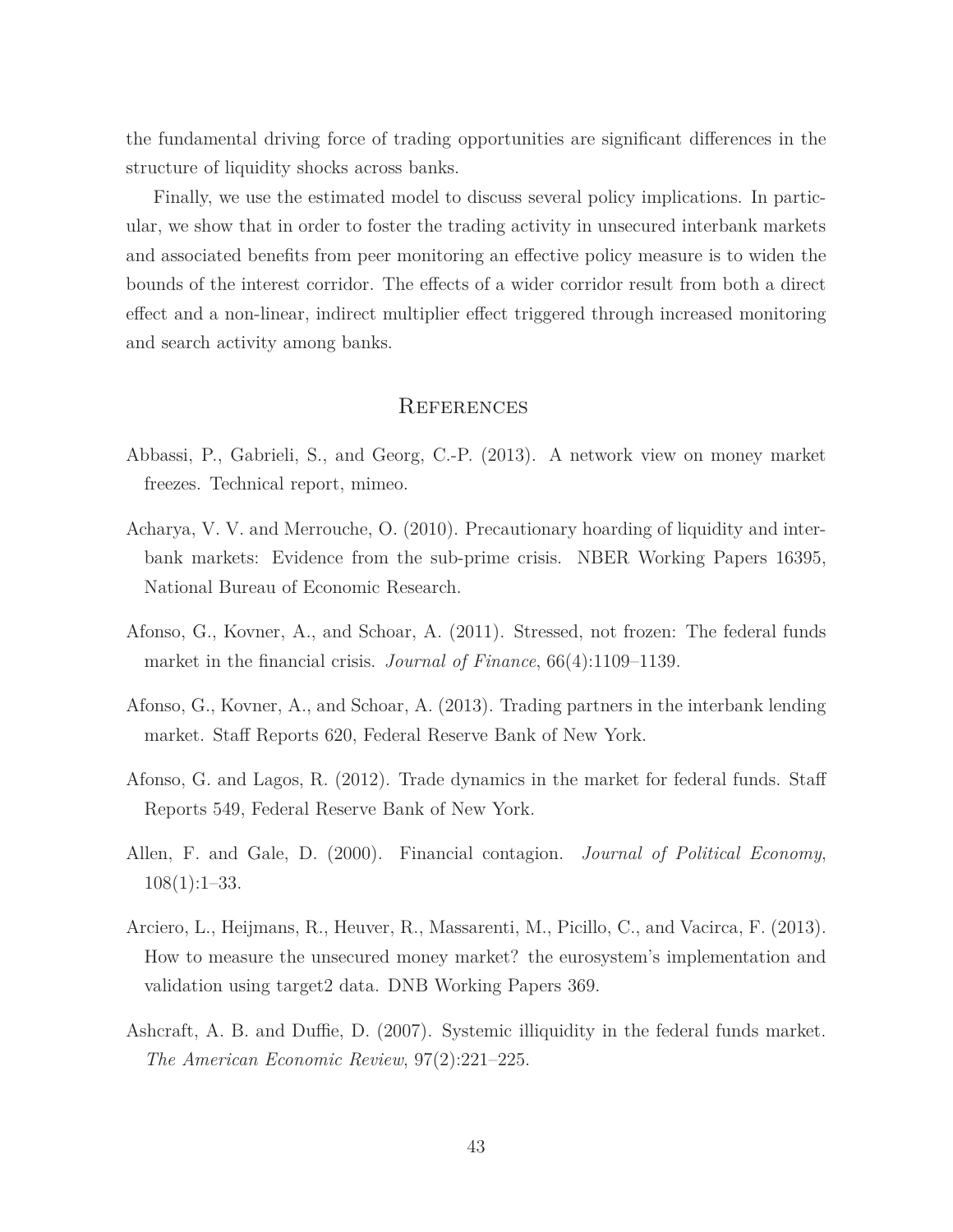the fundamental driving force of trading opportunities are significant differences in the structure of liquidity shocks across banks.

Finally, we use the estimated model to discuss several policy implications. In particular, we show that in order to foster the trading activity in unsecured interbank markets and associated benefits from peer monitoring an effective policy measure is to widen the bounds of the interest corridor. The effects of a wider corridor result from both a direct effect and a non-linear, indirect multiplier effect triggered through increased monitoring and search activity among banks.

## References

Abbassi, P., Gabrieli, S., and Georg, C.-P. (2013). A network view on money market freezes. Technical report, mimeo.

Acharya, V. V. and Merrouche, O. (2010). Precautionary hoarding of liquidity and interbank markets: Evidence from the sub-prime crisis. NBER Working Papers 16395, National Bureau of Economic Research.

Afonso, G., Kovner, A., and Schoar, A. (2011). Stressed, not frozen: The federal funds market in the financial crisis. *Journal of Finance*, 66(4):1109–1139.

Afonso, G., Kovner, A., and Schoar, A. (2013). Trading partners in the interbank lending market. Staff Reports 620, Federal Reserve Bank of New York.

Afonso, G. and Lagos, R. (2012). Trade dynamics in the market for federal funds. Staff Reports 549, Federal Reserve Bank of New York.

Allen, F. and Gale, D. (2000). Financial contagion. *Journal of Political Economy*, 108(1):1–33.

Arciero, L., Heijmans, R., Heuver, R., Massarenti, M., Picillo, C., and Vacirca, F. (2013). How to measure the unsecured money market? the eurosystem's implementation and validation using target2 data. DNB Working Papers 369.

Ashcraft, A. B. and Duffie, D. (2007). Systemic illiquidity in the federal funds market. *The American Economic Review*, 97(2):221–225.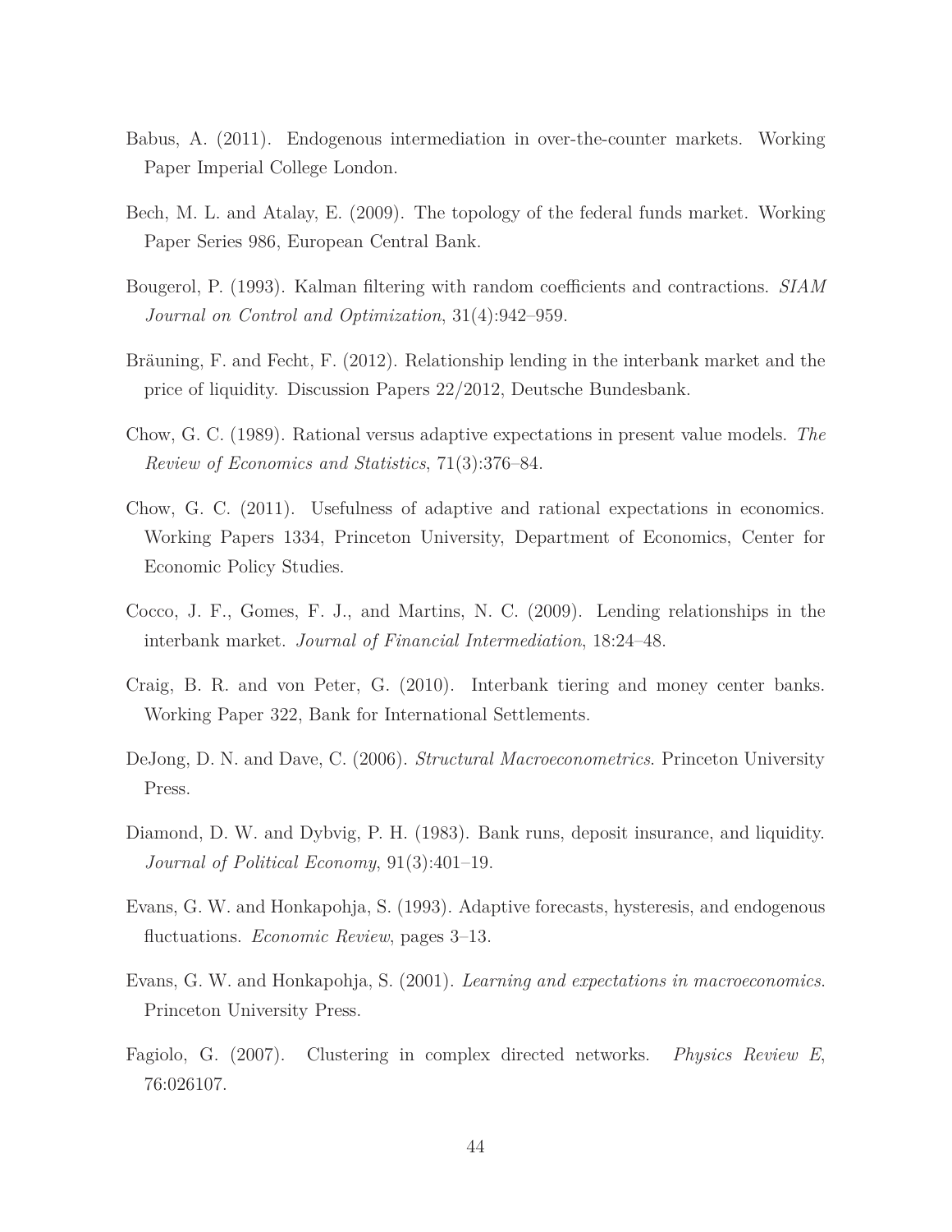Babus, A. (2011). Endogenous intermediation in over-the-counter markets. Working Paper Imperial College London.

Bech, M. L. and Atalay, E. (2009). The topology of the federal funds market. Working Paper Series 986, European Central Bank.

Bougerol, P. (1993). Kalman filtering with random coefficients and contractions. *SIAM Journal on Control and Optimization*, 31(4):942–959.

Bräuning, F. and Fecht, F. (2012). Relationship lending in the interbank market and the price of liquidity. Discussion Papers 22/2012, Deutsche Bundesbank.

Chow, G. C. (1989). Rational versus adaptive expectations in present value models. *The Review of Economics and Statistics*, 71(3):376–84.

Chow, G. C. (2011). Usefulness of adaptive and rational expectations in economics. Working Papers 1334, Princeton University, Department of Economics, Center for Economic Policy Studies.

Cocco, J. F., Gomes, F. J., and Martins, N. C. (2009). Lending relationships in the interbank market. *Journal of Financial Intermediation*, 18:24–48.

Craig, B. R. and von Peter, G. (2010). Interbank tiering and money center banks. Working Paper 322, Bank for International Settlements.

DeJong, D. N. and Dave, C. (2006). *Structural Macroeconometrics*. Princeton University Press.

Diamond, D. W. and Dybvig, P. H. (1983). Bank runs, deposit insurance, and liquidity. *Journal of Political Economy*, 91(3):401–19.

Evans, G. W. and Honkapohja, S. (1993). Adaptive forecasts, hysteresis, and endogenous fluctuations. *Economic Review*, pages 3–13.

Evans, G. W. and Honkapohja, S. (2001). *Learning and expectations in macroeconomics*. Princeton University Press.

Fagiolo, G. (2007). Clustering in complex directed networks. *Physics Review E*, 76:026107.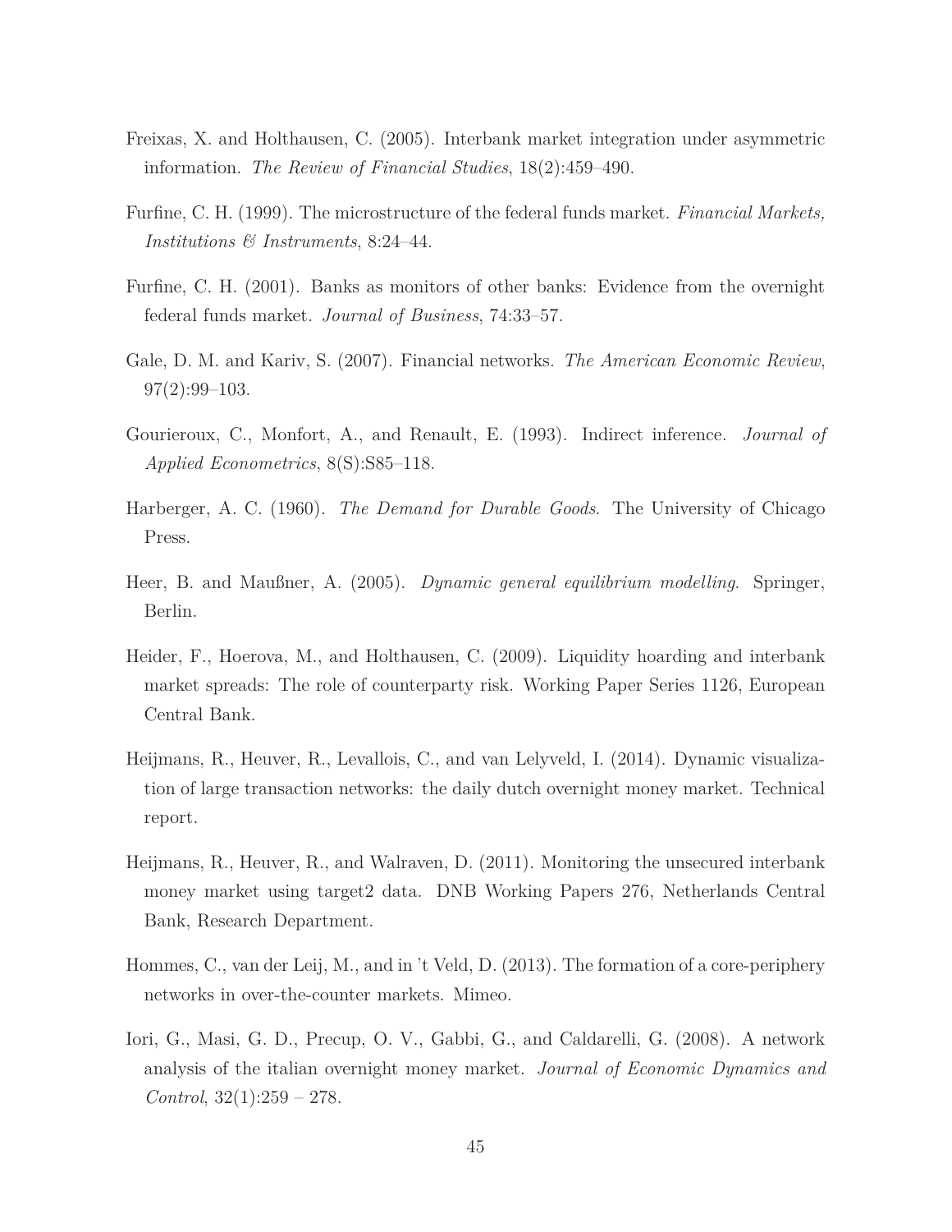Freixas, X. and Holthausen, C. (2005). Interbank market integration under asymmetric information. *The Review of Financial Studies*, 18(2):459–490.

Furfine, C. H. (1999). The microstructure of the federal funds market. *Financial Markets, Institutions & Instruments*, 8:24–44.

Furfine, C. H. (2001). Banks as monitors of other banks: Evidence from the overnight federal funds market. *Journal of Business*, 74:33–57.

Gale, D. M. and Kariv, S. (2007). Financial networks. *The American Economic Review*, 97(2):99–103.

Gourieroux, C., Monfort, A., and Renault, E. (1993). Indirect inference. *Journal of Applied Econometrics*, 8(S):S85–118.

Harberger, A. C. (1960). *The Demand for Durable Goods*. The University of Chicago Press.

Heer, B. and Maußner, A. (2005). *Dynamic general equilibrium modelling*. Springer, Berlin.

Heider, F., Hoerova, M., and Holthausen, C. (2009). Liquidity hoarding and interbank market spreads: The role of counterparty risk. Working Paper Series 1126, European Central Bank.

Heijmans, R., Heuver, R., Levallois, C., and van Lelyveld, I. (2014). Dynamic visualization of large transaction networks: the daily dutch overnight money market. Technical report.

Heijmans, R., Heuver, R., and Walraven, D. (2011). Monitoring the unsecured interbank money market using target2 data. DNB Working Papers 276, Netherlands Central Bank, Research Department.

Hommes, C., van der Leij, M., and in 't Veld, D. (2013). The formation of a core-periphery networks in over-the-counter markets. Mimeo.

Iori, G., Masi, G. D., Precup, O. V., Gabbi, G., and Caldarelli, G. (2008). A network analysis of the italian overnight money market. *Journal of Economic Dynamics and Control*, 32(1):259 – 278.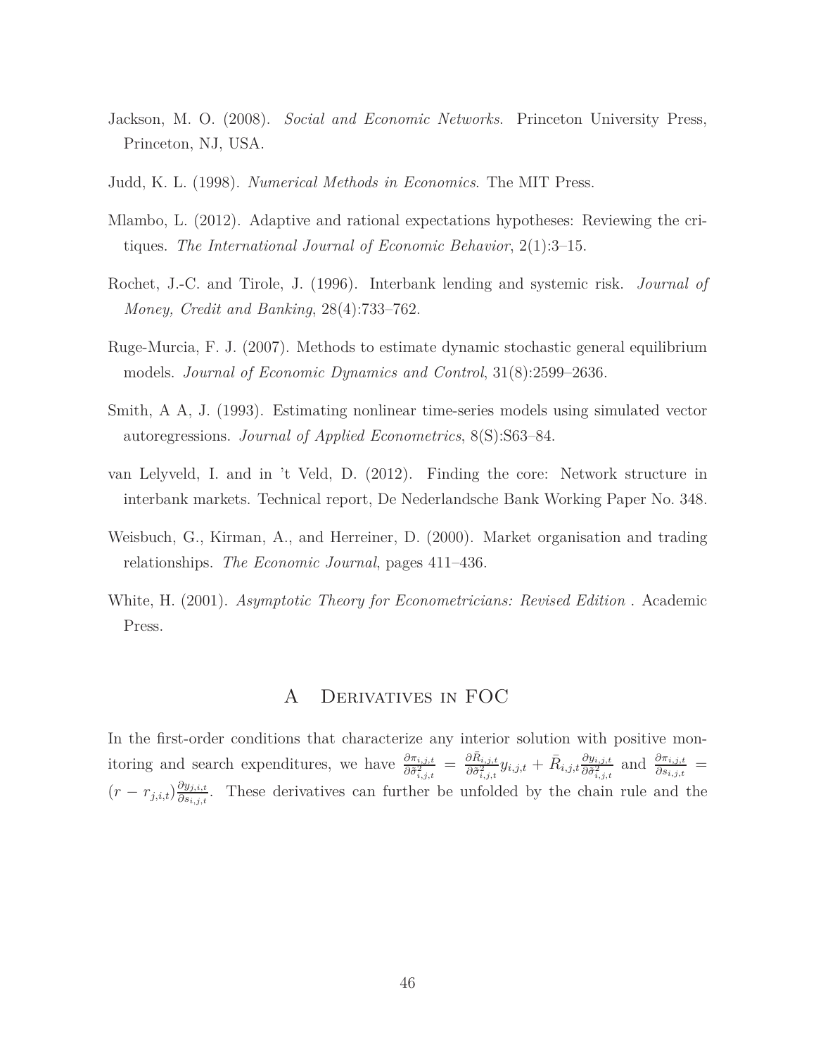Jackson, M. O. (2008). *Social and Economic Networks*. Princeton University Press, Princeton, NJ, USA.

Judd, K. L. (1998). *Numerical Methods in Economics*. The MIT Press.

Mlambo, L. (2012). Adaptive and rational expectations hypotheses: Reviewing the critiques. *The International Journal of Economic Behavior*, 2(1):3–15.

Rochet, J.-C. and Tirole, J. (1996). Interbank lending and systemic risk. *Journal of Money, Credit and Banking*, 28(4):733–762.

Ruge-Murcia, F. J. (2007). Methods to estimate dynamic stochastic general equilibrium models. *Journal of Economic Dynamics and Control*, 31(8):2599–2636.

Smith, A A, J. (1993). Estimating nonlinear time-series models using simulated vector autoregressions. *Journal of Applied Econometrics*, 8(S):S63–84.

van Lelyveld, I. and in 't Veld, D. (2012). Finding the core: Network structure in interbank markets. Technical report, De Nederlandsche Bank Working Paper No. 348.

Weisbuch, G., Kirman, A., and Herreiner, D. (2000). Market organisation and trading relationships. *The Economic Journal*, pages 411–436.

White, H. (2001). *Asymptotic Theory for Econometricians: Revised Edition* . Academic Press.

# A Derivatives in FOC

In the first-order conditions that characterize any interior solution with positive monitoring and search expenditures, we have $\frac{\partial \pi_{i,j,t}}{\partial \tilde{\sigma}^2_{i,j,t}} = \frac{\partial \bar{R}_{i,j,t}}{\partial \tilde{\sigma}^2_{i,j,t}} y_{i,j,t} + \bar{R}_{i,j,t} \frac{\partial y_{i,j,t}}{\partial \tilde{\sigma}^2_{i,j,t}}$ and $\frac{\partial \pi_{i,j,t}}{\partial s_{i,j,t}} = (r - r_{j,i,t}) \frac{\partial y_{j,i,t}}{\partial s_{i,j,t}}$. These derivatives can further be unfolded by the chain rule and the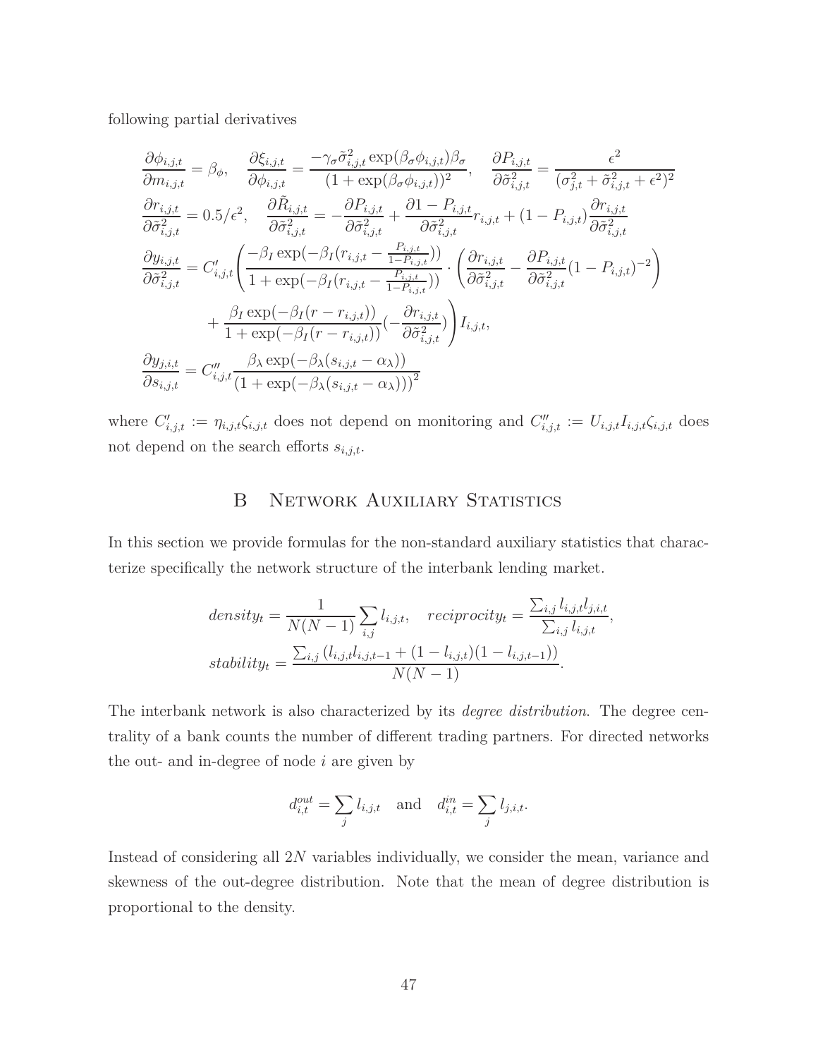following partial derivatives

$$
\begin{aligned}
&\frac{\partial \phi_{i,j,t}}{\partial m_{i,j,t}} = \beta_\phi, \quad \frac{\partial \xi_{i,j,t}}{\partial \phi_{i,j,t}} = \frac{-\gamma_\sigma \tilde{\sigma}^2_{i,j,t} \exp(\beta_\sigma \phi_{i,j,t})\beta_\sigma}{(1+\exp(\beta_\sigma \phi_{i,j,t}))^2}, \quad \frac{\partial P_{i,j,t}}{\partial \tilde{\sigma}^2_{i,j,t}} = \frac{\epsilon^2}{(\sigma^2_{j,t} + \tilde{\sigma}^2_{i,j,t} + \epsilon^2)^2} \\
&\frac{\partial r_{i,j,t}}{\partial \tilde{\sigma}^2_{i,j,t}} = 0.5/\epsilon^2, \quad \frac{\partial \tilde{R}_{i,j,t}}{\partial \tilde{\sigma}^2_{i,j,t}} = -\frac{\partial P_{i,j,t}}{\partial \tilde{\sigma}^2_{i,j,t}} + \frac{\partial 1 - P_{i,j,t}}{\partial \tilde{\sigma}^2_{i,j,t}} r_{i,j,t} + (1-P_{i,j,t}) \frac{\partial r_{i,j,t}}{\partial \tilde{\sigma}^2_{i,j,t}} \\
&\frac{\partial y_{i,j,t}}{\partial \tilde{\sigma}^2_{i,j,t}} = C'_{i,j,t} \Bigg( \frac{-\beta_I \exp(-\beta_I (r_{i,j,t} - \frac{P_{i,j,t}}{1-P_{i,j,t}}))}{1+\exp(-\beta_I (r_{i,j,t} - \frac{P_{i,j,t}}{1-P_{i,j,t}}))} \cdot \left( \frac{\partial r_{i,j,t}}{\partial \tilde{\sigma}^2_{i,j,t}} - \frac{\partial P_{i,j,t}}{\partial \tilde{\sigma}^2_{i,j,t}} (1-P_{i,j,t})^{-2} \right) \\
&\qquad + \frac{\beta_I \exp(-\beta_I (r - r_{i,j,t}))}{1+\exp(-\beta_I (r - r_{i,j,t}))} \left(-\frac{\partial r_{i,j,t}}{\partial \tilde{\sigma}^2_{i,j,t}}\right) \Bigg) I_{i,j,t}, \\
&\frac{\partial y_{j,i,t}}{\partial s_{i,j,t}} = C''_{i,j,t} \frac{\beta_\lambda \exp(-\beta_\lambda (s_{i,j,t} - \alpha_\lambda))}{(1+\exp(-\beta_\lambda (s_{i,j,t} - \alpha_\lambda)))^2}
\end{aligned}
$$

where $C'_{i,j,t} := \eta_{i,j,t}\zeta_{i,j,t}$ does not depend on monitoring and $C''_{i,j,t} := U_{i,j,t} I_{i,j,t} \zeta_{i,j,t}$ does not depend on the search efforts $s_{i,j,t}$.

# B Network Auxiliary Statistics

In this section we provide formulas for the non-standard auxiliary statistics that characterize specifically the network structure of the interbank lending market.

$$
\begin{aligned}
density_t &= \frac{1}{N(N-1)} \sum_{i,j} l_{i,j,t}, \quad reciprocity_t = \frac{\sum_{i,j} l_{i,j,t} l_{j,i,t}}{\sum_{i,j} l_{i,j,t}}, \\
stability_t &= \frac{\sum_{i,j} (l_{i,j,t} l_{i,j,t-1} + (1-l_{i,j,t})(1-l_{i,j,t-1}))}{N(N-1)}.
\end{aligned}
$$

The interbank network is also characterized by its *degree distribution*. The degree centrality of a bank counts the number of different trading partners. For directed networks the out- and in-degree of node $i$ are given by

$$
d^{out}_{i,t} = \sum_j l_{i,j,t} \quad \text{and} \quad d^{in}_{i,t} = \sum_j l_{j,i,t}.
$$

Instead of considering all $2N$ variables individually, we consider the mean, variance and skewness of the out-degree distribution. Note that the mean of degree distribution is proportional to the density.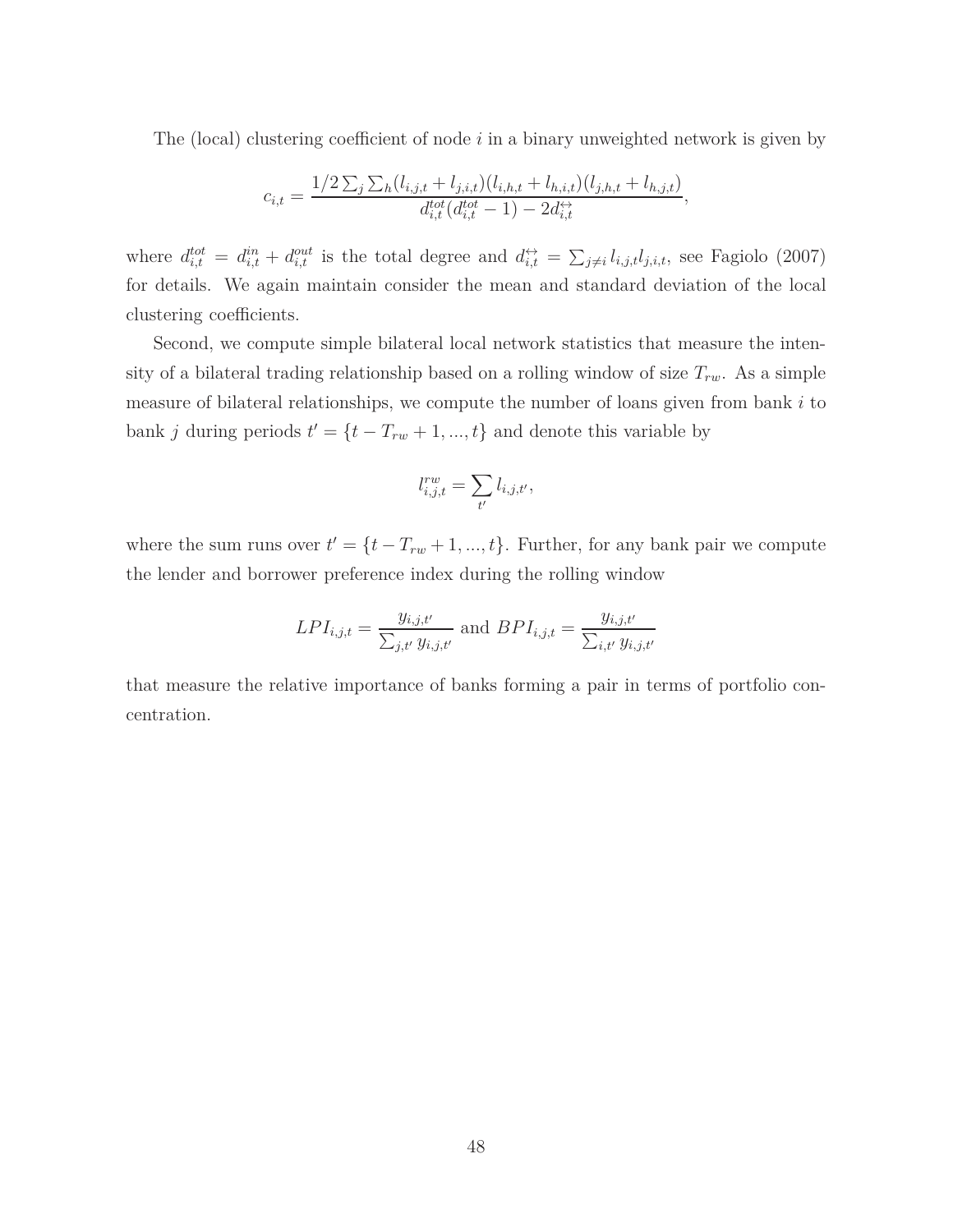The (local) clustering coefficient of node $i$ in a binary unweighted network is given by

$$c_{i,t} = \frac{1/2 \sum_j \sum_h (l_{i,j,t} + l_{j,i,t})(l_{i,h,t} + l_{h,i,t})(l_{j,h,t} + l_{h,j,t})}{d_{i,t}^{tot}(d_{i,t}^{tot} - 1) - 2d_{i,t}^{\leftrightarrow}},$$

where $d_{i,t}^{tot} = d_{i,t}^{in} + d_{i,t}^{out}$ is the total degree and $d_{i,t}^{\leftrightarrow} = \sum_{j \neq i} l_{i,j,t} l_{j,i,t}$, see Fagiolo (2007) for details. We again maintain consider the mean and standard deviation of the local clustering coefficients.

Second, we compute simple bilateral local network statistics that measure the intensity of a bilateral trading relationship based on a rolling window of size $T_{rw}$. As a simple measure of bilateral relationships, we compute the number of loans given from bank $i$ to bank $j$ during periods $t' = \{t - T_{rw} + 1, ..., t\}$ and denote this variable by

$$l_{i,j,t}^{rw} = \sum_{t'} l_{i,j,t'},$$

where the sum runs over $t' = \{t - T_{rw} + 1, ..., t\}$. Further, for any bank pair we compute the lender and borrower preference index during the rolling window

$$LPI_{i,j,t} = \frac{y_{i,j,t'}}{\sum_{j,t'} y_{i,j,t'}} \text{ and } BPI_{i,j,t} = \frac{y_{i,j,t'}}{\sum_{i,t'} y_{i,j,t'}}$$

that measure the relative importance of banks forming a pair in terms of portfolio concentration.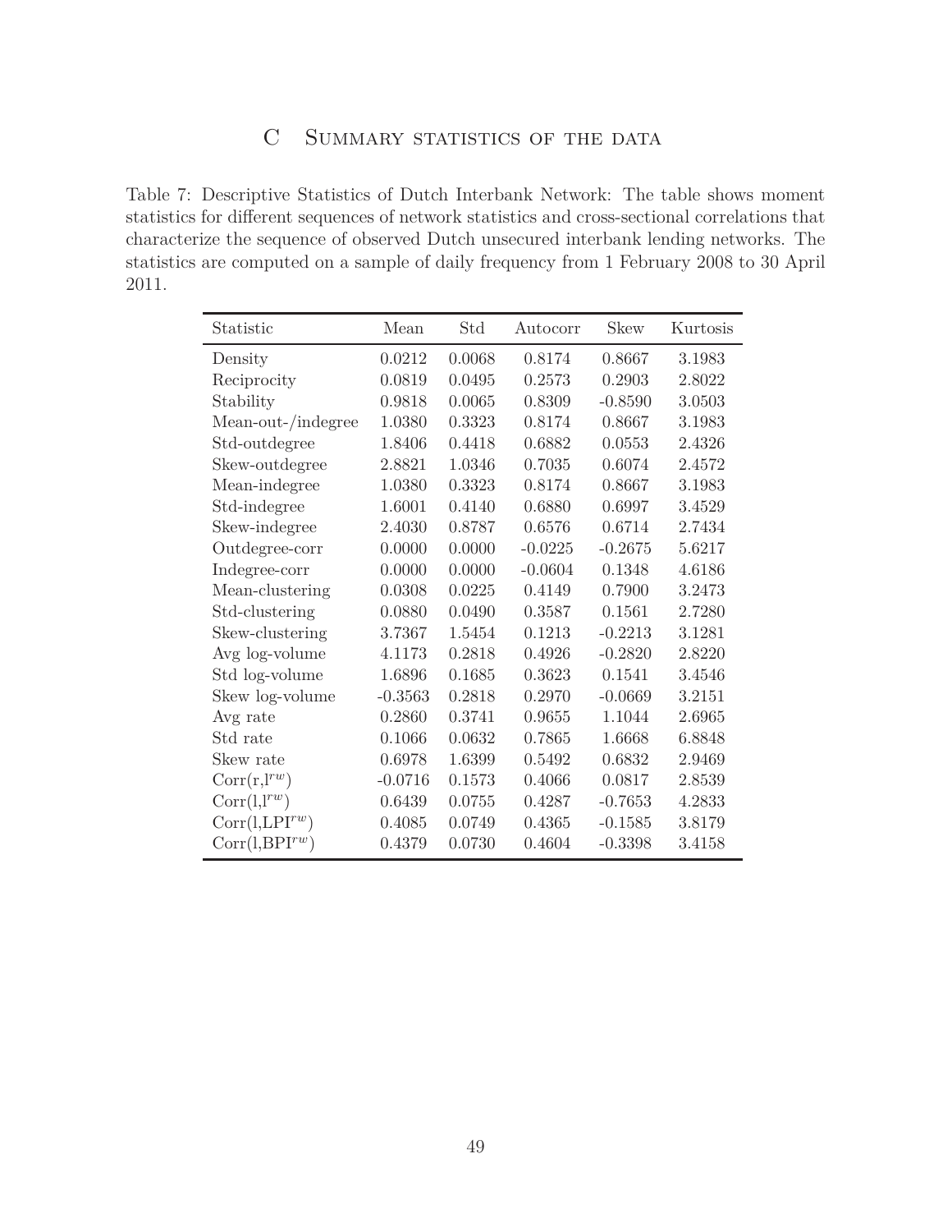# C Summary statistics of the data

Table 7: Descriptive Statistics of Dutch Interbank Network: The table shows moment statistics for different sequences of network statistics and cross-sectional correlations that characterize the sequence of observed Dutch unsecured interbank lending networks. The statistics are computed on a sample of daily frequency from 1 February 2008 to 30 April 2011.

| Statistic | Mean | Std | Autocorr | Skew | Kurtosis |
|---|---|---|---|---|---|
| Density | 0.0212 | 0.0068 | 0.8174 | 0.8667 | 3.1983 |
| Reciprocity | 0.0819 | 0.0495 | 0.2573 | 0.2903 | 2.8022 |
| Stability | 0.9818 | 0.0065 | 0.8309 | -0.8590 | 3.0503 |
| Mean-out-/indegree | 1.0380 | 0.3323 | 0.8174 | 0.8667 | 3.1983 |
| Std-outdegree | 1.8406 | 0.4418 | 0.6882 | 0.0553 | 2.4326 |
| Skew-outdegree | 2.8821 | 1.0346 | 0.7035 | 0.6074 | 2.4572 |
| Mean-indegree | 1.0380 | 0.3323 | 0.8174 | 0.8667 | 3.1983 |
| Std-indegree | 1.6001 | 0.4140 | 0.6880 | 0.6997 | 3.4529 |
| Skew-indegree | 2.4030 | 0.8787 | 0.6576 | 0.6714 | 2.7434 |
| Outdegree-corr | 0.0000 | 0.0000 | -0.0225 | -0.2675 | 5.6217 |
| Indegree-corr | 0.0000 | 0.0000 | -0.0604 | 0.1348 | 4.6186 |
| Mean-clustering | 0.0308 | 0.0225 | 0.4149 | 0.7900 | 3.2473 |
| Std-clustering | 0.0880 | 0.0490 | 0.3587 | 0.1561 | 2.7280 |
| Skew-clustering | 3.7367 | 1.5454 | 0.1213 | -0.2213 | 3.1281 |
| Avg log-volume | 4.1173 | 0.2818 | 0.4926 | -0.2820 | 2.8220 |
| Std log-volume | 1.6896 | 0.1685 | 0.3623 | 0.1541 | 3.4546 |
| Skew log-volume | -0.3563 | 0.2818 | 0.2970 | -0.0669 | 3.2151 |
| Avg rate | 0.2860 | 0.3741 | 0.9655 | 1.1044 | 2.6965 |
| Std rate | 0.1066 | 0.0632 | 0.7865 | 1.6668 | 6.8848 |
| Skew rate | 0.6978 | 1.6399 | 0.5492 | 0.6832 | 2.9469 |
| Corr(r,$l^{rw}$) | -0.0716 | 0.1573 | 0.4066 | 0.0817 | 2.8539 |
| Corr(l,$l^{rw}$) | 0.6439 | 0.0755 | 0.4287 | -0.7653 | 4.2833 |
| Corr(l,$\text{LPI}^{rw}$) | 0.4085 | 0.0749 | 0.4365 | -0.1585 | 3.8179 |
| Corr(l,$\text{BPI}^{rw}$) | 0.4379 | 0.0730 | 0.4604 | -0.3398 | 3.4158 |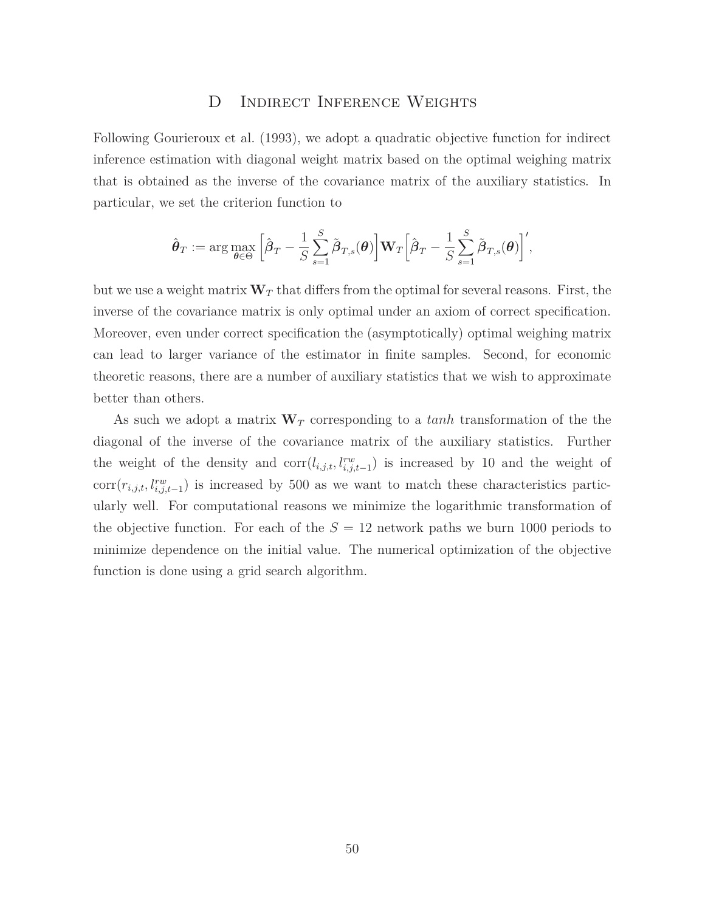# D Indirect Inference Weights

Following Gourieroux et al. (1993), we adopt a quadratic objective function for indirect inference estimation with diagonal weight matrix based on the optimal weighing matrix that is obtained as the inverse of the covariance matrix of the auxiliary statistics. In particular, we set the criterion function to

$$\hat{\boldsymbol{\theta}}_T := \arg\max_{\boldsymbol{\theta}\in\Theta} \Big[\hat{\boldsymbol{\beta}}_T - \frac{1}{S}\sum_{s=1}^{S}\tilde{\boldsymbol{\beta}}_{T,s}(\boldsymbol{\theta})\Big]\mathbf{W}_T\Big[\hat{\boldsymbol{\beta}}_T - \frac{1}{S}\sum_{s=1}^{S}\tilde{\boldsymbol{\beta}}_{T,s}(\boldsymbol{\theta})\Big]',$$

but we use a weight matrix $\mathbf{W}_T$ that differs from the optimal for several reasons. First, the inverse of the covariance matrix is only optimal under an axiom of correct specification. Moreover, even under correct specification the (asymptotically) optimal weighing matrix can lead to larger variance of the estimator in finite samples. Second, for economic theoretic reasons, there are a number of auxiliary statistics that we wish to approximate better than others.

As such we adopt a matrix $\mathbf{W}_T$ corresponding to a *tanh* transformation of the the diagonal of the inverse of the covariance matrix of the auxiliary statistics. Further the weight of the density and $\text{corr}(l_{i,j,t}, l^{rw}_{i,j,t-1})$ is increased by 10 and the weight of $\text{corr}(r_{i,j,t}, l^{rw}_{i,j,t-1})$ is increased by 500 as we want to match these characteristics particularly well. For computational reasons we minimize the logarithmic transformation of the objective function. For each of the $S = 12$ network paths we burn 1000 periods to minimize dependence on the initial value. The numerical optimization of the objective function is done using a grid search algorithm.